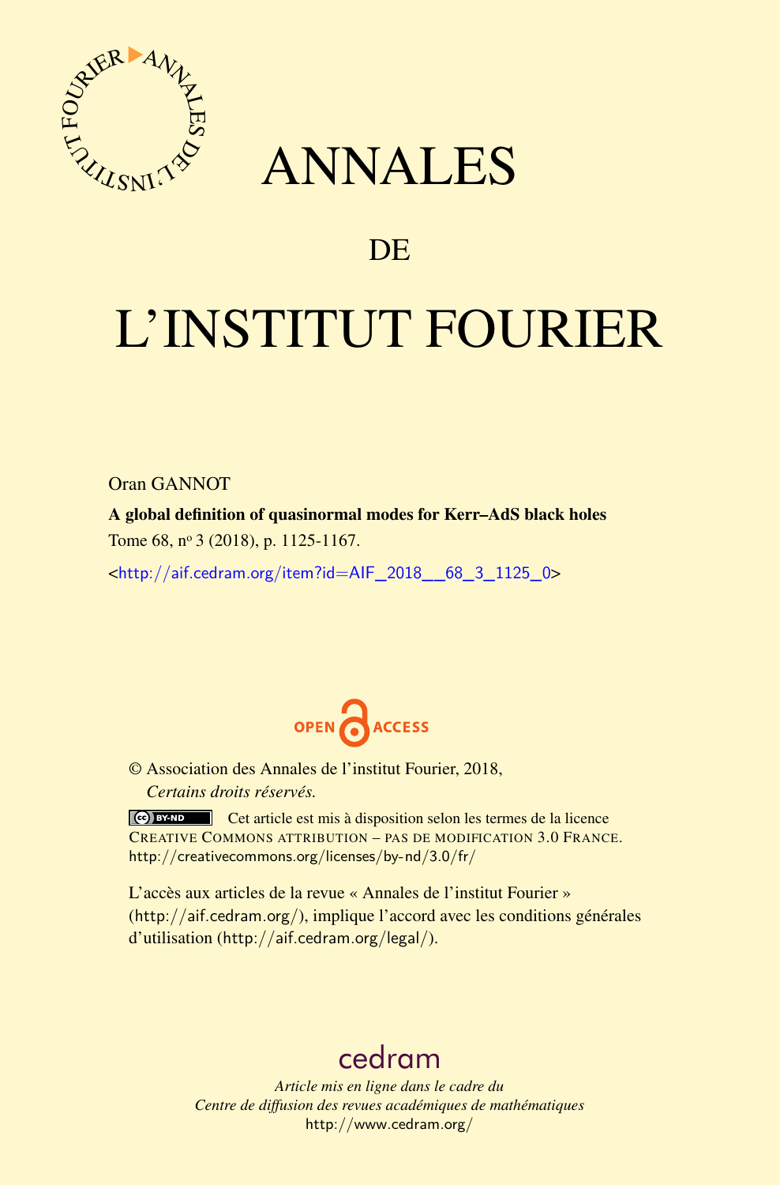# ANNALES

# DE

# L'INSTITUT FOURIER

Oran GANNOT

**A global definition of quasinormal modes for Kerr–AdS black holes**

Tome 68, nº 3 (2018), p. 1125-1167.

<http://aif.cedram.org/item?id=AIF_2018__68_3_1125_0>

OPEN ACCESS

© Association des Annales de l'institut Fourier, 2018,
*Certains droits réservés.*

Cet article est mis à disposition selon les termes de la licence CREATIVE COMMONS ATTRIBUTION – PAS DE MODIFICATION 3.0 FRANCE.
http://creativecommons.org/licenses/by-nd/3.0/fr/

L'accès aux articles de la revue « Annales de l'institut Fourier » (http://aif.cedram.org/), implique l'accord avec les conditions générales d'utilisation (http://aif.cedram.org/legal/).

cedram

*Article mis en ligne dans le cadre du*
*Centre de diffusion des revues académiques de mathématiques*
http://www.cedram.org/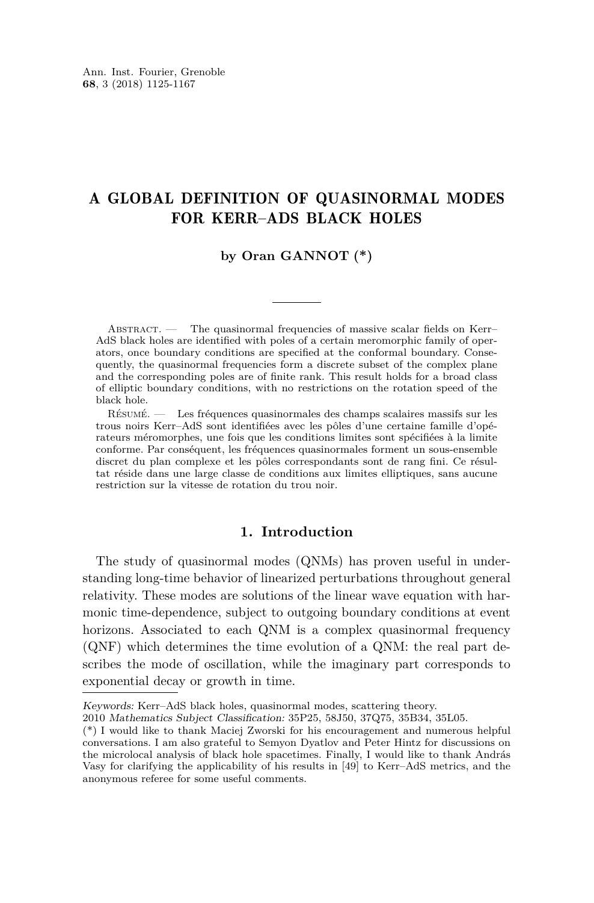# A GLOBAL DEFINITION OF QUASINORMAL MODES FOR KERR–ADS BLACK HOLES

**by Oran GANNOT (\*)**

Abstract. — The quasinormal frequencies of massive scalar fields on Kerr–AdS black holes are identified with poles of a certain meromorphic family of operators, once boundary conditions are specified at the conformal boundary. Consequently, the quasinormal frequencies form a discrete subset of the complex plane and the corresponding poles are of finite rank. This result holds for a broad class of elliptic boundary conditions, with no restrictions on the rotation speed of the black hole.

Résumé. — Les fréquences quasinormales des champs scalaires massifs sur les trous noirs Kerr–AdS sont identifiées avec les pôles d'une certaine famille d'opérateurs méromorphes, une fois que les conditions limites sont spécifiées à la limite conforme. Par conséquent, les fréquences quasinormales forment un sous-ensemble discret du plan complexe et les pôles correspondants sont de rang fini. Ce résultat réside dans une large classe de conditions aux limites elliptiques, sans aucune restriction sur la vitesse de rotation du trou noir.

## 1. Introduction

The study of quasinormal modes (QNMs) has proven useful in understanding long-time behavior of linearized perturbations throughout general relativity. These modes are solutions of the linear wave equation with harmonic time-dependence, subject to outgoing boundary conditions at event horizons. Associated to each QNM is a complex quasinormal frequency (QNF) which determines the time evolution of a QNM: the real part describes the mode of oscillation, while the imaginary part corresponds to exponential decay or growth in time.

*Keywords:* Kerr–AdS black holes, quasinormal modes, scattering theory.

2010 *Mathematics Subject Classification:* 35P25, 58J50, 37Q75, 35B34, 35L05.

(\*) I would like to thank Maciej Zworski for his encouragement and numerous helpful conversations. I am also grateful to Semyon Dyatlov and Peter Hintz for discussions on the microlocal analysis of black hole spacetimes. Finally, I would like to thank András Vasy for clarifying the applicability of his results in [49] to Kerr–AdS metrics, and the anonymous referee for some useful comments.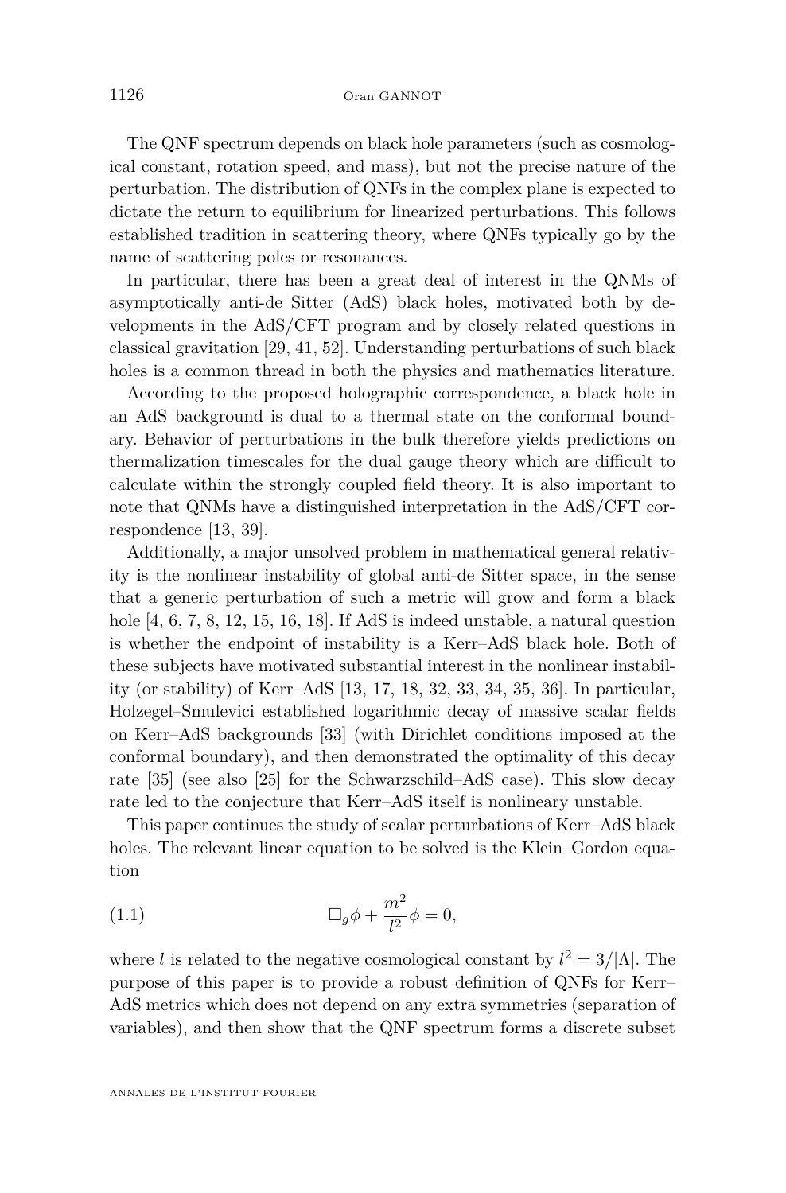The QNF spectrum depends on black hole parameters (such as cosmological constant, rotation speed, and mass), but not the precise nature of the perturbation. The distribution of QNFs in the complex plane is expected to dictate the return to equilibrium for linearized perturbations. This follows established tradition in scattering theory, where QNFs typically go by the name of scattering poles or resonances.

In particular, there has been a great deal of interest in the QNMs of asymptotically anti-de Sitter (AdS) black holes, motivated both by developments in the AdS/CFT program and by closely related questions in classical gravitation [29, 41, 52]. Understanding perturbations of such black holes is a common thread in both the physics and mathematics literature.

According to the proposed holographic correspondence, a black hole in an AdS background is dual to a thermal state on the conformal boundary. Behavior of perturbations in the bulk therefore yields predictions on thermalization timescales for the dual gauge theory which are difficult to calculate within the strongly coupled field theory. It is also important to note that QNMs have a distinguished interpretation in the AdS/CFT correspondence [13, 39].

Additionally, a major unsolved problem in mathematical general relativity is the nonlinear instability of global anti-de Sitter space, in the sense that a generic perturbation of such a metric will grow and form a black hole [4, 6, 7, 8, 12, 15, 16, 18]. If AdS is indeed unstable, a natural question is whether the endpoint of instability is a Kerr–AdS black hole. Both of these subjects have motivated substantial interest in the nonlinear instability (or stability) of Kerr–AdS [13, 17, 18, 32, 33, 34, 35, 36]. In particular, Holzegel–Smulevici established logarithmic decay of massive scalar fields on Kerr–AdS backgrounds [33] (with Dirichlet conditions imposed at the conformal boundary), and then demonstrated the optimality of this decay rate [35] (see also [25] for the Schwarzschild–AdS case). This slow decay rate led to the conjecture that Kerr–AdS itself is nonlineary unstable.

This paper continues the study of scalar perturbations of Kerr–AdS black holes. The relevant linear equation to be solved is the Klein–Gordon equation

$$\Box_g \phi + \frac{m^2}{l^2}\phi = 0, \tag{1.1}$$

where $l$ is related to the negative cosmological constant by $l^2 = 3/|\Lambda|$. The purpose of this paper is to provide a robust definition of QNFs for Kerr–AdS metrics which does not depend on any extra symmetries (separation of variables), and then show that the QNF spectrum forms a discrete subset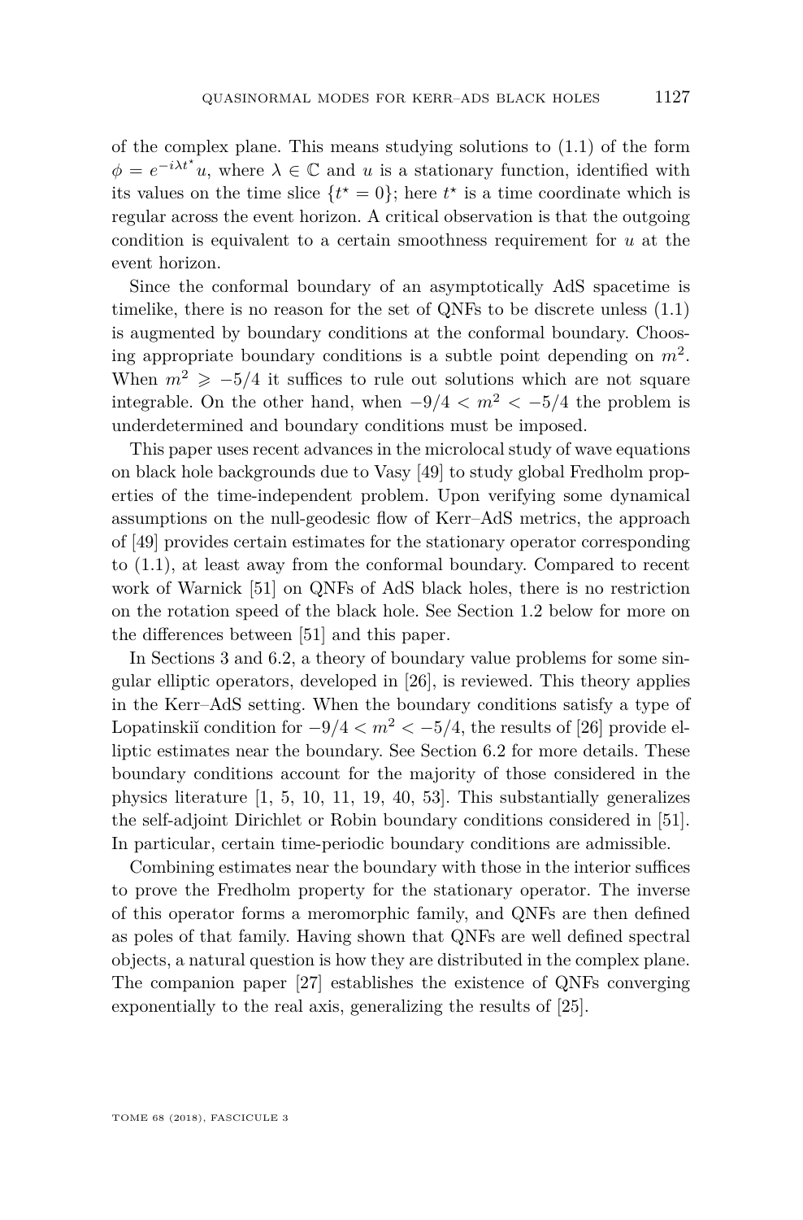of the complex plane. This means studying solutions to (1.1) of the form $\phi = e^{-i\lambda t^\star} u$, where $\lambda \in \mathbb{C}$ and $u$ is a stationary function, identified with its values on the time slice $\{t^\star = 0\}$; here $t^\star$ is a time coordinate which is regular across the event horizon. A critical observation is that the outgoing condition is equivalent to a certain smoothness requirement for $u$ at the event horizon.

Since the conformal boundary of an asymptotically AdS spacetime is timelike, there is no reason for the set of QNFs to be discrete unless (1.1) is augmented by boundary conditions at the conformal boundary. Choosing appropriate boundary conditions is a subtle point depending on $m^2$. When $m^2 \geqslant -5/4$ it suffices to rule out solutions which are not square integrable. On the other hand, when $-9/4 < m^2 < -5/4$ the problem is underdetermined and boundary conditions must be imposed.

This paper uses recent advances in the microlocal study of wave equations on black hole backgrounds due to Vasy [49] to study global Fredholm properties of the time-independent problem. Upon verifying some dynamical assumptions on the null-geodesic flow of Kerr–AdS metrics, the approach of [49] provides certain estimates for the stationary operator corresponding to (1.1), at least away from the conformal boundary. Compared to recent work of Warnick [51] on QNFs of AdS black holes, there is no restriction on the rotation speed of the black hole. See Section 1.2 below for more on the differences between [51] and this paper.

In Sections 3 and 6.2, a theory of boundary value problems for some singular elliptic operators, developed in [26], is reviewed. This theory applies in the Kerr–AdS setting. When the boundary conditions satisfy a type of Lopatinskiĭ condition for $-9/4 < m^2 < -5/4$, the results of [26] provide elliptic estimates near the boundary. See Section 6.2 for more details. These boundary conditions account for the majority of those considered in the physics literature [1, 5, 10, 11, 19, 40, 53]. This substantially generalizes the self-adjoint Dirichlet or Robin boundary conditions considered in [51]. In particular, certain time-periodic boundary conditions are admissible.

Combining estimates near the boundary with those in the interior suffices to prove the Fredholm property for the stationary operator. The inverse of this operator forms a meromorphic family, and QNFs are then defined as poles of that family. Having shown that QNFs are well defined spectral objects, a natural question is how they are distributed in the complex plane. The companion paper [27] establishes the existence of QNFs converging exponentially to the real axis, generalizing the results of [25].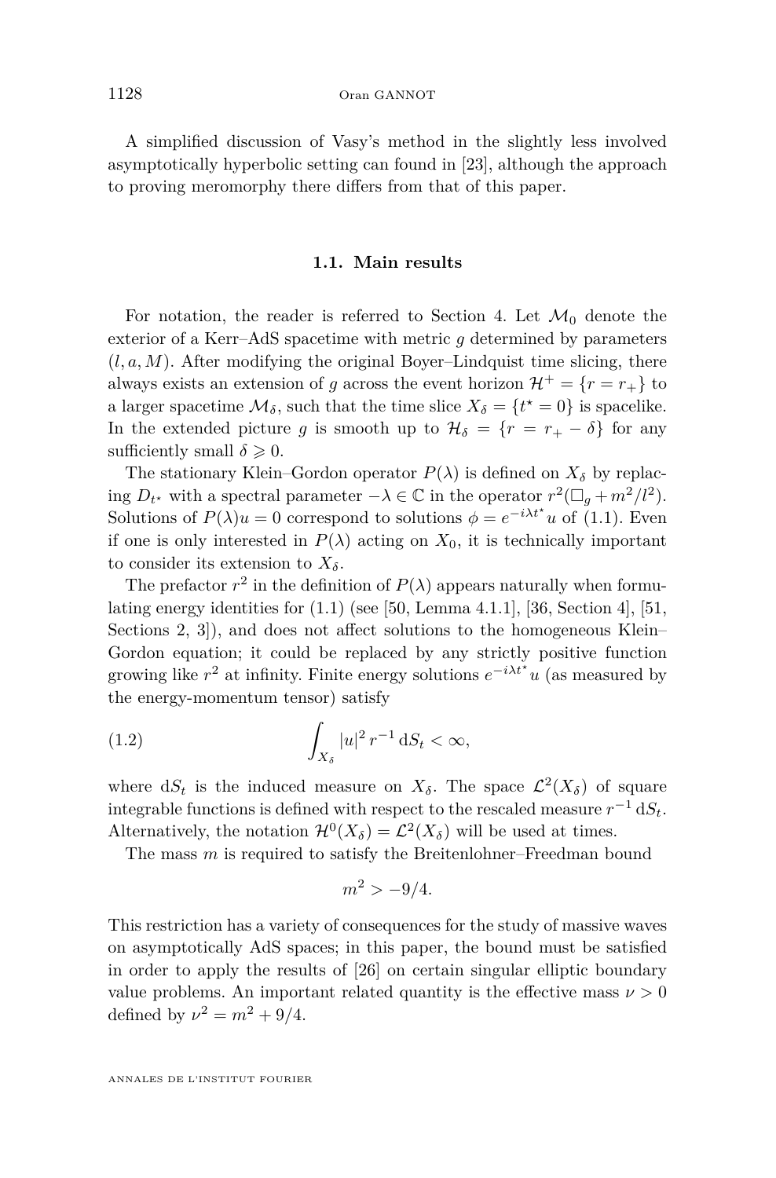A simplified discussion of Vasy's method in the slightly less involved asymptotically hyperbolic setting can found in [23], although the approach to proving meromorphy there differs from that of this paper.

### 1.1. Main results

For notation, the reader is referred to Section 4. Let $\mathcal{M}_0$ denote the exterior of a Kerr–AdS spacetime with metric $g$ determined by parameters $(l, a, M)$. After modifying the original Boyer–Lindquist time slicing, there always exists an extension of $g$ across the event horizon $\mathcal{H}^+ = \{r = r_+\}$ to a larger spacetime $\mathcal{M}_\delta$, such that the time slice $X_\delta = \{t^\star = 0\}$ is spacelike. In the extended picture $g$ is smooth up to $\mathcal{H}_\delta = \{r = r_+ - \delta\}$ for any sufficiently small $\delta \geqslant 0$.

The stationary Klein–Gordon operator $P(\lambda)$ is defined on $X_\delta$ by replacing $D_{t^\star}$ with a spectral parameter $-\lambda \in \mathbb{C}$ in the operator $r^2(\Box_g + m^2/l^2)$. Solutions of $P(\lambda)u = 0$ correspond to solutions $\phi = e^{-i\lambda t^\star} u$ of (1.1). Even if one is only interested in $P(\lambda)$ acting on $X_0$, it is technically important to consider its extension to $X_\delta$.

The prefactor $r^2$ in the definition of $P(\lambda)$ appears naturally when formulating energy identities for (1.1) (see [50, Lemma 4.1.1], [36, Section 4], [51, Sections 2, 3]), and does not affect solutions to the homogeneous Klein–Gordon equation; it could be replaced by any strictly positive function growing like $r^2$ at infinity. Finite energy solutions $e^{-i\lambda t^\star} u$ (as measured by the energy-momentum tensor) satisfy

$$\int_{X_\delta} |u|^2\, r^{-1}\, \mathrm{d}S_t < \infty, \tag{1.2}$$

where $\mathrm{d}S_t$ is the induced measure on $X_\delta$. The space $\mathcal{L}^2(X_\delta)$ of square integrable functions is defined with respect to the rescaled measure $r^{-1}\,\mathrm{d}S_t$. Alternatively, the notation $\mathcal{H}^0(X_\delta) = \mathcal{L}^2(X_\delta)$ will be used at times.

The mass $m$ is required to satisfy the Breitenlohner–Freedman bound

$$m^2 > -9/4.$$

This restriction has a variety of consequences for the study of massive waves on asymptotically AdS spaces; in this paper, the bound must be satisfied in order to apply the results of [26] on certain singular elliptic boundary value problems. An important related quantity is the effective mass $\nu > 0$ defined by $\nu^2 = m^2 + 9/4$.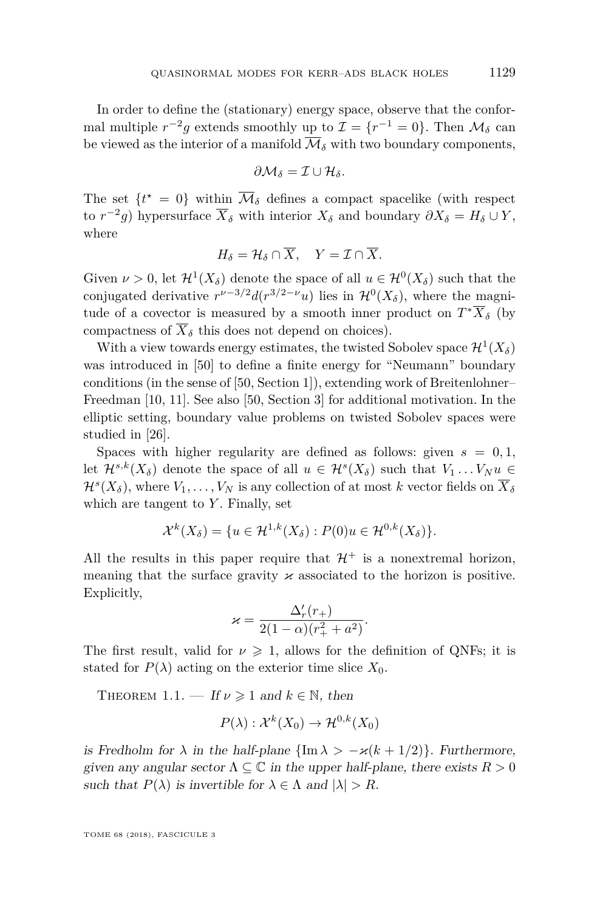In order to define the (stationary) energy space, observe that the conformal multiple $r^{-2}g$ extends smoothly up to $\mathcal{I} = \{r^{-1} = 0\}$. Then $\mathcal{M}_\delta$ can be viewed as the interior of a manifold $\overline{\mathcal{M}}_\delta$ with two boundary components,

$$\partial \mathcal{M}_\delta = \mathcal{I} \cup \mathcal{H}_\delta.$$

The set $\{t^\star = 0\}$ within $\overline{\mathcal{M}}_\delta$ defines a compact spacelike (with respect to $r^{-2}g$) hypersurface $\overline{X}_\delta$ with interior $X_\delta$ and boundary $\partial X_\delta = H_\delta \cup Y$, where

$$H_\delta = \mathcal{H}_\delta \cap \overline{X}, \quad Y = \mathcal{I} \cap \overline{X}.$$

Given $\nu > 0$, let $\mathcal{H}^1(X_\delta)$ denote the space of all $u \in \mathcal{H}^0(X_\delta)$ such that the conjugated derivative $r^{\nu-3/2}d(r^{3/2-\nu}u)$ lies in $\mathcal{H}^0(X_\delta)$, where the magnitude of a covector is measured by a smooth inner product on $T^*\overline{X}_\delta$ (by compactness of $\overline{X}_\delta$ this does not depend on choices).

With a view towards energy estimates, the twisted Sobolev space $\mathcal{H}^1(X_\delta)$ was introduced in [50] to define a finite energy for "Neumann" boundary conditions (in the sense of [50, Section 1]), extending work of Breitenlohner–Freedman [10, 11]. See also [50, Section 3] for additional motivation. In the elliptic setting, boundary value problems on twisted Sobolev spaces were studied in [26].

Spaces with higher regularity are defined as follows: given $s = 0, 1$, let $\mathcal{H}^{s,k}(X_\delta)$ denote the space of all $u \in \mathcal{H}^s(X_\delta)$ such that $V_1 \dots V_N u \in \mathcal{H}^s(X_\delta)$, where $V_1, \dots, V_N$ is any collection of at most $k$ vector fields on $\overline{X}_\delta$ which are tangent to $Y$. Finally, set

$$\mathcal{X}^k(X_\delta) = \{u \in \mathcal{H}^{1,k}(X_\delta) : P(0)u \in \mathcal{H}^{0,k}(X_\delta)\}.$$

All the results in this paper require that $\mathcal{H}^+$ is a nonextremal horizon, meaning that the surface gravity $\varkappa$ associated to the horizon is positive. Explicitly,

$$\varkappa = \frac{\Delta_r'(r_+)}{2(1-\alpha)(r_+^2 + a^2)}.$$

The first result, valid for $\nu \geqslant 1$, allows for the definition of QNFs; it is stated for $P(\lambda)$ acting on the exterior time slice $X_0$.

Theorem 1.1. — *If $\nu \geqslant 1$ and $k \in \mathbb{N}$, then*

$$P(\lambda) : \mathcal{X}^k(X_0) \to \mathcal{H}^{0,k}(X_0)$$

*is Fredholm for $\lambda$ in the half-plane $\{\operatorname{Im} \lambda > -\varkappa(k + 1/2)\}$. Furthermore, given any angular sector $\Lambda \subseteq \mathbb{C}$ in the upper half-plane, there exists $R > 0$ such that $P(\lambda)$ is invertible for $\lambda \in \Lambda$ and $|\lambda| > R$.*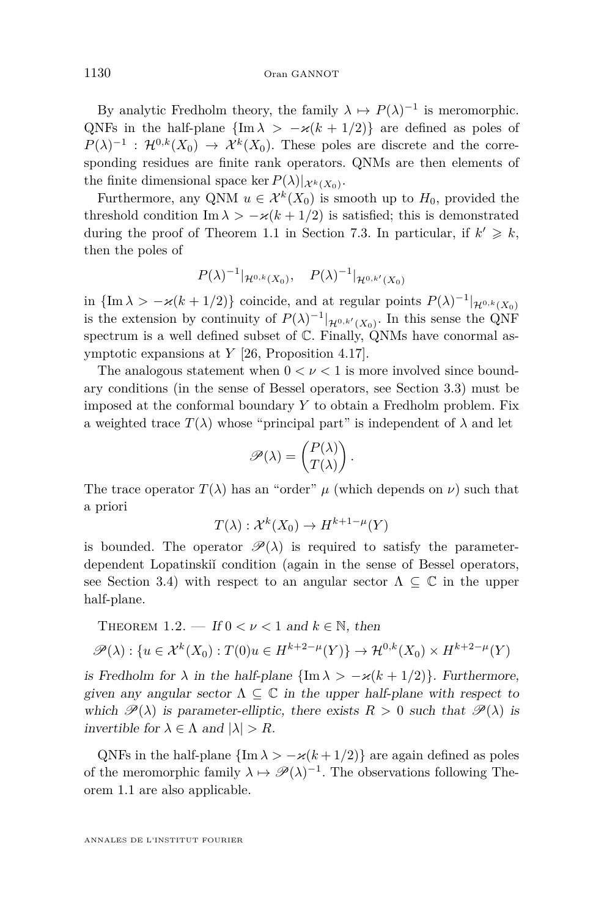By analytic Fredholm theory, the family $\lambda \mapsto P(\lambda)^{-1}$ is meromorphic. QNFs in the half-plane $\{\operatorname{Im}\lambda > -\varkappa(k+1/2)\}$ are defined as poles of $P(\lambda)^{-1} : \mathcal{H}^{0,k}(X_0) \to \mathcal{X}^k(X_0)$. These poles are discrete and the corresponding residues are finite rank operators. QNMs are then elements of the finite dimensional space $\ker P(\lambda)|_{\mathcal{X}^k(X_0)}$.

Furthermore, any QNM $u \in \mathcal{X}^k(X_0)$ is smooth up to $H_0$, provided the threshold condition $\operatorname{Im}\lambda > -\varkappa(k+1/2)$ is satisfied; this is demonstrated during the proof of Theorem 1.1 in Section 7.3. In particular, if $k' \geqslant k$, then the poles of

$$P(\lambda)^{-1}|_{\mathcal{H}^{0,k}(X_0)}, \quad P(\lambda)^{-1}|_{\mathcal{H}^{0,k'}(X_0)}$$

in $\{\operatorname{Im}\lambda > -\varkappa(k+1/2)\}$ coincide, and at regular points $P(\lambda)^{-1}|_{\mathcal{H}^{0,k}(X_0)}$ is the extension by continuity of $P(\lambda)^{-1}|_{\mathcal{H}^{0,k'}(X_0)}$. In this sense the QNF spectrum is a well defined subset of $\mathbb{C}$. Finally, QNMs have conormal asymptotic expansions at $Y$ [26, Proposition 4.17].

The analogous statement when $0 < \nu < 1$ is more involved since boundary conditions (in the sense of Bessel operators, see Section 3.3) must be imposed at the conformal boundary $Y$ to obtain a Fredholm problem. Fix a weighted trace $T(\lambda)$ whose "principal part" is independent of $\lambda$ and let

$$\mathscr{P}(\lambda) = \begin{pmatrix} P(\lambda) \\ T(\lambda) \end{pmatrix}.$$

The trace operator $T(\lambda)$ has an "order" $\mu$ (which depends on $\nu$) such that a priori

$$T(\lambda) : \mathcal{X}^k(X_0) \to H^{k+1-\mu}(Y)$$

is bounded. The operator $\mathscr{P}(\lambda)$ is required to satisfy the parameter-dependent Lopatinskiĭ condition (again in the sense of Bessel operators, see Section 3.4) with respect to an angular sector $\Lambda \subseteq \mathbb{C}$ in the upper half-plane.

Theorem 1.2. — *If $0 < \nu < 1$ and $k \in \mathbb{N}$, then*

$$\mathscr{P}(\lambda) : \{u \in \mathcal{X}^k(X_0) : T(0)u \in H^{k+2-\mu}(Y)\} \to \mathcal{H}^{0,k}(X_0) \times H^{k+2-\mu}(Y)$$

*is Fredholm for $\lambda$ in the half-plane $\{\operatorname{Im}\lambda > -\varkappa(k+1/2)\}$. Furthermore, given any angular sector $\Lambda \subseteq \mathbb{C}$ in the upper half-plane with respect to which $\mathscr{P}(\lambda)$ is parameter-elliptic, there exists $R > 0$ such that $\mathscr{P}(\lambda)$ is invertible for $\lambda \in \Lambda$ and $|\lambda| > R$.*

QNFs in the half-plane $\{\operatorname{Im}\lambda > -\varkappa(k+1/2)\}$ are again defined as poles of the meromorphic family $\lambda \mapsto \mathscr{P}(\lambda)^{-1}$. The observations following Theorem 1.1 are also applicable.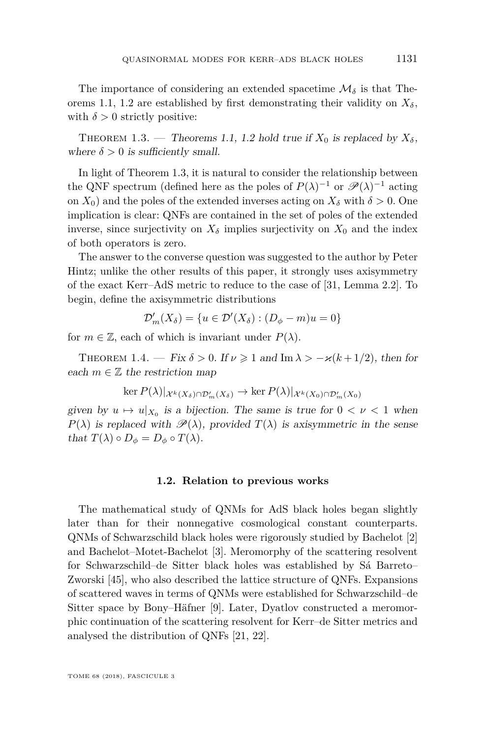The importance of considering an extended spacetime $\mathcal{M}_\delta$ is that Theorems 1.1, 1.2 are established by first demonstrating their validity on $X_\delta$, with $\delta > 0$ strictly positive:

Theorem 1.3. — *Theorems 1.1, 1.2 hold true if $X_0$ is replaced by $X_\delta$, where $\delta > 0$ is sufficiently small.*

In light of Theorem 1.3, it is natural to consider the relationship between the QNF spectrum (defined here as the poles of $P(\lambda)^{-1}$ or $\mathscr{P}(\lambda)^{-1}$ acting on $X_0$) and the poles of the extended inverses acting on $X_\delta$ with $\delta > 0$. One implication is clear: QNFs are contained in the set of poles of the extended inverse, since surjectivity on $X_\delta$ implies surjectivity on $X_0$ and the index of both operators is zero.

The answer to the converse question was suggested to the author by Peter Hintz; unlike the other results of this paper, it strongly uses axisymmetry of the exact Kerr–AdS metric to reduce to the case of [31, Lemma 2.2]. To begin, define the axisymmetric distributions

$$\mathcal{D}'_m(X_\delta) = \{u \in \mathcal{D}'(X_\delta) : (D_\phi - m)u = 0\}$$

for $m \in \mathbb{Z}$, each of which is invariant under $P(\lambda)$.

Theorem 1.4. — *Fix $\delta > 0$. If $\nu \geqslant 1$ and $\operatorname{Im} \lambda > -\varkappa(k + 1/2)$, then for each $m \in \mathbb{Z}$ the restriction map*

$$\ker P(\lambda)|_{\mathcal{X}^k(X_\delta) \cap \mathcal{D}'_m(X_\delta)} \to \ker P(\lambda)|_{\mathcal{X}^k(X_0) \cap \mathcal{D}'_m(X_0)}$$

*given by $u \mapsto u|_{X_0}$ is a bijection. The same is true for $0 < \nu < 1$ when $P(\lambda)$ is replaced with $\mathscr{P}(\lambda)$, provided $T(\lambda)$ is axisymmetric in the sense that $T(\lambda) \circ D_\phi = D_\phi \circ T(\lambda)$.*

### 1.2. Relation to previous works

The mathematical study of QNMs for AdS black holes began slightly later than for their nonnegative cosmological constant counterparts. QNMs of Schwarzschild black holes were rigorously studied by Bachelot [2] and Bachelot–Motet-Bachelot [3]. Meromorphy of the scattering resolvent for Schwarzschild–de Sitter black holes was established by Sá Barreto–Zworski [45], who also described the lattice structure of QNFs. Expansions of scattered waves in terms of QNMs were established for Schwarzschild–de Sitter space by Bony–Häfner [9]. Later, Dyatlov constructed a meromorphic continuation of the scattering resolvent for Kerr–de Sitter metrics and analysed the distribution of QNFs [21, 22].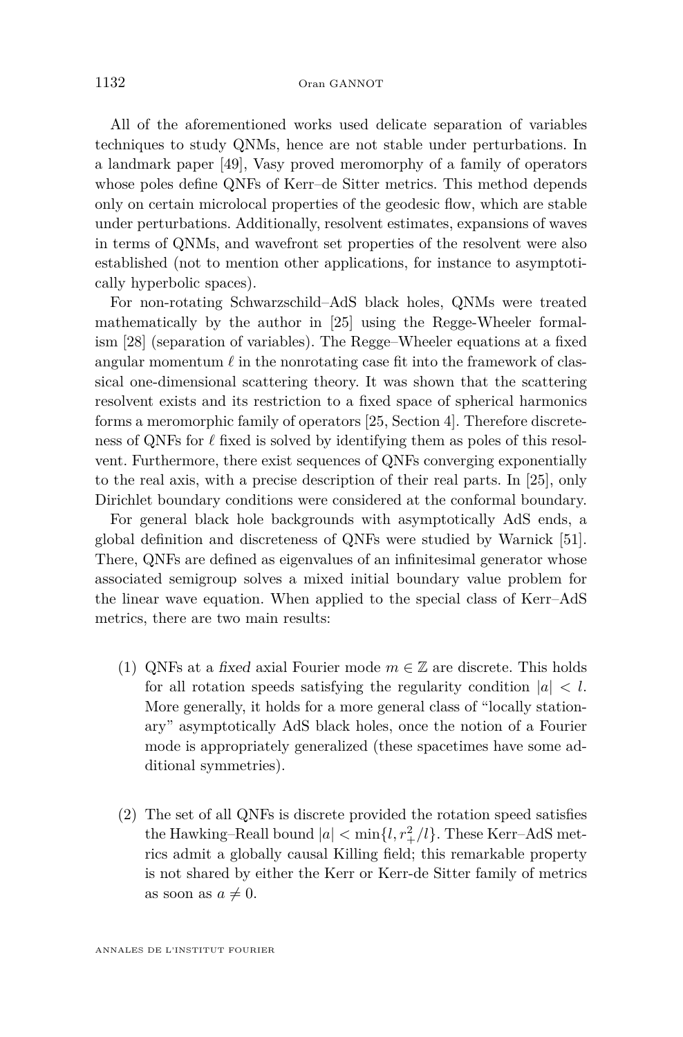All of the aforementioned works used delicate separation of variables techniques to study QNMs, hence are not stable under perturbations. In a landmark paper [49], Vasy proved meromorphy of a family of operators whose poles define QNFs of Kerr–de Sitter metrics. This method depends only on certain microlocal properties of the geodesic flow, which are stable under perturbations. Additionally, resolvent estimates, expansions of waves in terms of QNMs, and wavefront set properties of the resolvent were also established (not to mention other applications, for instance to asymptotically hyperbolic spaces).

For non-rotating Schwarzschild–AdS black holes, QNMs were treated mathematically by the author in [25] using the Regge-Wheeler formalism [28] (separation of variables). The Regge–Wheeler equations at a fixed angular momentum $\ell$ in the nonrotating case fit into the framework of classical one-dimensional scattering theory. It was shown that the scattering resolvent exists and its restriction to a fixed space of spherical harmonics forms a meromorphic family of operators [25, Section 4]. Therefore discreteness of QNFs for $\ell$ fixed is solved by identifying them as poles of this resolvent. Furthermore, there exist sequences of QNFs converging exponentially to the real axis, with a precise description of their real parts. In [25], only Dirichlet boundary conditions were considered at the conformal boundary.

For general black hole backgrounds with asymptotically AdS ends, a global definition and discreteness of QNFs were studied by Warnick [51]. There, QNFs are defined as eigenvalues of an infinitesimal generator whose associated semigroup solves a mixed initial boundary value problem for the linear wave equation. When applied to the special class of Kerr–AdS metrics, there are two main results:

(1) QNFs at a *fixed* axial Fourier mode $m \in \mathbb{Z}$ are discrete. This holds for all rotation speeds satisfying the regularity condition $|a| < l$. More generally, it holds for a more general class of "locally stationary" asymptotically AdS black holes, once the notion of a Fourier mode is appropriately generalized (these spacetimes have some additional symmetries).

(2) The set of all QNFs is discrete provided the rotation speed satisfies the Hawking–Reall bound $|a| < \min\{l, r_+^2/l\}$. These Kerr–AdS metrics admit a globally causal Killing field; this remarkable property is not shared by either the Kerr or Kerr-de Sitter family of metrics as soon as $a \neq 0$.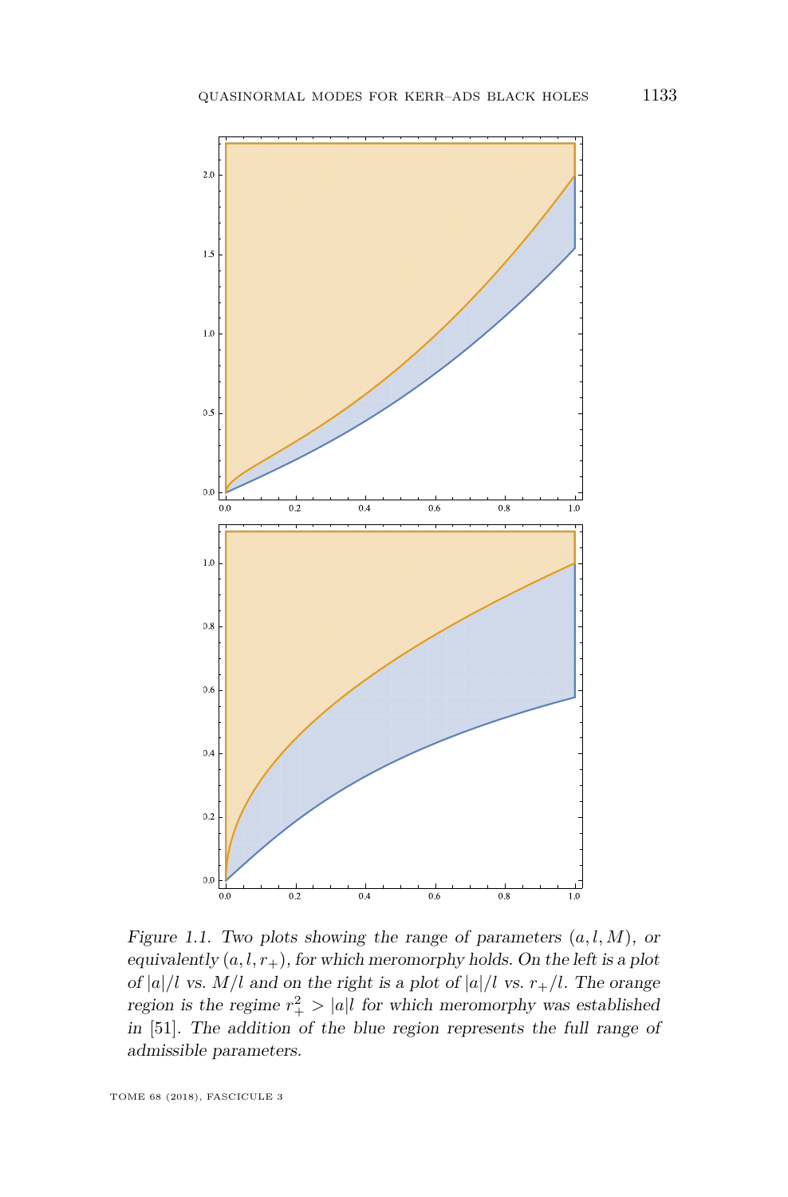*Figure 1.1. Two plots showing the range of parameters $(a, l, M)$, or equivalently $(a, l, r_+)$, for which meromorphy holds. On the left is a plot of $|a|/l$ vs. $M/l$ and on the right is a plot of $|a|/l$ vs. $r_+/l$. The orange region is the regime $r_+^2 > |a|l$ for which meromorphy was established in [51]. The addition of the blue region represents the full range of admissible parameters.*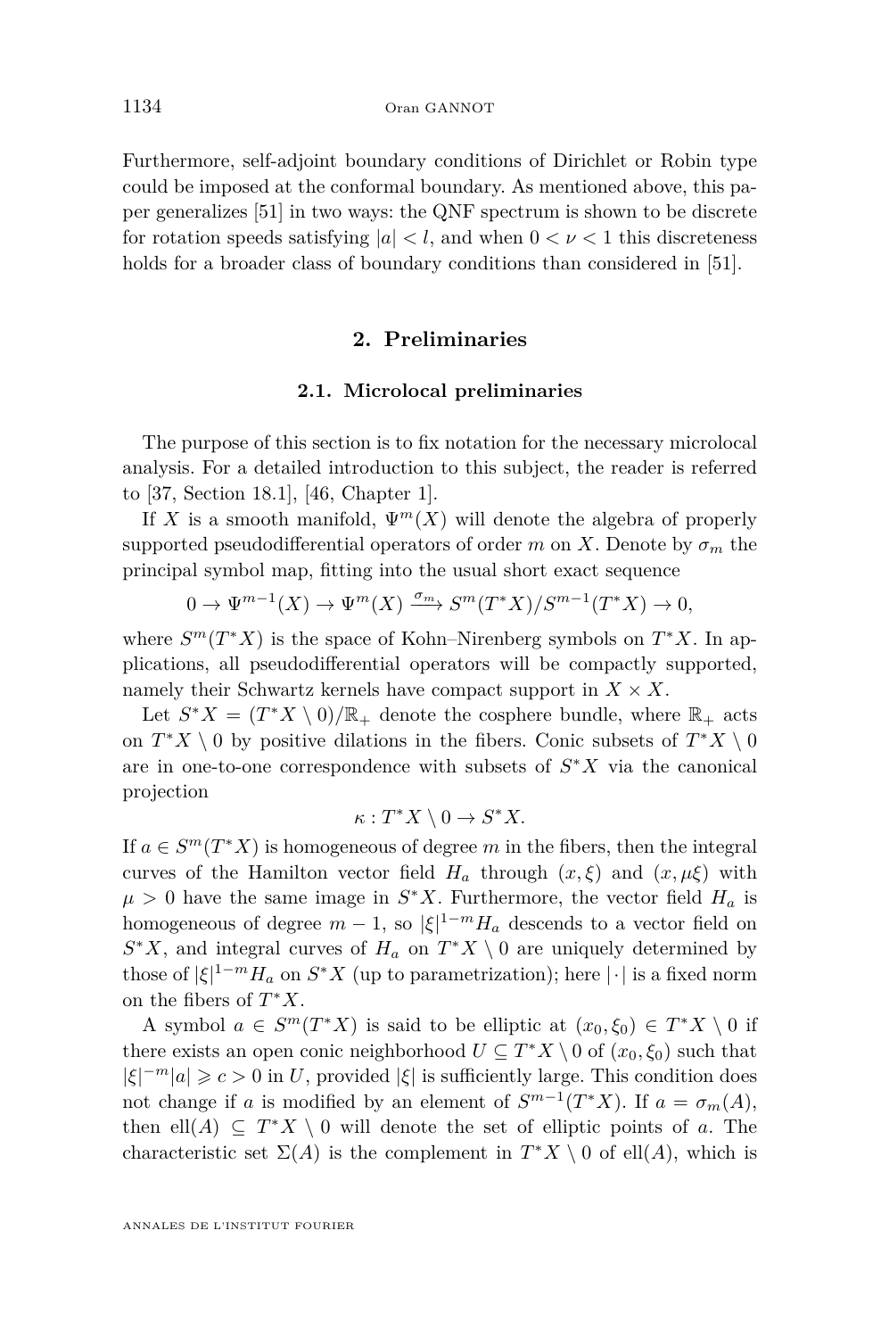Furthermore, self-adjoint boundary conditions of Dirichlet or Robin type could be imposed at the conformal boundary. As mentioned above, this paper generalizes [51] in two ways: the QNF spectrum is shown to be discrete for rotation speeds satisfying $|a| < l$, and when $0 < \nu < 1$ this discreteness holds for a broader class of boundary conditions than considered in [51].

## 2. Preliminaries

### 2.1. Microlocal preliminaries

The purpose of this section is to fix notation for the necessary microlocal analysis. For a detailed introduction to this subject, the reader is referred to [37, Section 18.1], [46, Chapter 1].

If $X$ is a smooth manifold, $\Psi^m(X)$ will denote the algebra of properly supported pseudodifferential operators of order $m$ on $X$. Denote by $\sigma_m$ the principal symbol map, fitting into the usual short exact sequence

$$0 \to \Psi^{m-1}(X) \to \Psi^m(X) \xrightarrow{\sigma_m} S^m(T^*X)/S^{m-1}(T^*X) \to 0,$$

where $S^m(T^*X)$ is the space of Kohn–Nirenberg symbols on $T^*X$. In applications, all pseudodifferential operators will be compactly supported, namely their Schwartz kernels have compact support in $X \times X$.

Let $S^*X = (T^*X \setminus 0)/\mathbb{R}_+$ denote the cosphere bundle, where $\mathbb{R}_+$ acts on $T^*X \setminus 0$ by positive dilations in the fibers. Conic subsets of $T^*X \setminus 0$ are in one-to-one correspondence with subsets of $S^*X$ via the canonical projection

$$\kappa : T^*X \setminus 0 \to S^*X.$$

If $a \in S^m(T^*X)$ is homogeneous of degree $m$ in the fibers, then the integral curves of the Hamilton vector field $H_a$ through $(x, \xi)$ and $(x, \mu\xi)$ with $\mu > 0$ have the same image in $S^*X$. Furthermore, the vector field $H_a$ is homogeneous of degree $m - 1$, so $|\xi|^{1-m}H_a$ descends to a vector field on $S^*X$, and integral curves of $H_a$ on $T^*X \setminus 0$ are uniquely determined by those of $|\xi|^{1-m}H_a$ on $S^*X$ (up to parametrization); here $|\cdot|$ is a fixed norm on the fibers of $T^*X$.

A symbol $a \in S^m(T^*X)$ is said to be elliptic at $(x_0, \xi_0) \in T^*X \setminus 0$ if there exists an open conic neighborhood $U \subseteq T^*X \setminus 0$ of $(x_0, \xi_0)$ such that $|\xi|^{-m}|a| \geqslant c > 0$ in $U$, provided $|\xi|$ is sufficiently large. This condition does not change if $a$ is modified by an element of $S^{m-1}(T^*X)$. If $a = \sigma_m(A)$, then $\mathrm{ell}(A) \subseteq T^*X \setminus 0$ will denote the set of elliptic points of $a$. The characteristic set $\Sigma(A)$ is the complement in $T^*X \setminus 0$ of $\mathrm{ell}(A)$, which is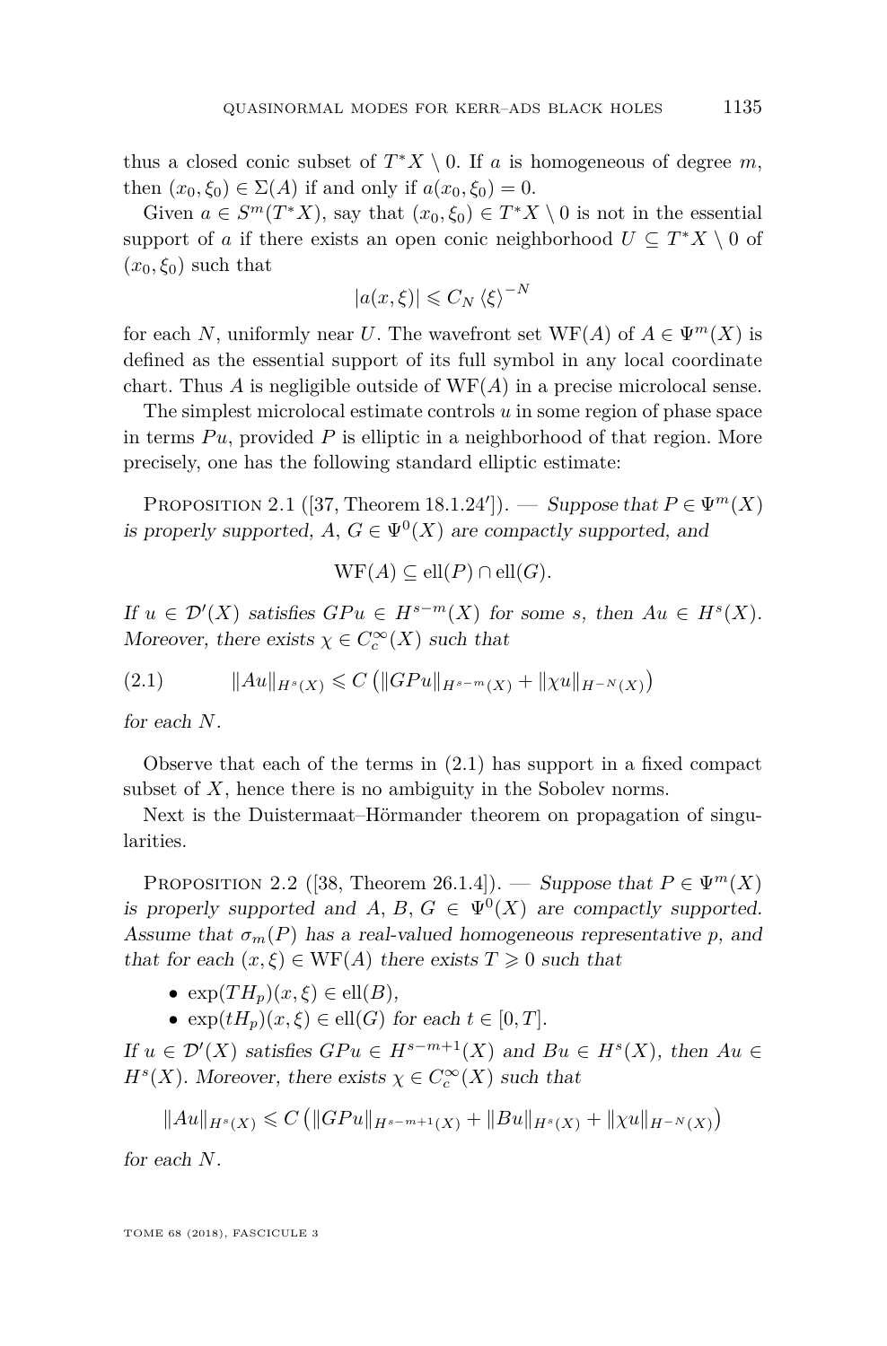thus a closed conic subset of $T^*X \setminus 0$. If $a$ is homogeneous of degree $m$, then $(x_0, \xi_0) \in \Sigma(A)$ if and only if $a(x_0, \xi_0) = 0$.

Given $a \in S^m(T^*X)$, say that $(x_0, \xi_0) \in T^*X \setminus 0$ is not in the essential support of $a$ if there exists an open conic neighborhood $U \subseteq T^*X \setminus 0$ of $(x_0, \xi_0)$ such that

$$|a(x, \xi)| \leqslant C_N \langle \xi \rangle^{-N}$$

for each $N$, uniformly near $U$. The wavefront set $\mathrm{WF}(A)$ of $A \in \Psi^m(X)$ is defined as the essential support of its full symbol in any local coordinate chart. Thus $A$ is negligible outside of $\mathrm{WF}(A)$ in a precise microlocal sense.

The simplest microlocal estimate controls $u$ in some region of phase space in terms $Pu$, provided $P$ is elliptic in a neighborhood of that region. More precisely, one has the following standard elliptic estimate:

Proposition 2.1 ([37, Theorem 18.1.24′]). — *Suppose that $P \in \Psi^m(X)$ is properly supported, $A$, $G \in \Psi^0(X)$ are compactly supported, and*

$$\mathrm{WF}(A) \subseteq \mathrm{ell}(P) \cap \mathrm{ell}(G).$$

*If $u \in \mathcal{D}'(X)$ satisfies $GPu \in H^{s-m}(X)$ for some $s$, then $Au \in H^s(X)$. Moreover, there exists $\chi \in C_c^\infty(X)$ such that*

$$\|Au\|_{H^s(X)} \leqslant C \left( \|GPu\|_{H^{s-m}(X)} + \|\chi u\|_{H^{-N}(X)} \right) \tag{2.1}$$

*for each $N$.*

Observe that each of the terms in (2.1) has support in a fixed compact subset of $X$, hence there is no ambiguity in the Sobolev norms.

Next is the Duistermaat–Hörmander theorem on propagation of singularities.

Proposition 2.2 ([38, Theorem 26.1.4]). — *Suppose that $P \in \Psi^m(X)$ is properly supported and $A$, $B$, $G \in \Psi^0(X)$ are compactly supported. Assume that $\sigma_m(P)$ has a real-valued homogeneous representative $p$, and that for each $(x, \xi) \in \mathrm{WF}(A)$ there exists $T \geqslant 0$ such that*

- $\exp(TH_p)(x, \xi) \in \mathrm{ell}(B)$,
- $\exp(tH_p)(x, \xi) \in \mathrm{ell}(G)$ *for each* $t \in [0, T]$.

*If $u \in \mathcal{D}'(X)$ satisfies $GPu \in H^{s-m+1}(X)$ and $Bu \in H^s(X)$, then $Au \in H^s(X)$. Moreover, there exists $\chi \in C_c^\infty(X)$ such that*

$$\|Au\|_{H^s(X)} \leqslant C \left( \|GPu\|_{H^{s-m+1}(X)} + \|Bu\|_{H^s(X)} + \|\chi u\|_{H^{-N}(X)} \right)$$

*for each $N$.*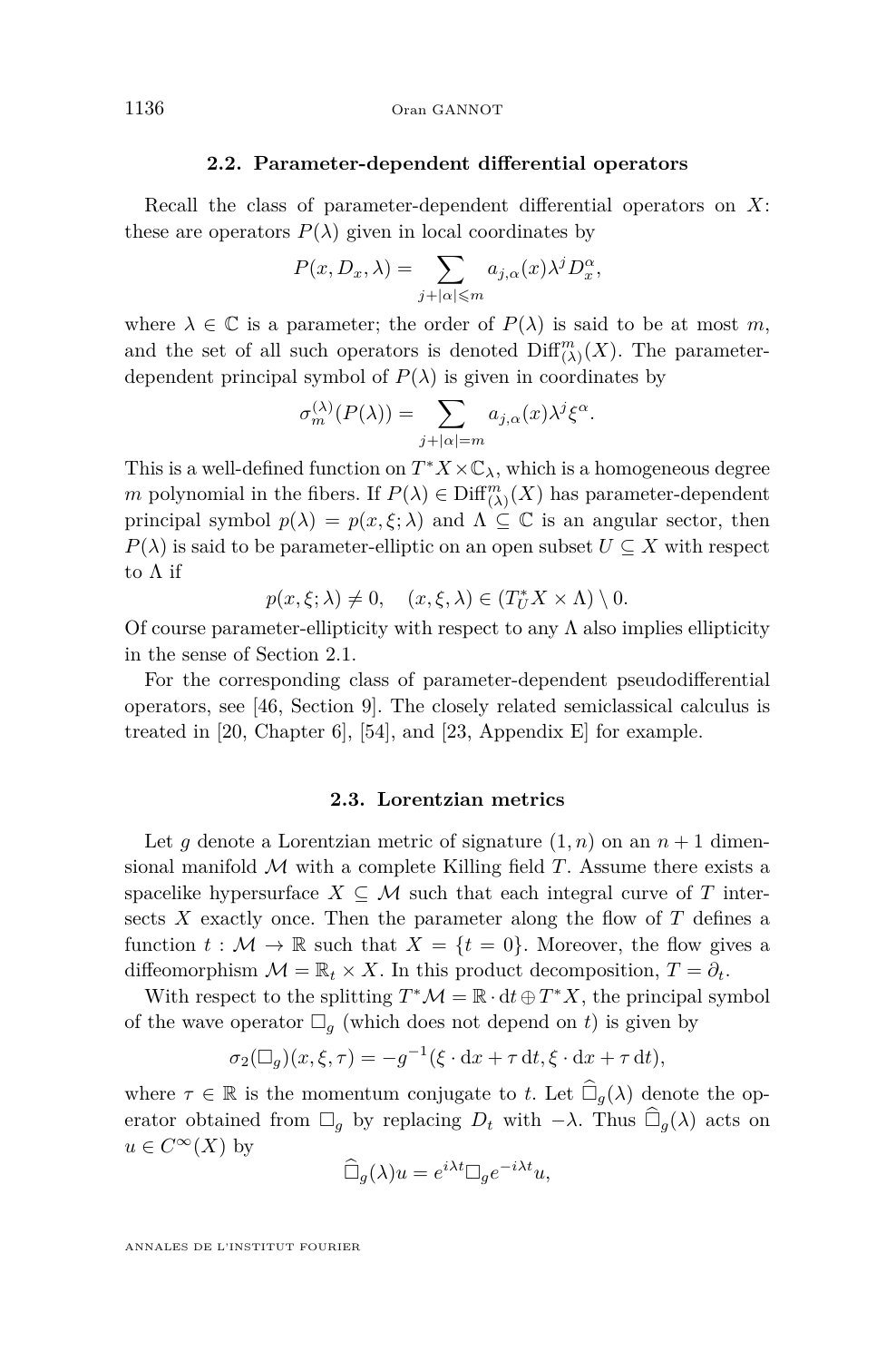### 2.2. Parameter-dependent differential operators

Recall the class of parameter-dependent differential operators on $X$: these are operators $P(\lambda)$ given in local coordinates by

$$P(x, D_x, \lambda) = \sum_{j+|\alpha| \leqslant m} a_{j,\alpha}(x) \lambda^j D_x^\alpha,$$

where $\lambda \in \mathbb{C}$ is a parameter; the order of $P(\lambda)$ is said to be at most $m$, and the set of all such operators is denoted $\mathrm{Diff}^m_{(\lambda)}(X)$. The parameter-dependent principal symbol of $P(\lambda)$ is given in coordinates by

$$\sigma_m^{(\lambda)}(P(\lambda)) = \sum_{j+|\alpha|=m} a_{j,\alpha}(x) \lambda^j \xi^\alpha.$$

This is a well-defined function on $T^*X \times \mathbb{C}_\lambda$, which is a homogeneous degree $m$ polynomial in the fibers. If $P(\lambda) \in \mathrm{Diff}^m_{(\lambda)}(X)$ has parameter-dependent principal symbol $p(\lambda) = p(x, \xi; \lambda)$ and $\Lambda \subseteq \mathbb{C}$ is an angular sector, then $P(\lambda)$ is said to be parameter-elliptic on an open subset $U \subseteq X$ with respect to $\Lambda$ if

$$p(x, \xi; \lambda) \neq 0, \quad (x, \xi, \lambda) \in (T_U^* X \times \Lambda) \setminus 0.$$

Of course parameter-ellipticity with respect to any $\Lambda$ also implies ellipticity in the sense of Section 2.1.

For the corresponding class of parameter-dependent pseudodifferential operators, see [46, Section 9]. The closely related semiclassical calculus is treated in [20, Chapter 6], [54], and [23, Appendix E] for example.

### 2.3. Lorentzian metrics

Let $g$ denote a Lorentzian metric of signature $(1, n)$ on an $n+1$ dimensional manifold $\mathcal{M}$ with a complete Killing field $T$. Assume there exists a spacelike hypersurface $X \subseteq \mathcal{M}$ such that each integral curve of $T$ intersects $X$ exactly once. Then the parameter along the flow of $T$ defines a function $t : \mathcal{M} \to \mathbb{R}$ such that $X = \{t = 0\}$. Moreover, the flow gives a diffeomorphism $\mathcal{M} = \mathbb{R}_t \times X$. In this product decomposition, $T = \partial_t$.

With respect to the splitting $T^*\mathcal{M} = \mathbb{R} \cdot \mathrm{d}t \oplus T^*X$, the principal symbol of the wave operator $\Box_g$ (which does not depend on $t$) is given by

$$\sigma_2(\Box_g)(x, \xi, \tau) = -g^{-1}(\xi \cdot \mathrm{d}x + \tau\, \mathrm{d}t, \xi \cdot \mathrm{d}x + \tau\, \mathrm{d}t),$$

where $\tau \in \mathbb{R}$ is the momentum conjugate to $t$. Let $\widehat{\Box}_g(\lambda)$ denote the operator obtained from $\Box_g$ by replacing $D_t$ with $-\lambda$. Thus $\widehat{\Box}_g(\lambda)$ acts on $u \in C^\infty(X)$ by

$$\widehat{\Box}_g(\lambda) u = e^{i\lambda t} \Box_g e^{-i\lambda t} u,$$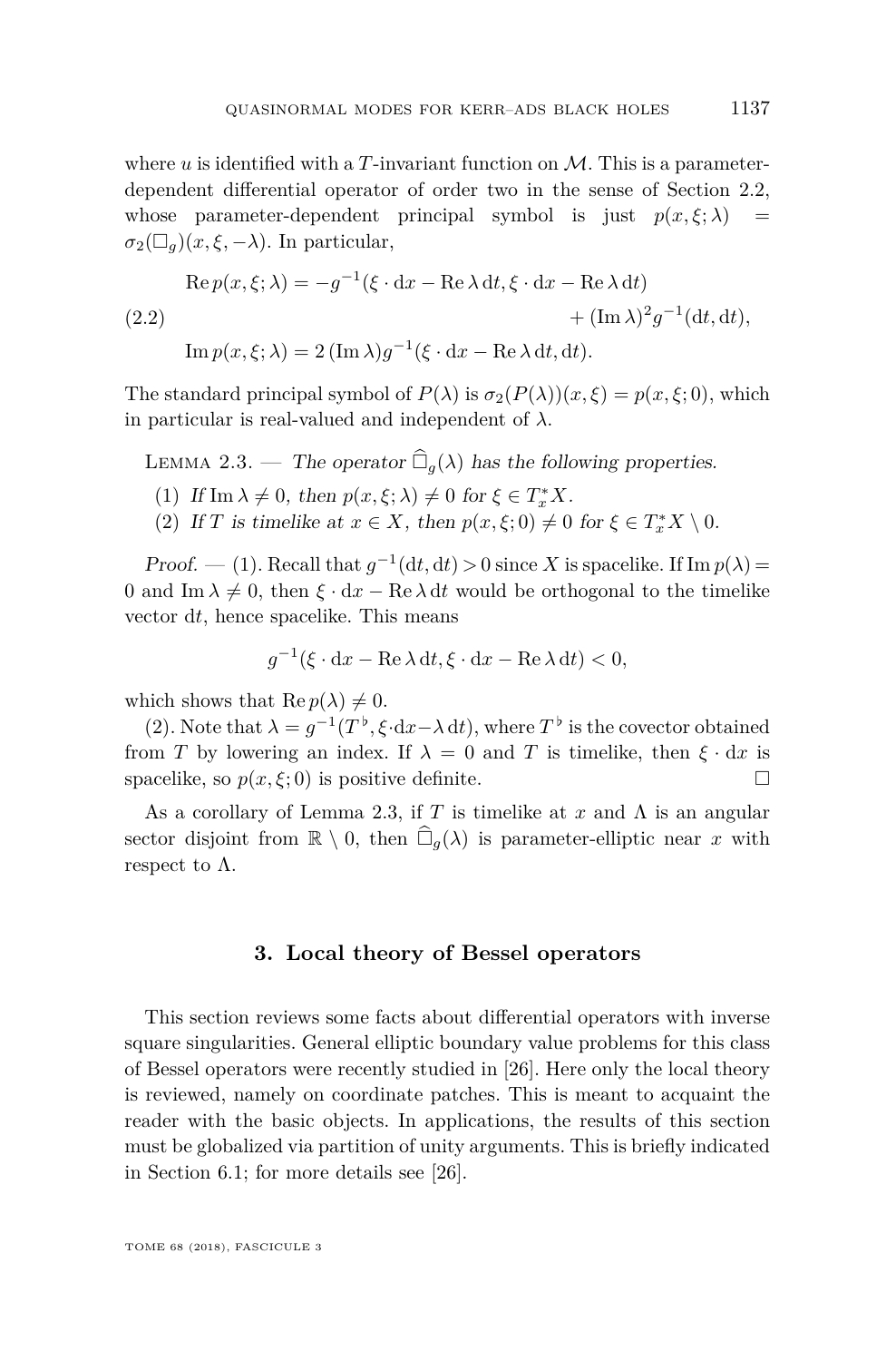where $u$ is identified with a $T$-invariant function on $\mathcal{M}$. This is a parameter-dependent differential operator of order two in the sense of Section 2.2, whose parameter-dependent principal symbol is just $p(x, \xi; \lambda) = \sigma_2(\Box_g)(x, \xi, -\lambda)$. In particular,

$$
\begin{aligned}
\operatorname{Re} p(x, \xi; \lambda) = -g^{-1}(\xi \cdot \mathrm{d}x - \operatorname{Re} \lambda \, \mathrm{d}t, \xi \cdot \mathrm{d}x - \operatorname{Re} \lambda \, \mathrm{d}t) \\
+ (\operatorname{Im} \lambda)^2 g^{-1}(\mathrm{d}t, \mathrm{d}t), \\
\operatorname{Im} p(x, \xi; \lambda) = 2 \, (\operatorname{Im} \lambda) g^{-1}(\xi \cdot \mathrm{d}x - \operatorname{Re} \lambda \, \mathrm{d}t, \mathrm{d}t).
\end{aligned} \tag{2.2}
$$

The standard principal symbol of $P(\lambda)$ is $\sigma_2(P(\lambda))(x, \xi) = p(x, \xi; 0)$, which in particular is real-valued and independent of $\lambda$.

Lemma 2.3. — *The operator $\widehat{\Box}_g(\lambda)$ has the following properties.*

1. *If $\operatorname{Im} \lambda \neq 0$, then $p(x, \xi; \lambda) \neq 0$ for $\xi \in T^*_x X$.*
2. *If $T$ is timelike at $x \in X$, then $p(x, \xi; 0) \neq 0$ for $\xi \in T^*_x X \setminus 0$.*

*Proof.* — (1). Recall that $g^{-1}(\mathrm{d}t, \mathrm{d}t) > 0$ since $X$ is spacelike. If $\operatorname{Im} p(\lambda) = 0$ and $\operatorname{Im} \lambda \neq 0$, then $\xi \cdot \mathrm{d}x - \operatorname{Re} \lambda \, \mathrm{d}t$ would be orthogonal to the timelike vector $\mathrm{d}t$, hence spacelike. This means

$$
g^{-1}(\xi \cdot \mathrm{d}x - \operatorname{Re} \lambda \, \mathrm{d}t, \xi \cdot \mathrm{d}x - \operatorname{Re} \lambda \, \mathrm{d}t) < 0,
$$

which shows that $\operatorname{Re} p(\lambda) \neq 0$.

(2). Note that $\lambda = g^{-1}(T^\flat, \xi \cdot \mathrm{d}x - \lambda \, \mathrm{d}t)$, where $T^\flat$ is the covector obtained from $T$ by lowering an index. If $\lambda = 0$ and $T$ is timelike, then $\xi \cdot \mathrm{d}x$ is spacelike, so $p(x, \xi; 0)$ is positive definite. $\square$

As a corollary of Lemma 2.3, if $T$ is timelike at $x$ and $\Lambda$ is an angular sector disjoint from $\mathbb{R} \setminus 0$, then $\widehat{\Box}_g(\lambda)$ is parameter-elliptic near $x$ with respect to $\Lambda$.

## 3. Local theory of Bessel operators

This section reviews some facts about differential operators with inverse square singularities. General elliptic boundary value problems for this class of Bessel operators were recently studied in [26]. Here only the local theory is reviewed, namely on coordinate patches. This is meant to acquaint the reader with the basic objects. In applications, the results of this section must be globalized via partition of unity arguments. This is briefly indicated in Section 6.1; for more details see [26].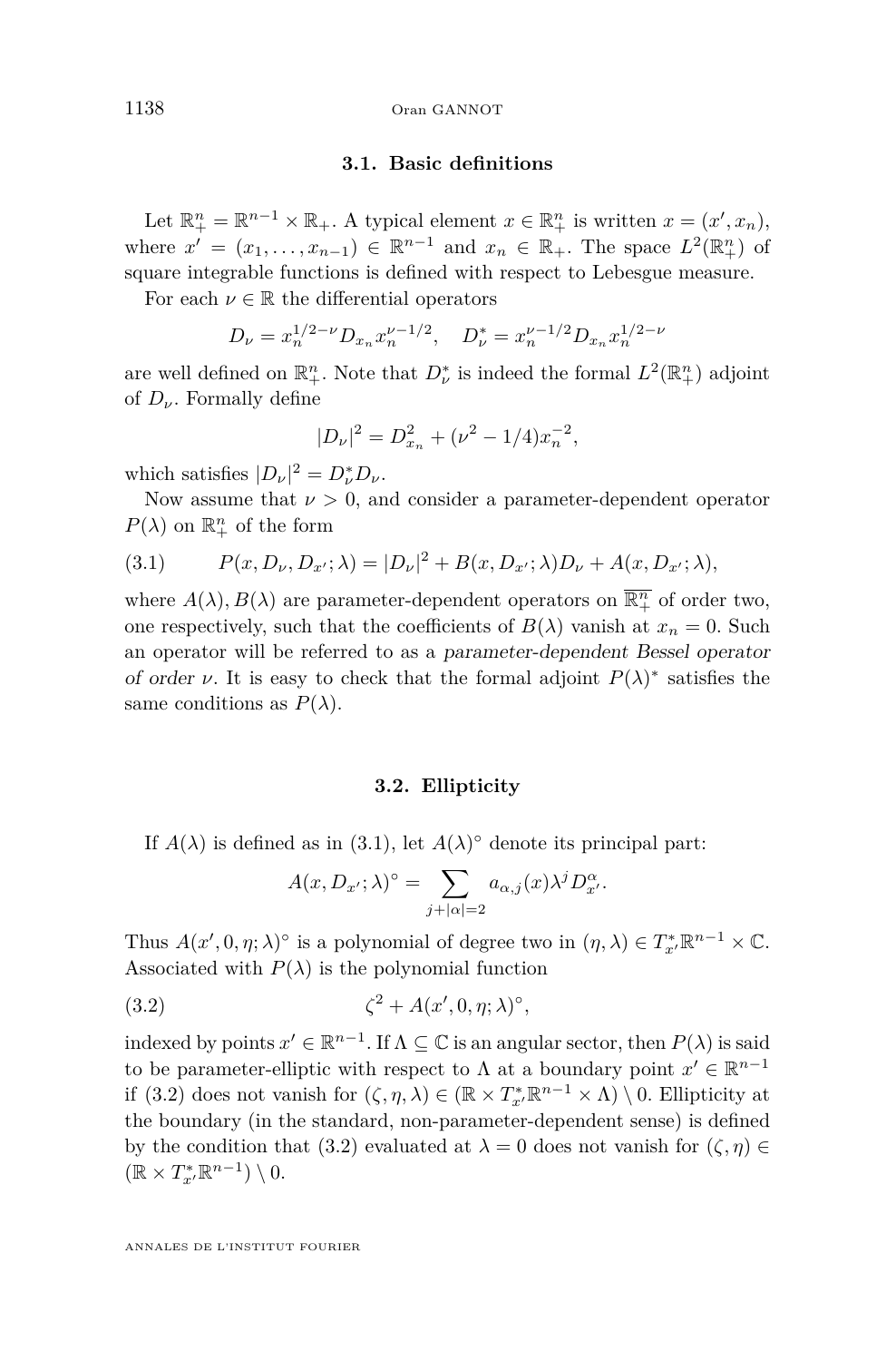### 3.1. Basic definitions

Let $\mathbb{R}^n_+ = \mathbb{R}^{n-1} \times \mathbb{R}_+$. A typical element $x \in \mathbb{R}^n_+$ is written $x = (x', x_n)$, where $x' = (x_1, \ldots, x_{n-1}) \in \mathbb{R}^{n-1}$ and $x_n \in \mathbb{R}_+$. The space $L^2(\mathbb{R}^n_+)$ of square integrable functions is defined with respect to Lebesgue measure.

For each $\nu \in \mathbb{R}$ the differential operators

$$D_\nu = x_n^{1/2-\nu} D_{x_n} x_n^{\nu-1/2}, \quad D_\nu^* = x_n^{\nu-1/2} D_{x_n} x_n^{1/2-\nu}$$

are well defined on $\mathbb{R}^n_+$. Note that $D_\nu^*$ is indeed the formal $L^2(\mathbb{R}^n_+)$ adjoint of $D_\nu$. Formally define

$$|D_\nu|^2 = D_{x_n}^2 + (\nu^2 - 1/4)x_n^{-2},$$

which satisfies $|D_\nu|^2 = D_\nu^* D_\nu$.

Now assume that $\nu > 0$, and consider a parameter-dependent operator $P(\lambda)$ on $\mathbb{R}^n_+$ of the form

$$P(x, D_\nu, D_{x'}; \lambda) = |D_\nu|^2 + B(x, D_{x'}; \lambda) D_\nu + A(x, D_{x'}; \lambda), \tag{3.1}$$

where $A(\lambda), B(\lambda)$ are parameter-dependent operators on $\overline{\mathbb{R}^n_+}$ of order two, one respectively, such that the coefficients of $B(\lambda)$ vanish at $x_n = 0$. Such an operator will be referred to as a *parameter-dependent Bessel operator of order* $\nu$. It is easy to check that the formal adjoint $P(\lambda)^*$ satisfies the same conditions as $P(\lambda)$.

### 3.2. Ellipticity

If $A(\lambda)$ is defined as in (3.1), let $A(\lambda)^\circ$ denote its principal part:

$$A(x, D_{x'}; \lambda)^\circ = \sum_{j+|\alpha|=2} a_{\alpha,j}(x) \lambda^j D_{x'}^\alpha.$$

Thus $A(x', 0, \eta; \lambda)^\circ$ is a polynomial of degree two in $(\eta, \lambda) \in T^*_{x'}\mathbb{R}^{n-1} \times \mathbb{C}$. Associated with $P(\lambda)$ is the polynomial function

$$\zeta^2 + A(x', 0, \eta; \lambda)^\circ, \tag{3.2}$$

indexed by points $x' \in \mathbb{R}^{n-1}$. If $\Lambda \subseteq \mathbb{C}$ is an angular sector, then $P(\lambda)$ is said to be parameter-elliptic with respect to $\Lambda$ at a boundary point $x' \in \mathbb{R}^{n-1}$ if (3.2) does not vanish for $(\zeta, \eta, \lambda) \in (\mathbb{R} \times T^*_{x'}\mathbb{R}^{n-1} \times \Lambda) \setminus 0$. Ellipticity at the boundary (in the standard, non-parameter-dependent sense) is defined by the condition that (3.2) evaluated at $\lambda = 0$ does not vanish for $(\zeta, \eta) \in (\mathbb{R} \times T^*_{x'}\mathbb{R}^{n-1}) \setminus 0$.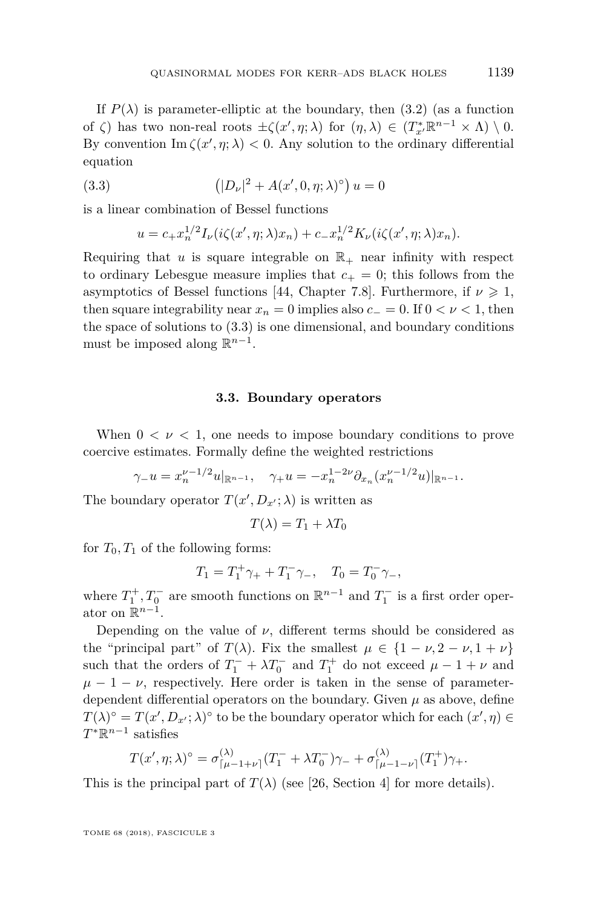If $P(\lambda)$ is parameter-elliptic at the boundary, then (3.2) (as a function of $\zeta$) has two non-real roots $\pm\zeta(x',\eta;\lambda)$ for $(\eta,\lambda) \in (T^*_{x'}\mathbb{R}^{n-1} \times \Lambda) \setminus 0$. By convention $\operatorname{Im}\zeta(x',\eta;\lambda) < 0$. Any solution to the ordinary differential equation

$$\left(|D_\nu|^2 + A(x',0,\eta;\lambda)^\circ\right) u = 0 \tag{3.3}$$

is a linear combination of Bessel functions

$$u = c_+ x_n^{1/2} I_\nu(i\zeta(x',\eta;\lambda)x_n) + c_- x_n^{1/2} K_\nu(i\zeta(x',\eta;\lambda)x_n).$$

Requiring that $u$ is square integrable on $\mathbb{R}_+$ near infinity with respect to ordinary Lebesgue measure implies that $c_+ = 0$; this follows from the asymptotics of Bessel functions [44, Chapter 7.8]. Furthermore, if $\nu \geqslant 1$, then square integrability near $x_n = 0$ implies also $c_- = 0$. If $0 < \nu < 1$, then the space of solutions to (3.3) is one dimensional, and boundary conditions must be imposed along $\mathbb{R}^{n-1}$.

### 3.3. Boundary operators

When $0 < \nu < 1$, one needs to impose boundary conditions to prove coercive estimates. Formally define the weighted restrictions

$$\gamma_- u = x_n^{\nu-1/2} u|_{\mathbb{R}^{n-1}}, \quad \gamma_+ u = -x_n^{1-2\nu}\partial_{x_n}(x_n^{\nu-1/2}u)|_{\mathbb{R}^{n-1}}.$$

The boundary operator $T(x',D_{x'};\lambda)$ is written as

$$T(\lambda) = T_1 + \lambda T_0$$

for $T_0, T_1$ of the following forms:

$$T_1 = T_1^+\gamma_+ + T_1^-\gamma_-, \quad T_0 = T_0^-\gamma_-,$$

where $T_1^+, T_0^-$ are smooth functions on $\mathbb{R}^{n-1}$ and $T_1^-$ is a first order operator on $\mathbb{R}^{n-1}$.

Depending on the value of $\nu$, different terms should be considered as the "principal part" of $T(\lambda)$. Fix the smallest $\mu \in \{1-\nu, 2-\nu, 1+\nu\}$ such that the orders of $T_1^- + \lambda T_0^-$ and $T_1^+$ do not exceed $\mu - 1 + \nu$ and $\mu - 1 - \nu$, respectively. Here order is taken in the sense of parameter-dependent differential operators on the boundary. Given $\mu$ as above, define $T(\lambda)^\circ = T(x',D_{x'};\lambda)^\circ$ to be the boundary operator which for each $(x',\eta) \in T^*\mathbb{R}^{n-1}$ satisfies

$$T(x',\eta;\lambda)^\circ = \sigma^{(\lambda)}_{\lceil \mu-1+\nu \rceil}(T_1^- + \lambda T_0^-)\gamma_- + \sigma^{(\lambda)}_{\lceil \mu-1-\nu \rceil}(T_1^+)\gamma_+.$$

This is the principal part of $T(\lambda)$ (see [26, Section 4] for more details).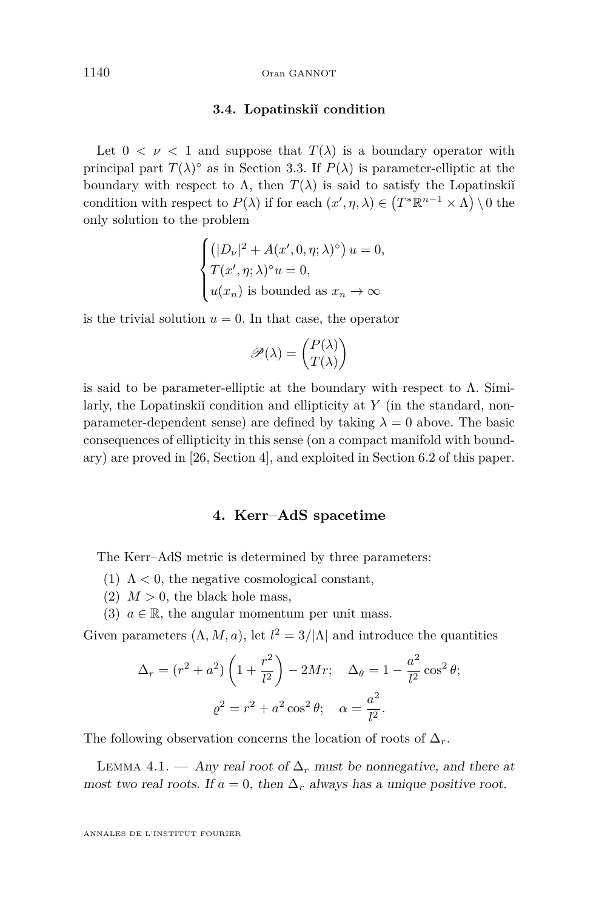### 3.4. Lopatinskiĭ condition

Let $0 < \nu < 1$ and suppose that $T(\lambda)$ is a boundary operator with principal part $T(\lambda)^\circ$ as in Section 3.3. If $P(\lambda)$ is parameter-elliptic at the boundary with respect to $\Lambda$, then $T(\lambda)$ is said to satisfy the Lopatinskiĭ condition with respect to $P(\lambda)$ if for each $(x', \eta, \lambda) \in \left(T^*\mathbb{R}^{n-1} \times \Lambda\right) \setminus 0$ the only solution to the problem

$$\begin{cases} \left(|D_\nu|^2 + A(x', 0, \eta; \lambda)^\circ\right) u = 0, \\ T(x', \eta; \lambda)^\circ u = 0, \\ u(x_n) \text{ is bounded as } x_n \to \infty \end{cases}$$

is the trivial solution $u = 0$. In that case, the operator

$$\mathscr{P}(\lambda) = \begin{pmatrix} P(\lambda) \\ T(\lambda) \end{pmatrix}$$

is said to be parameter-elliptic at the boundary with respect to $\Lambda$. Similarly, the Lopatinskiĭ condition and ellipticity at $Y$ (in the standard, non-parameter-dependent sense) are defined by taking $\lambda = 0$ above. The basic consequences of ellipticity in this sense (on a compact manifold with boundary) are proved in [26, Section 4], and exploited in Section 6.2 of this paper.

## 4. Kerr–AdS spacetime

The Kerr–AdS metric is determined by three parameters:

(1) $\Lambda < 0$, the negative cosmological constant,
(2) $M > 0$, the black hole mass,
(3) $a \in \mathbb{R}$, the angular momentum per unit mass.

Given parameters $(\Lambda, M, a)$, let $l^2 = 3/|\Lambda|$ and introduce the quantities

$$\Delta_r = (r^2 + a^2)\left(1 + \frac{r^2}{l^2}\right) - 2Mr; \quad \Delta_\theta = 1 - \frac{a^2}{l^2}\cos^2\theta;$$

$$\varrho^2 = r^2 + a^2\cos^2\theta; \quad \alpha = \frac{a^2}{l^2}.$$

The following observation concerns the location of roots of $\Delta_r$.

Lemma 4.1. — *Any real root of $\Delta_r$ must be nonnegative, and there at most two real roots. If $a = 0$, then $\Delta_r$ always has a unique positive root.*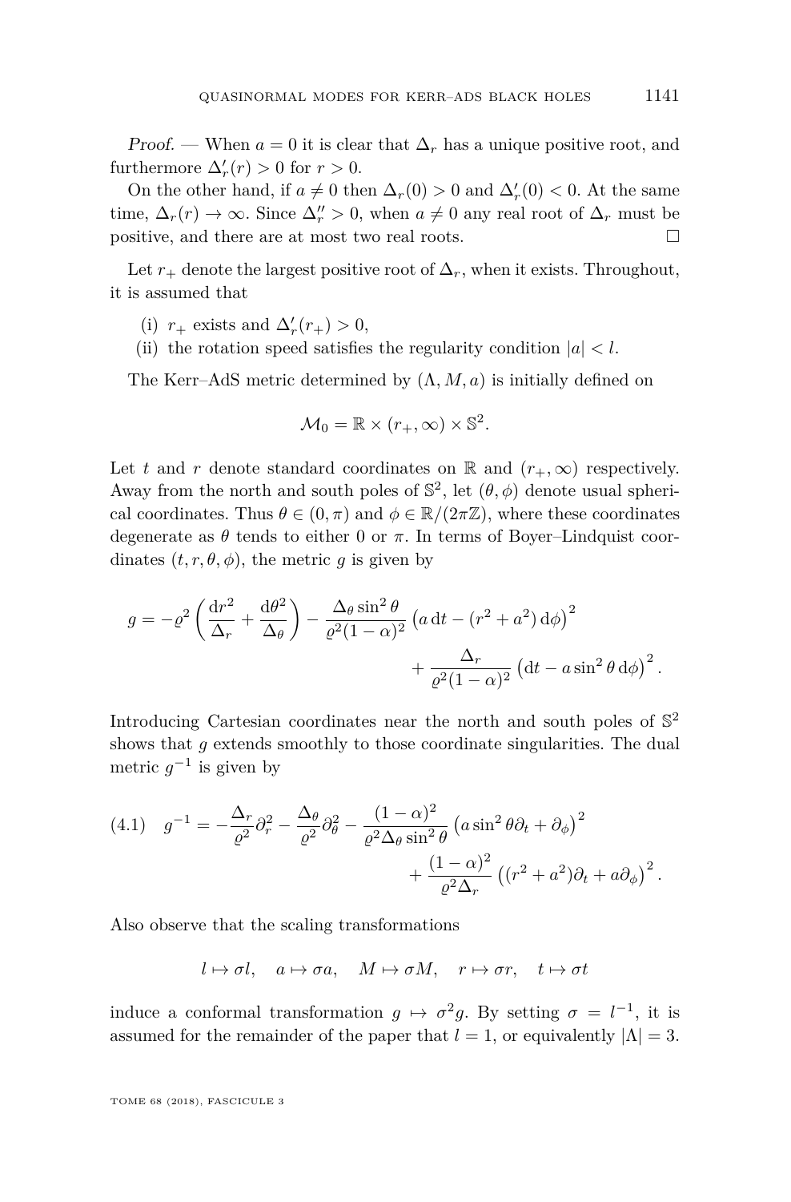*Proof.* — When $a = 0$ it is clear that $\Delta_r$ has a unique positive root, and furthermore $\Delta_r'(r) > 0$ for $r > 0$.

On the other hand, if $a \neq 0$ then $\Delta_r(0) > 0$ and $\Delta_r'(0) < 0$. At the same time, $\Delta_r(r) \to \infty$. Since $\Delta_r'' > 0$, when $a \neq 0$ any real root of $\Delta_r$ must be positive, and there are at most two real roots. □

Let $r_+$ denote the largest positive root of $\Delta_r$, when it exists. Throughout, it is assumed that

(i) $r_+$ exists and $\Delta_r'(r_+) > 0$,
(ii) the rotation speed satisfies the regularity condition $|a| < l$.

The Kerr–AdS metric determined by $(\Lambda, M, a)$ is initially defined on

$$\mathcal{M}_0 = \mathbb{R} \times (r_+, \infty) \times \mathbb{S}^2.$$

Let $t$ and $r$ denote standard coordinates on $\mathbb{R}$ and $(r_+, \infty)$ respectively. Away from the north and south poles of $\mathbb{S}^2$, let $(\theta, \phi)$ denote usual spherical coordinates. Thus $\theta \in (0, \pi)$ and $\phi \in \mathbb{R}/(2\pi\mathbb{Z})$, where these coordinates degenerate as $\theta$ tends to either $0$ or $\pi$. In terms of Boyer–Lindquist coordinates $(t, r, \theta, \phi)$, the metric $g$ is given by

$$g = -\varrho^2 \left( \frac{\mathrm{d}r^2}{\Delta_r} + \frac{\mathrm{d}\theta^2}{\Delta_\theta} \right) - \frac{\Delta_\theta \sin^2 \theta}{\varrho^2 (1-\alpha)^2} \left( a \, \mathrm{d}t - (r^2 + a^2) \, \mathrm{d}\phi \right)^2 + \frac{\Delta_r}{\varrho^2 (1-\alpha)^2} \left( \mathrm{d}t - a \sin^2 \theta \, \mathrm{d}\phi \right)^2 .$$

Introducing Cartesian coordinates near the north and south poles of $\mathbb{S}^2$ shows that $g$ extends smoothly to those coordinate singularities. The dual metric $g^{-1}$ is given by

$$g^{-1} = -\frac{\Delta_r}{\varrho^2} \partial_r^2 - \frac{\Delta_\theta}{\varrho^2} \partial_\theta^2 - \frac{(1-\alpha)^2}{\varrho^2 \Delta_\theta \sin^2 \theta} \left( a \sin^2 \theta \partial_t + \partial_\phi \right)^2 + \frac{(1-\alpha)^2}{\varrho^2 \Delta_r} \left( (r^2 + a^2) \partial_t + a \partial_\phi \right)^2 . \tag{4.1}$$

Also observe that the scaling transformations

$$l \mapsto \sigma l, \quad a \mapsto \sigma a, \quad M \mapsto \sigma M, \quad r \mapsto \sigma r, \quad t \mapsto \sigma t$$

induce a conformal transformation $g \mapsto \sigma^2 g$. By setting $\sigma = l^{-1}$, it is assumed for the remainder of the paper that $l = 1$, or equivalently $|\Lambda| = 3$.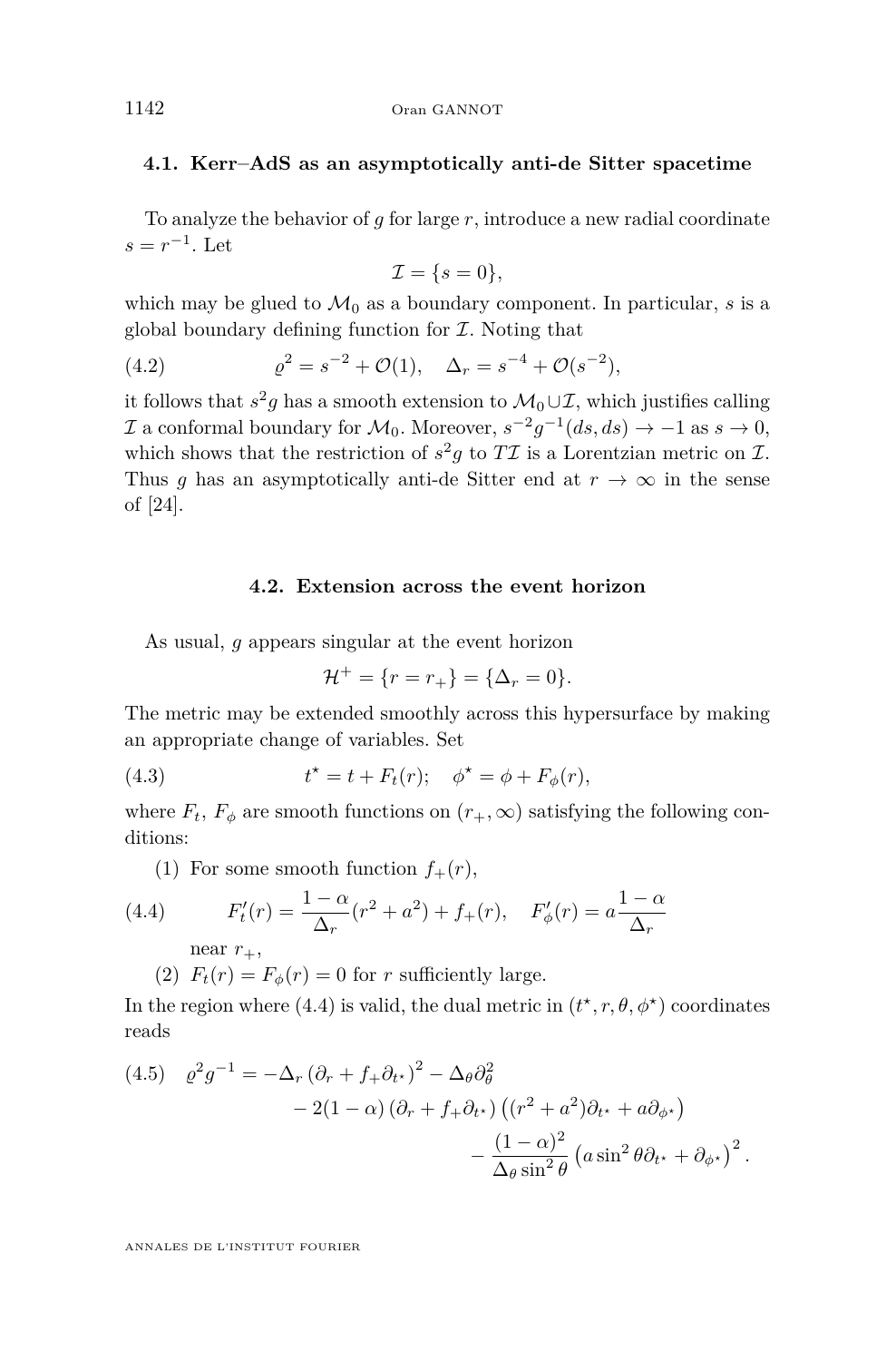### 4.1. Kerr–AdS as an asymptotically anti-de Sitter spacetime

To analyze the behavior of $g$ for large $r$, introduce a new radial coordinate $s = r^{-1}$. Let

$$\mathcal{I} = \{s = 0\},$$

which may be glued to $\mathcal{M}_0$ as a boundary component. In particular, $s$ is a global boundary defining function for $\mathcal{I}$. Noting that

$$\varrho^2 = s^{-2} + \mathcal{O}(1), \quad \Delta_r = s^{-4} + \mathcal{O}(s^{-2}), \tag{4.2}$$

it follows that $s^2 g$ has a smooth extension to $\mathcal{M}_0 \cup \mathcal{I}$, which justifies calling $\mathcal{I}$ a conformal boundary for $\mathcal{M}_0$. Moreover, $s^{-2} g^{-1}(ds, ds) \to -1$ as $s \to 0$, which shows that the restriction of $s^2 g$ to $T\mathcal{I}$ is a Lorentzian metric on $\mathcal{I}$. Thus $g$ has an asymptotically anti-de Sitter end at $r \to \infty$ in the sense of [24].

### 4.2. Extension across the event horizon

As usual, $g$ appears singular at the event horizon

$$\mathcal{H}^+ = \{r = r_+\} = \{\Delta_r = 0\}.$$

The metric may be extended smoothly across this hypersurface by making an appropriate change of variables. Set

$$t^\star = t + F_t(r); \quad \phi^\star = \phi + F_\phi(r), \tag{4.3}$$

where $F_t$, $F_\phi$ are smooth functions on $(r_+, \infty)$ satisfying the following conditions:

(1) For some smooth function $f_+(r)$,

$$F_t'(r) = \frac{1-\alpha}{\Delta_r}(r^2 + a^2) + f_+(r), \quad F_\phi'(r) = a\frac{1-\alpha}{\Delta_r} \tag{4.4}$$

near $r_+$,

(2) $F_t(r) = F_\phi(r) = 0$ for $r$ sufficiently large.

In the region where (4.4) is valid, the dual metric in $(t^\star, r, \theta, \phi^\star)$ coordinates reads

$$\begin{aligned} \varrho^2 g^{-1} = &-\Delta_r \left(\partial_r + f_+ \partial_{t^\star}\right)^2 - \Delta_\theta \partial_\theta^2 \\ &- 2(1-\alpha)\left(\partial_r + f_+ \partial_{t^\star}\right)\left((r^2 + a^2)\partial_{t^\star} + a\partial_{\phi^\star}\right) \\ &- \frac{(1-\alpha)^2}{\Delta_\theta \sin^2\theta}\left(a \sin^2\theta \partial_{t^\star} + \partial_{\phi^\star}\right)^2. \end{aligned} \tag{4.5}$$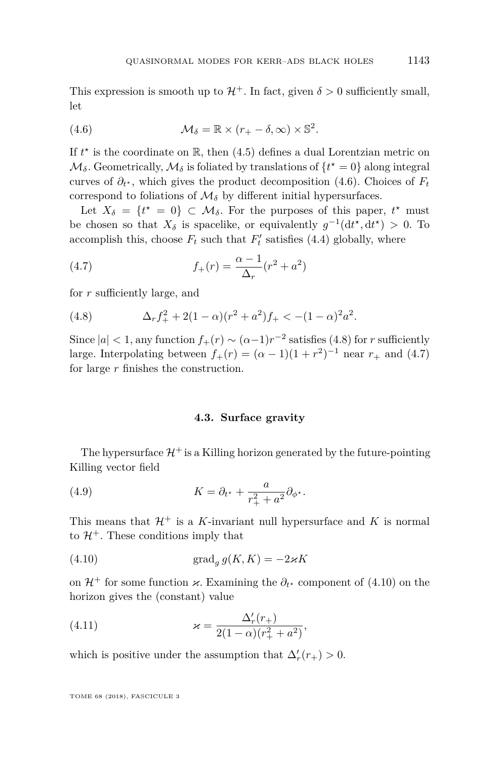This expression is smooth up to $\mathcal{H}^+$. In fact, given $\delta > 0$ sufficiently small, let

$$\mathcal{M}_\delta = \mathbb{R} \times (r_+ - \delta, \infty) \times \mathbb{S}^2. \tag{4.6}$$

If $t^\star$ is the coordinate on $\mathbb{R}$, then (4.5) defines a dual Lorentzian metric on $\mathcal{M}_\delta$. Geometrically, $\mathcal{M}_\delta$ is foliated by translations of $\{t^\star = 0\}$ along integral curves of $\partial_{t^\star}$, which gives the product decomposition (4.6). Choices of $F_t$ correspond to foliations of $\mathcal{M}_\delta$ by different initial hypersurfaces.

Let $X_\delta = \{t^\star = 0\} \subset \mathcal{M}_\delta$. For the purposes of this paper, $t^\star$ must be chosen so that $X_\delta$ is spacelike, or equivalently $g^{-1}(\mathrm{d}t^\star, \mathrm{d}t^\star) > 0$. To accomplish this, choose $F_t$ such that $F_t'$ satisfies (4.4) globally, where

$$f_+(r) = \frac{\alpha - 1}{\Delta_r}(r^2 + a^2) \tag{4.7}$$

for $r$ sufficiently large, and

$$\Delta_r f_+^2 + 2(1-\alpha)(r^2 + a^2) f_+ < -(1-\alpha)^2 a^2. \tag{4.8}$$

Since $|a| < 1$, any function $f_+(r) \sim (\alpha - 1) r^{-2}$ satisfies (4.8) for $r$ sufficiently large. Interpolating between $f_+(r) = (\alpha - 1)(1 + r^2)^{-1}$ near $r_+$ and (4.7) for large $r$ finishes the construction.

### 4.3. Surface gravity

The hypersurface $\mathcal{H}^+$ is a Killing horizon generated by the future-pointing Killing vector field

$$K = \partial_{t^\star} + \frac{a}{r_+^2 + a^2} \partial_{\phi^\star}. \tag{4.9}$$

This means that $\mathcal{H}^+$ is a $K$-invariant null hypersurface and $K$ is normal to $\mathcal{H}^+$. These conditions imply that

$$\operatorname{grad}_g g(K, K) = -2\varkappa K \tag{4.10}$$

on $\mathcal{H}^+$ for some function $\varkappa$. Examining the $\partial_{t^\star}$ component of (4.10) on the horizon gives the (constant) value

$$\varkappa = \frac{\Delta_r'(r_+)}{2(1-\alpha)(r_+^2 + a^2)}, \tag{4.11}$$

which is positive under the assumption that $\Delta_r'(r_+) > 0$.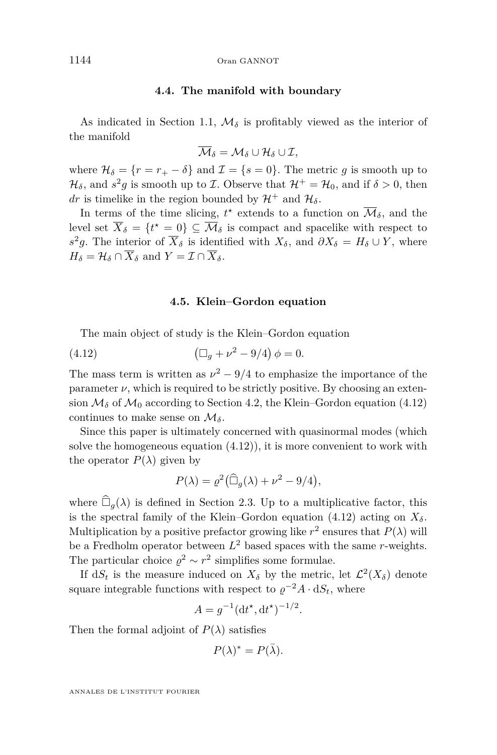### 4.4. The manifold with boundary

As indicated in Section 1.1, $\mathcal{M}_\delta$ is profitably viewed as the interior of the manifold

$$\overline{\mathcal{M}}_\delta = \mathcal{M}_\delta \cup \mathcal{H}_\delta \cup \mathcal{I},$$

where $\mathcal{H}_\delta = \{r = r_+ - \delta\}$ and $\mathcal{I} = \{s = 0\}$. The metric $g$ is smooth up to $\mathcal{H}_\delta$, and $s^2 g$ is smooth up to $\mathcal{I}$. Observe that $\mathcal{H}^+ = \mathcal{H}_0$, and if $\delta > 0$, then $dr$ is timelike in the region bounded by $\mathcal{H}^+$ and $\mathcal{H}_\delta$.

In terms of the time slicing, $t^\star$ extends to a function on $\overline{\mathcal{M}}_\delta$, and the level set $\overline{X}_\delta = \{t^\star = 0\} \subseteq \overline{\mathcal{M}}_\delta$ is compact and spacelike with respect to $s^2 g$. The interior of $\overline{X}_\delta$ is identified with $X_\delta$, and $\partial X_\delta = H_\delta \cup Y$, where $H_\delta = \mathcal{H}_\delta \cap \overline{X}_\delta$ and $Y = \mathcal{I} \cap \overline{X}_\delta$.

### 4.5. Klein–Gordon equation

The main object of study is the Klein–Gordon equation

$$\left(\Box_g + \nu^2 - 9/4\right)\phi = 0. \tag{4.12}$$

The mass term is written as $\nu^2 - 9/4$ to emphasize the importance of the parameter $\nu$, which is required to be strictly positive. By choosing an extension $\mathcal{M}_\delta$ of $\mathcal{M}_0$ according to Section 4.2, the Klein–Gordon equation (4.12) continues to make sense on $\mathcal{M}_\delta$.

Since this paper is ultimately concerned with quasinormal modes (which solve the homogeneous equation (4.12)), it is more convenient to work with the operator $P(\lambda)$ given by

$$P(\lambda) = \varrho^2\big(\widehat{\Box}_g(\lambda) + \nu^2 - 9/4\big),$$

where $\widehat{\Box}_g(\lambda)$ is defined in Section 2.3. Up to a multiplicative factor, this is the spectral family of the Klein–Gordon equation (4.12) acting on $X_\delta$. Multiplication by a positive prefactor growing like $r^2$ ensures that $P(\lambda)$ will be a Fredholm operator between $L^2$ based spaces with the same $r$-weights. The particular choice $\varrho^2 \sim r^2$ simplifies some formulae.

If $\mathrm{d}S_t$ is the measure induced on $X_\delta$ by the metric, let $\mathcal{L}^2(X_\delta)$ denote square integrable functions with respect to $\varrho^{-2} A \cdot \mathrm{d}S_t$, where

$$A = g^{-1}(\mathrm{d}t^\star, \mathrm{d}t^\star)^{-1/2}.$$

Then the formal adjoint of $P(\lambda)$ satisfies

$$P(\lambda)^* = P(\bar{\lambda}).$$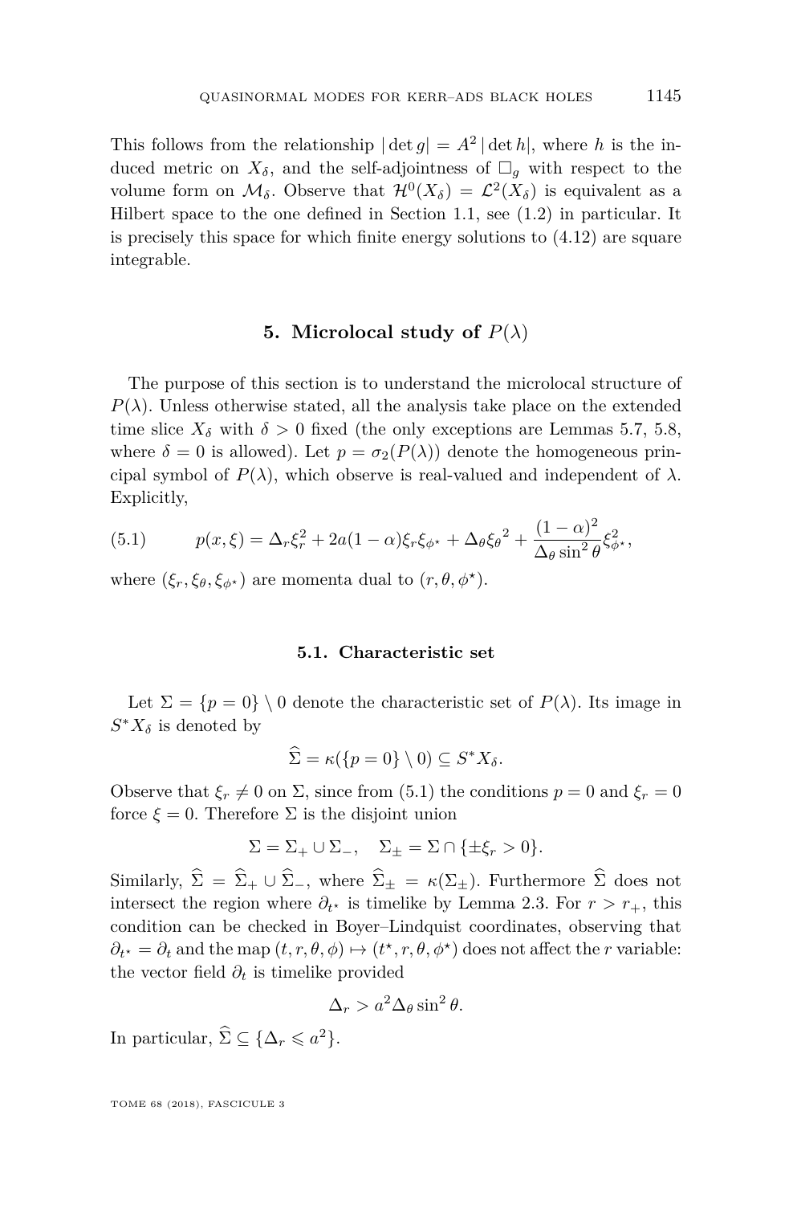This follows from the relationship $|\det g| = A^2 |\det h|$, where $h$ is the induced metric on $X_\delta$, and the self-adjointness of $\Box_g$ with respect to the volume form on $\mathcal{M}_\delta$. Observe that $\mathcal{H}^0(X_\delta) = \mathcal{L}^2(X_\delta)$ is equivalent as a Hilbert space to the one defined in Section 1.1, see (1.2) in particular. It is precisely this space for which finite energy solutions to (4.12) are square integrable.

## 5. Microlocal study of $P(\lambda)$

The purpose of this section is to understand the microlocal structure of $P(\lambda)$. Unless otherwise stated, all the analysis take place on the extended time slice $X_\delta$ with $\delta > 0$ fixed (the only exceptions are Lemmas 5.7, 5.8, where $\delta = 0$ is allowed). Let $p = \sigma_2(P(\lambda))$ denote the homogeneous principal symbol of $P(\lambda)$, which observe is real-valued and independent of $\lambda$. Explicitly,

$$p(x,\xi) = \Delta_r \xi_r^2 + 2a(1-\alpha)\xi_r \xi_{\phi^\star} + \Delta_\theta {\xi_\theta}^2 + \frac{(1-\alpha)^2}{\Delta_\theta \sin^2\theta}\xi_{\phi^\star}^2, \tag{5.1}$$

where $(\xi_r, \xi_\theta, \xi_{\phi^\star})$ are momenta dual to $(r, \theta, \phi^\star)$.

### 5.1. Characteristic set

Let $\Sigma = \{p = 0\} \setminus 0$ denote the characteristic set of $P(\lambda)$. Its image in $S^*X_\delta$ is denoted by

$$\widehat{\Sigma} = \kappa(\{p = 0\} \setminus 0) \subseteq S^*X_\delta.$$

Observe that $\xi_r \neq 0$ on $\Sigma$, since from (5.1) the conditions $p = 0$ and $\xi_r = 0$ force $\xi = 0$. Therefore $\Sigma$ is the disjoint union

$$\Sigma = \Sigma_+ \cup \Sigma_-, \quad \Sigma_\pm = \Sigma \cap \{\pm \xi_r > 0\}.$$

Similarly, $\widehat{\Sigma} = \widehat{\Sigma}_+ \cup \widehat{\Sigma}_-$, where $\widehat{\Sigma}_\pm = \kappa(\Sigma_\pm)$. Furthermore $\widehat{\Sigma}$ does not intersect the region where $\partial_{t^\star}$ is timelike by Lemma 2.3. For $r > r_+$, this condition can be checked in Boyer–Lindquist coordinates, observing that $\partial_{t^\star} = \partial_t$ and the map $(t, r, \theta, \phi) \mapsto (t^\star, r, \theta, \phi^\star)$ does not affect the $r$ variable: the vector field $\partial_t$ is timelike provided

$$\Delta_r > a^2 \Delta_\theta \sin^2\theta.$$

In particular, $\widehat{\Sigma} \subseteq \{\Delta_r \leqslant a^2\}$.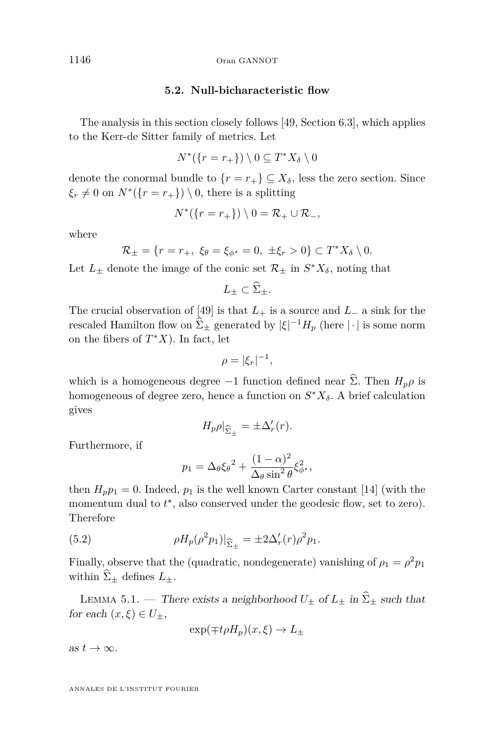### 5.2. Null-bicharacteristic flow

The analysis in this section closely follows [49, Section 6.3], which applies to the Kerr-de Sitter family of metrics. Let

$$N^*(\{r = r_+\}) \setminus 0 \subseteq T^*X_\delta \setminus 0$$

denote the conormal bundle to $\{r = r_+\} \subseteq X_\delta$, less the zero section. Since $\xi_r \neq 0$ on $N^*(\{r = r_+\}) \setminus 0$, there is a splitting

$$N^*(\{r = r_+\}) \setminus 0 = \mathcal{R}_+ \cup \mathcal{R}_-,$$

where

$$\mathcal{R}_\pm = \{r = r_+,\ \xi_\theta = \xi_{\phi^\star} = 0,\ \pm\xi_r > 0\} \subset T^*X_\delta \setminus 0.$$

Let $L_\pm$ denote the image of the conic set $\mathcal{R}_\pm$ in $S^*X_\delta$, noting that

$$L_\pm \subset \widehat{\Sigma}_\pm.$$

The crucial observation of [49] is that $L_+$ is a source and $L_-$ a sink for the rescaled Hamilton flow on $\widehat{\Sigma}_\pm$ generated by $|\xi|^{-1}H_p$ (here $|\cdot|$ is some norm on the fibers of $T^*X$). In fact, let

$$\rho = |\xi_r|^{-1},$$

which is a homogeneous degree $-1$ function defined near $\widehat{\Sigma}$. Then $H_p\rho$ is homogeneous of degree zero, hence a function on $S^*X_\delta$. A brief calculation gives

$$H_p\rho|_{\widehat{\Sigma}_\pm} = \pm\Delta_r'(r).$$

Furthermore, if

$$p_1 = \Delta_\theta {\xi_\theta}^2 + \frac{(1-\alpha)^2}{\Delta_\theta \sin^2\theta}\xi_{\phi^\star}^2,$$

then $H_p p_1 = 0$. Indeed, $p_1$ is the well known Carter constant [14] (with the momentum dual to $t^\star$, also conserved under the geodesic flow, set to zero). Therefore

$$\rho H_p(\rho^2 p_1)|_{\widehat{\Sigma}_\pm} = \pm 2\Delta_r'(r)\rho^2 p_1. \tag{5.2}$$

Finally, observe that the (quadratic, nondegenerate) vanishing of $\rho_1 = \rho^2 p_1$ within $\widehat{\Sigma}_\pm$ defines $L_\pm$.

Lemma 5.1. — *There exists a neighborhood $U_\pm$ of $L_\pm$ in $\widehat{\Sigma}_\pm$ such that for each $(x,\xi) \in U_\pm$,*

$$\exp(\mp t\rho H_p)(x,\xi) \to L_\pm$$

*as $t \to \infty$.*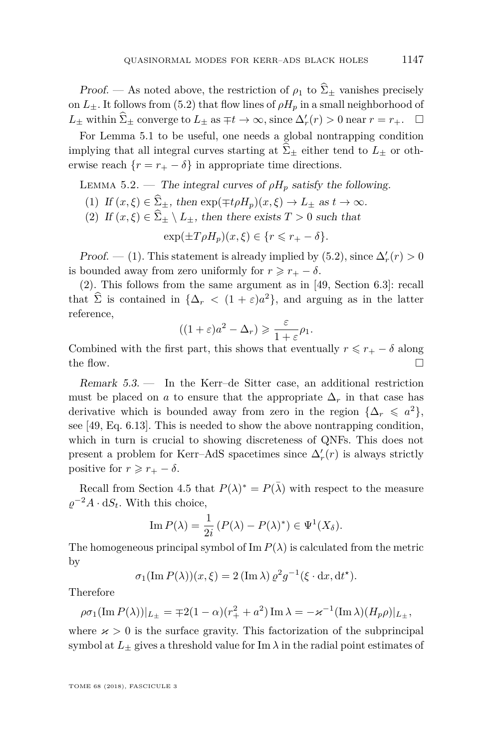*Proof.* — As noted above, the restriction of $\rho_1$ to $\widehat{\Sigma}_\pm$ vanishes precisely on $L_\pm$. It follows from (5.2) that flow lines of $\rho H_p$ in a small neighborhood of $L_\pm$ within $\widehat{\Sigma}_\pm$ converge to $L_\pm$ as $\mp t \to \infty$, since $\Delta_r'(r) > 0$ near $r = r_+$. □

For Lemma 5.1 to be useful, one needs a global nontrapping condition implying that all integral curves starting at $\widehat{\Sigma}_\pm$ either tend to $L_\pm$ or otherwise reach $\{r = r_+ - \delta\}$ in appropriate time directions.

Lemma 5.2. — *The integral curves of $\rho H_p$ satisfy the following.*

(1) *If $(x, \xi) \in \widehat{\Sigma}_\pm$, then $\exp(\mp t\rho H_p)(x, \xi) \to L_\pm$ as $t \to \infty$.*

(2) *If $(x, \xi) \in \widehat{\Sigma}_\pm \setminus L_\pm$, then there exists $T > 0$ such that*

$$\exp(\pm T \rho H_p)(x, \xi) \in \{r \leqslant r_+ - \delta\}.$$

*Proof.* — (1). This statement is already implied by (5.2), since $\Delta_r'(r) > 0$ is bounded away from zero uniformly for $r \geqslant r_+ - \delta$.

(2). This follows from the same argument as in [49, Section 6.3]: recall that $\widehat{\Sigma}$ is contained in $\{\Delta_r < (1 + \varepsilon)a^2\}$, and arguing as in the latter reference,

$$((1 + \varepsilon)a^2 - \Delta_r) \geqslant \frac{\varepsilon}{1 + \varepsilon}\rho_1.$$

Combined with the first part, this shows that eventually $r \leqslant r_+ - \delta$ along the flow. □

*Remark 5.3.* — In the Kerr–de Sitter case, an additional restriction must be placed on $a$ to ensure that the appropriate $\Delta_r$ in that case has derivative which is bounded away from zero in the region $\{\Delta_r \leqslant a^2\}$, see [49, Eq. 6.13]. This is needed to show the above nontrapping condition, which in turn is crucial to showing discreteness of QNFs. This does not present a problem for Kerr–AdS spacetimes since $\Delta_r'(r)$ is always strictly positive for $r \geqslant r_+ - \delta$.

Recall from Section 4.5 that $P(\lambda)^* = P(\bar{\lambda})$ with respect to the measure $\varrho^{-2} A \cdot \mathrm{d}S_t$. With this choice,

$$\operatorname{Im} P(\lambda) = \frac{1}{2i}\left(P(\lambda) - P(\lambda)^*\right) \in \Psi^1(X_\delta).$$

The homogeneous principal symbol of $\operatorname{Im} P(\lambda)$ is calculated from the metric by

$$\sigma_1(\operatorname{Im} P(\lambda))(x, \xi) = 2\,(\operatorname{Im} \lambda)\, \varrho^2 g^{-1}(\xi \cdot \mathrm{d}x, \mathrm{d}t^\star).$$

Therefore

$$\rho\sigma_1(\operatorname{Im} P(\lambda))|_{L_\pm} = \mp 2(1 - \alpha)(r_+^2 + a^2)\operatorname{Im}\lambda = -\varkappa^{-1}(\operatorname{Im}\lambda)(H_p\rho)|_{L_\pm},$$

where $\varkappa > 0$ is the surface gravity. This factorization of the subprincipal symbol at $L_\pm$ gives a threshold value for $\operatorname{Im}\lambda$ in the radial point estimates of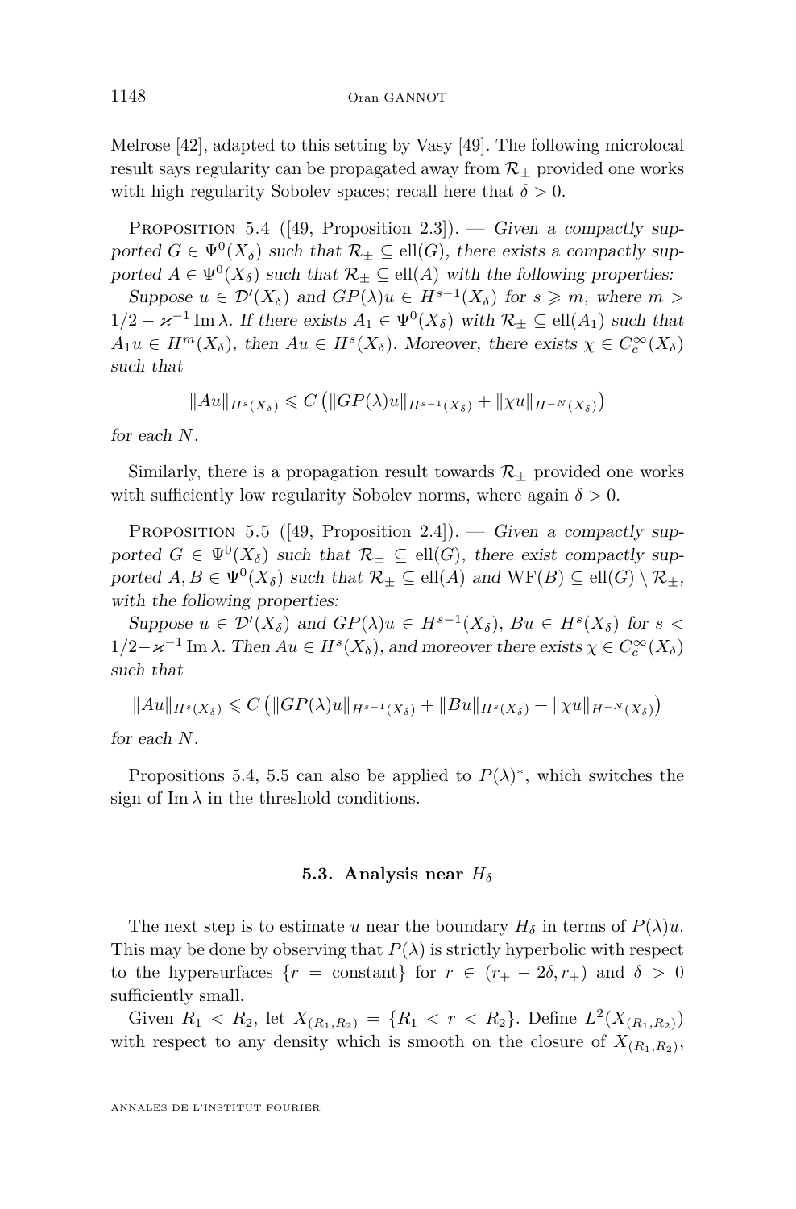Melrose [42], adapted to this setting by Vasy [49]. The following microlocal result says regularity can be propagated away from $\mathcal{R}_\pm$ provided one works with high regularity Sobolev spaces; recall here that $\delta > 0$.

Proposition 5.4 ([49, Proposition 2.3]). — *Given a compactly supported $G \in \Psi^0(X_\delta)$ such that $\mathcal{R}_\pm \subseteq \mathrm{ell}(G)$, there exists a compactly supported $A \in \Psi^0(X_\delta)$ such that $\mathcal{R}_\pm \subseteq \mathrm{ell}(A)$ with the following properties:*

*Suppose $u \in \mathcal{D}'(X_\delta)$ and $GP(\lambda)u \in H^{s-1}(X_\delta)$ for $s \geqslant m$, where $m > 1/2 - \varkappa^{-1} \operatorname{Im} \lambda$. If there exists $A_1 \in \Psi^0(X_\delta)$ with $\mathcal{R}_\pm \subseteq \mathrm{ell}(A_1)$ such that $A_1 u \in H^m(X_\delta)$, then $Au \in H^s(X_\delta)$. Moreover, there exists $\chi \in C_c^\infty(X_\delta)$ such that*

$$\|Au\|_{H^s(X_\delta)} \leqslant C \left( \|GP(\lambda)u\|_{H^{s-1}(X_\delta)} + \|\chi u\|_{H^{-N}(X_\delta)} \right)$$

*for each $N$.*

Similarly, there is a propagation result towards $\mathcal{R}_\pm$ provided one works with sufficiently low regularity Sobolev norms, where again $\delta > 0$.

Proposition 5.5 ([49, Proposition 2.4]). — *Given a compactly supported $G \in \Psi^0(X_\delta)$ such that $\mathcal{R}_\pm \subseteq \mathrm{ell}(G)$, there exist compactly supported $A, B \in \Psi^0(X_\delta)$ such that $\mathcal{R}_\pm \subseteq \mathrm{ell}(A)$ and $\mathrm{WF}(B) \subseteq \mathrm{ell}(G) \setminus \mathcal{R}_\pm$, with the following properties:*

*Suppose $u \in \mathcal{D}'(X_\delta)$ and $GP(\lambda)u \in H^{s-1}(X_\delta)$, $Bu \in H^s(X_\delta)$ for $s < 1/2 - \varkappa^{-1} \operatorname{Im} \lambda$. Then $Au \in H^s(X_\delta)$, and moreover there exists $\chi \in C_c^\infty(X_\delta)$ such that*

$$\|Au\|_{H^s(X_\delta)} \leqslant C \left( \|GP(\lambda)u\|_{H^{s-1}(X_\delta)} + \|Bu\|_{H^s(X_\delta)} + \|\chi u\|_{H^{-N}(X_\delta)} \right)$$

*for each $N$.*

Propositions 5.4, 5.5 can also be applied to $P(\lambda)^*$, which switches the sign of $\operatorname{Im} \lambda$ in the threshold conditions.

### 5.3. Analysis near $H_\delta$

The next step is to estimate $u$ near the boundary $H_\delta$ in terms of $P(\lambda)u$. This may be done by observing that $P(\lambda)$ is strictly hyperbolic with respect to the hypersurfaces $\{r = \text{constant}\}$ for $r \in (r_+ - 2\delta, r_+)$ and $\delta > 0$ sufficiently small.

Given $R_1 < R_2$, let $X_{(R_1,R_2)} = \{R_1 < r < R_2\}$. Define $L^2(X_{(R_1,R_2)})$ with respect to any density which is smooth on the closure of $X_{(R_1,R_2)}$,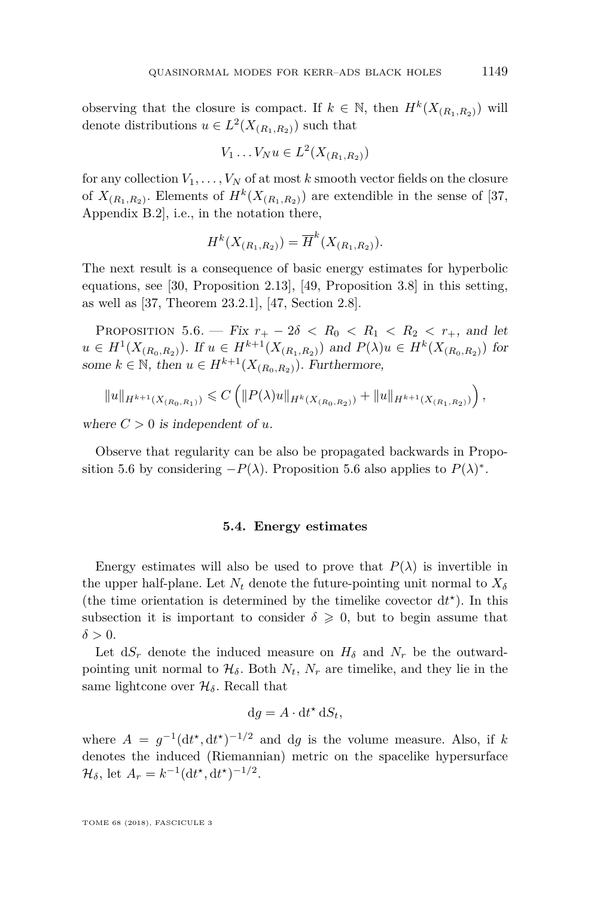observing that the closure is compact. If $k \in \mathbb{N}$, then $H^k(X_{(R_1,R_2)})$ will denote distributions $u \in L^2(X_{(R_1,R_2)})$ such that

$$V_1 \dots V_N u \in L^2(X_{(R_1,R_2)})$$

for any collection $V_1, \dots, V_N$ of at most $k$ smooth vector fields on the closure of $X_{(R_1,R_2)}$. Elements of $H^k(X_{(R_1,R_2)})$ are extendible in the sense of [37, Appendix B.2], i.e., in the notation there,

$$H^k(X_{(R_1,R_2)}) = \overline{H}^k(X_{(R_1,R_2)}).$$

The next result is a consequence of basic energy estimates for hyperbolic equations, see [30, Proposition 2.13], [49, Proposition 3.8] in this setting, as well as [37, Theorem 23.2.1], [47, Section 2.8].

Proposition 5.6. — *Fix $r_+ - 2\delta < R_0 < R_1 < R_2 < r_+$, and let $u \in H^1(X_{(R_0,R_2)})$. If $u \in H^{k+1}(X_{(R_1,R_2)})$ and $P(\lambda)u \in H^k(X_{(R_0,R_2)})$ for some $k \in \mathbb{N}$, then $u \in H^{k+1}(X_{(R_0,R_2)})$. Furthermore,*

$$\|u\|_{H^{k+1}(X_{(R_0,R_1)})} \leqslant C \left( \|P(\lambda)u\|_{H^k(X_{(R_0,R_2)})} + \|u\|_{H^{k+1}(X_{(R_1,R_2)})} \right),$$

*where $C > 0$ is independent of $u$.*

Observe that regularity can be also be propagated backwards in Proposition 5.6 by considering $-P(\lambda)$. Proposition 5.6 also applies to $P(\lambda)^*$.

### 5.4. Energy estimates

Energy estimates will also be used to prove that $P(\lambda)$ is invertible in the upper half-plane. Let $N_t$ denote the future-pointing unit normal to $X_\delta$ (the time orientation is determined by the timelike covector $\mathrm{d}t^\star$). In this subsection it is important to consider $\delta \geqslant 0$, but to begin assume that $\delta > 0$.

Let $\mathrm{d}S_r$ denote the induced measure on $H_\delta$ and $N_r$ be the outward-pointing unit normal to $\mathcal{H}_\delta$. Both $N_t$, $N_r$ are timelike, and they lie in the same lightcone over $\mathcal{H}_\delta$. Recall that

$$\mathrm{d}g = A \cdot \mathrm{d}t^\star \, \mathrm{d}S_t,$$

where $A = g^{-1}(\mathrm{d}t^\star, \mathrm{d}t^\star)^{-1/2}$ and $\mathrm{d}g$ is the volume measure. Also, if $k$ denotes the induced (Riemannian) metric on the spacelike hypersurface $\mathcal{H}_\delta$, let $A_r = k^{-1}(\mathrm{d}t^\star, \mathrm{d}t^\star)^{-1/2}$.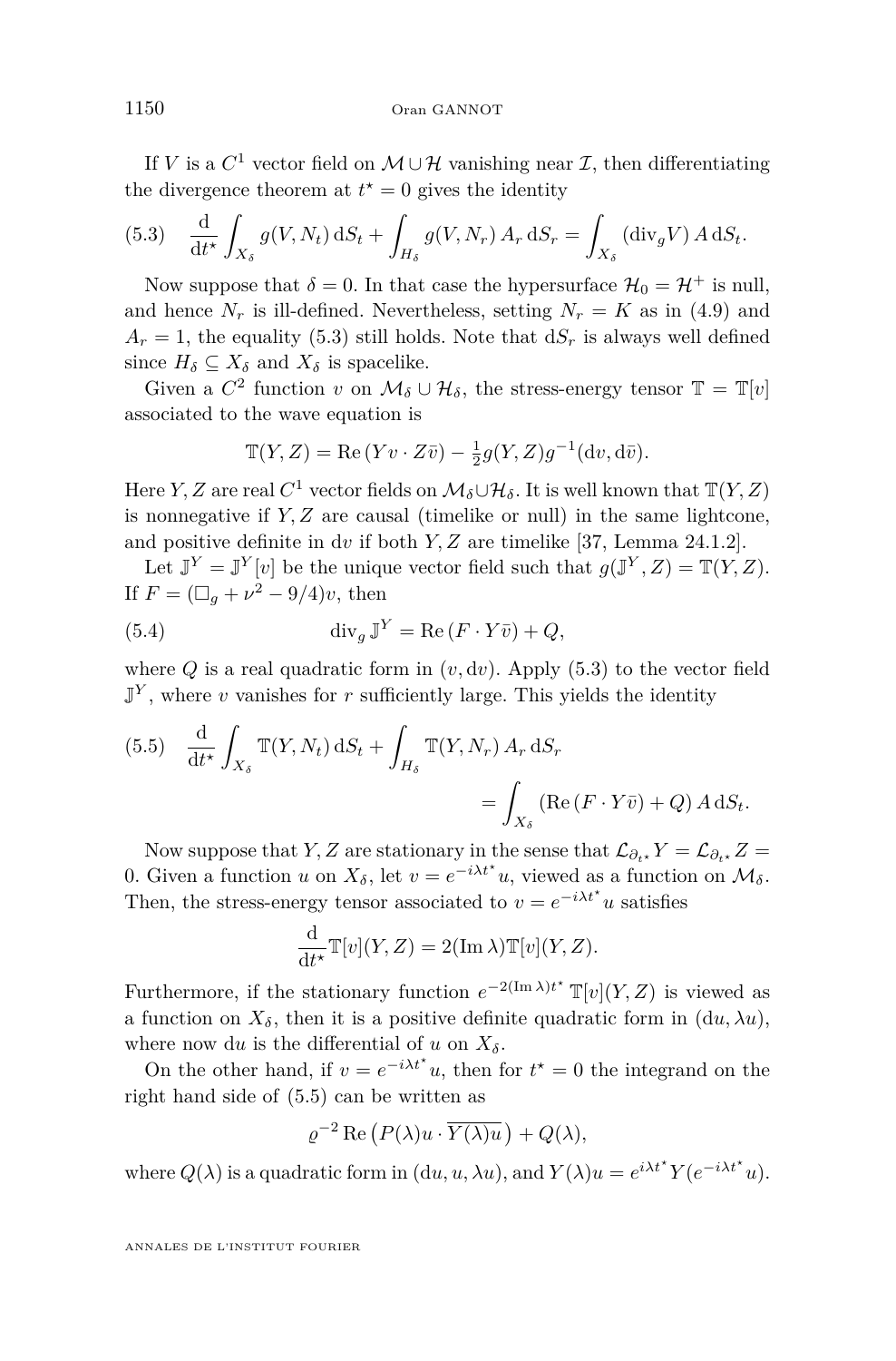If $V$ is a $C^1$ vector field on $\mathcal{M} \cup \mathcal{H}$ vanishing near $\mathcal{I}$, then differentiating the divergence theorem at $t^\star = 0$ gives the identity

$$\frac{\mathrm{d}}{\mathrm{d}t^\star} \int_{X_\delta} g(V, N_t)\, \mathrm{d}S_t + \int_{H_\delta} g(V, N_r)\, A_r\, \mathrm{d}S_r = \int_{X_\delta} (\mathrm{div}_g V)\, A\, \mathrm{d}S_t. \tag{5.3}$$

Now suppose that $\delta = 0$. In that case the hypersurface $\mathcal{H}_0 = \mathcal{H}^+$ is null, and hence $N_r$ is ill-defined. Nevertheless, setting $N_r = K$ as in (4.9) and $A_r = 1$, the equality (5.3) still holds. Note that $\mathrm{d}S_r$ is always well defined since $H_\delta \subseteq X_\delta$ and $X_\delta$ is spacelike.

Given a $C^2$ function $v$ on $\mathcal{M}_\delta \cup \mathcal{H}_\delta$, the stress-energy tensor $\mathbb{T} = \mathbb{T}[v]$ associated to the wave equation is

$$\mathbb{T}(Y, Z) = \mathrm{Re}\,(Yv \cdot Z\bar{v}) - \tfrac{1}{2} g(Y, Z) g^{-1}(\mathrm{d}v, \mathrm{d}\bar{v}).$$

Here $Y, Z$ are real $C^1$ vector fields on $\mathcal{M}_\delta \cup \mathcal{H}_\delta$. It is well known that $\mathbb{T}(Y, Z)$ is nonnegative if $Y, Z$ are causal (timelike or null) in the same lightcone, and positive definite in $\mathrm{d}v$ if both $Y, Z$ are timelike [37, Lemma 24.1.2].

Let $\mathbb{J}^Y = \mathbb{J}^Y[v]$ be the unique vector field such that $g(\mathbb{J}^Y, Z) = \mathbb{T}(Y, Z)$. If $F = (\Box_g + \nu^2 - 9/4)v$, then

$$\mathrm{div}_g\, \mathbb{J}^Y = \mathrm{Re}\,(F \cdot Y\bar{v}) + Q, \tag{5.4}$$

where $Q$ is a real quadratic form in $(v, \mathrm{d}v)$. Apply (5.3) to the vector field $\mathbb{J}^Y$, where $v$ vanishes for $r$ sufficiently large. This yields the identity

$$\frac{\mathrm{d}}{\mathrm{d}t^\star} \int_{X_\delta} \mathbb{T}(Y, N_t)\, \mathrm{d}S_t + \int_{H_\delta} \mathbb{T}(Y, N_r)\, A_r\, \mathrm{d}S_r = \int_{X_\delta} (\mathrm{Re}\,(F \cdot Y\bar{v}) + Q)\, A\, \mathrm{d}S_t. \tag{5.5}$$

Now suppose that $Y, Z$ are stationary in the sense that $\mathcal{L}_{\partial_{t^\star}} Y = \mathcal{L}_{\partial_{t^\star}} Z = 0$. Given a function $u$ on $X_\delta$, let $v = e^{-i\lambda t^\star} u$, viewed as a function on $\mathcal{M}_\delta$. Then, the stress-energy tensor associated to $v = e^{-i\lambda t^\star} u$ satisfies

$$\frac{\mathrm{d}}{\mathrm{d}t^\star} \mathbb{T}[v](Y, Z) = 2(\mathrm{Im}\,\lambda) \mathbb{T}[v](Y, Z).$$

Furthermore, if the stationary function $e^{-2(\mathrm{Im}\,\lambda)t^\star}\, \mathbb{T}[v](Y, Z)$ is viewed as a function on $X_\delta$, then it is a positive definite quadratic form in $(\mathrm{d}u, \lambda u)$, where now $\mathrm{d}u$ is the differential of $u$ on $X_\delta$.

On the other hand, if $v = e^{-i\lambda t^\star} u$, then for $t^\star = 0$ the integrand on the right hand side of (5.5) can be written as

$$\varrho^{-2}\, \mathrm{Re}\left(P(\lambda)u \cdot \overline{Y(\lambda)u}\right) + Q(\lambda),$$

where $Q(\lambda)$ is a quadratic form in $(\mathrm{d}u, u, \lambda u)$, and $Y(\lambda)u = e^{i\lambda t^\star} Y(e^{-i\lambda t^\star} u)$.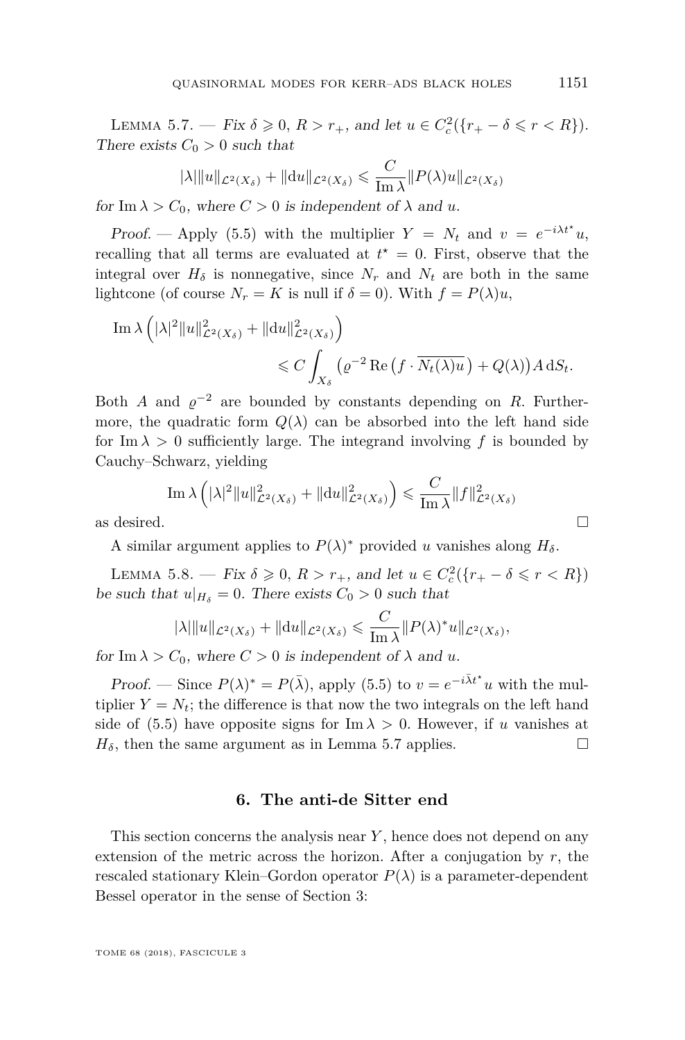Lemma 5.7. — *Fix $\delta \geqslant 0$, $R > r_+$, and let $u \in C_c^2(\{r_+ - \delta \leqslant r < R\})$. There exists $C_0 > 0$ such that*

$$|\lambda| \|u\|_{\mathcal{L}^2(X_\delta)} + \|\mathrm{d}u\|_{\mathcal{L}^2(X_\delta)} \leqslant \frac{C}{\operatorname{Im}\lambda} \|P(\lambda)u\|_{\mathcal{L}^2(X_\delta)}$$

*for $\operatorname{Im}\lambda > C_0$, where $C > 0$ is independent of $\lambda$ and $u$.*

*Proof.* — Apply (5.5) with the multiplier $Y = N_t$ and $v = e^{-i\lambda t^\star} u$, recalling that all terms are evaluated at $t^\star = 0$. First, observe that the integral over $H_\delta$ is nonnegative, since $N_r$ and $N_t$ are both in the same lightcone (of course $N_r = K$ is null if $\delta = 0$). With $f = P(\lambda)u$,

$$\operatorname{Im}\lambda \left( |\lambda|^2 \|u\|^2_{\mathcal{L}^2(X_\delta)} + \|\mathrm{d}u\|^2_{\mathcal{L}^2(X_\delta)} \right) \leqslant C \int_{X_\delta} \left( \varrho^{-2} \operatorname{Re}\left( f \cdot \overline{N_t(\lambda)u} \right) + Q(\lambda) \right) A \, \mathrm{d}S_t.$$

Both $A$ and $\varrho^{-2}$ are bounded by constants depending on $R$. Furthermore, the quadratic form $Q(\lambda)$ can be absorbed into the left hand side for $\operatorname{Im}\lambda > 0$ sufficiently large. The integrand involving $f$ is bounded by Cauchy–Schwarz, yielding

$$\operatorname{Im}\lambda \left( |\lambda|^2 \|u\|^2_{\mathcal{L}^2(X_\delta)} + \|\mathrm{d}u\|^2_{\mathcal{L}^2(X_\delta)} \right) \leqslant \frac{C}{\operatorname{Im}\lambda} \|f\|^2_{\mathcal{L}^2(X_\delta)}$$

as desired. $\square$

A similar argument applies to $P(\lambda)^*$ provided $u$ vanishes along $H_\delta$.

Lemma 5.8. — *Fix $\delta \geqslant 0$, $R > r_+$, and let $u \in C_c^2(\{r_+ - \delta \leqslant r < R\})$ be such that $u|_{H_\delta} = 0$. There exists $C_0 > 0$ such that*

$$|\lambda| \|u\|_{\mathcal{L}^2(X_\delta)} + \|\mathrm{d}u\|_{\mathcal{L}^2(X_\delta)} \leqslant \frac{C}{\operatorname{Im}\lambda} \|P(\lambda)^* u\|_{\mathcal{L}^2(X_\delta)},$$

*for $\operatorname{Im}\lambda > C_0$, where $C > 0$ is independent of $\lambda$ and $u$.*

*Proof.* — Since $P(\lambda)^* = P(\bar{\lambda})$, apply (5.5) to $v = e^{-i\bar{\lambda}t^\star} u$ with the multiplier $Y = N_t$; the difference is that now the two integrals on the left hand side of (5.5) have opposite signs for $\operatorname{Im}\lambda > 0$. However, if $u$ vanishes at $H_\delta$, then the same argument as in Lemma 5.7 applies. $\square$

## 6. The anti-de Sitter end

This section concerns the analysis near $Y$, hence does not depend on any extension of the metric across the horizon. After a conjugation by $r$, the rescaled stationary Klein–Gordon operator $P(\lambda)$ is a parameter-dependent Bessel operator in the sense of Section 3: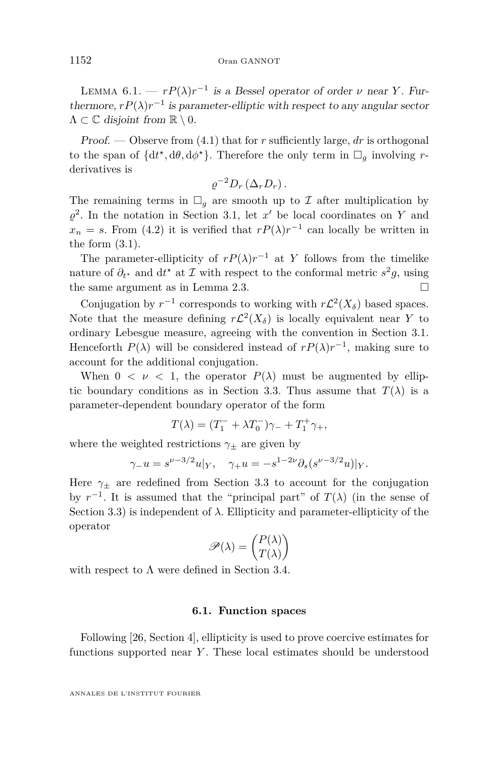LEMMA 6.1. — *$rP(\lambda)r^{-1}$ is a Bessel operator of order $\nu$ near $Y$. Furthermore, $rP(\lambda)r^{-1}$ is parameter-elliptic with respect to any angular sector $\Lambda \subset \mathbb{C}$ disjoint from $\mathbb{R} \setminus 0$.*

*Proof.* — Observe from (4.1) that for $r$ sufficiently large, $dr$ is orthogonal to the span of $\{dt^\star, d\theta, d\phi^\star\}$. Therefore the only term in $\Box_g$ involving $r$-derivatives is

$$\varrho^{-2} D_r (\Delta_r D_r).$$

The remaining terms in $\Box_g$ are smooth up to $\mathcal{I}$ after multiplication by $\varrho^2$. In the notation in Section 3.1, let $x'$ be local coordinates on $Y$ and $x_n = s$. From (4.2) it is verified that $rP(\lambda)r^{-1}$ can locally be written in the form (3.1).

The parameter-ellipticity of $rP(\lambda)r^{-1}$ at $Y$ follows from the timelike nature of $\partial_{t^\star}$ and $dt^\star$ at $\mathcal{I}$ with respect to the conformal metric $s^2 g$, using the same argument as in Lemma 2.3. □

Conjugation by $r^{-1}$ corresponds to working with $r\mathcal{L}^2(X_\delta)$ based spaces. Note that the measure defining $r\mathcal{L}^2(X_\delta)$ is locally equivalent near $Y$ to ordinary Lebesgue measure, agreeing with the convention in Section 3.1. Henceforth $P(\lambda)$ will be considered instead of $rP(\lambda)r^{-1}$, making sure to account for the additional conjugation.

When $0 < \nu < 1$, the operator $P(\lambda)$ must be augmented by elliptic boundary conditions as in Section 3.3. Thus assume that $T(\lambda)$ is a parameter-dependent boundary operator of the form

$$T(\lambda) = (T_1^- + \lambda T_0^-)\gamma_- + T_1^+ \gamma_+,$$

where the weighted restrictions $\gamma_\pm$ are given by

$$\gamma_- u = s^{\nu - 3/2} u|_Y, \quad \gamma_+ u = -s^{1-2\nu} \partial_s (s^{\nu-3/2} u)|_Y.$$

Here $\gamma_\pm$ are redefined from Section 3.3 to account for the conjugation by $r^{-1}$. It is assumed that the "principal part" of $T(\lambda)$ (in the sense of Section 3.3) is independent of $\lambda$. Ellipticity and parameter-ellipticity of the operator

$$\mathscr{P}(\lambda) = \begin{pmatrix} P(\lambda) \\ T(\lambda) \end{pmatrix}$$

with respect to $\Lambda$ were defined in Section 3.4.

### 6.1. Function spaces

Following [26, Section 4], ellipticity is used to prove coercive estimates for functions supported near $Y$. These local estimates should be understood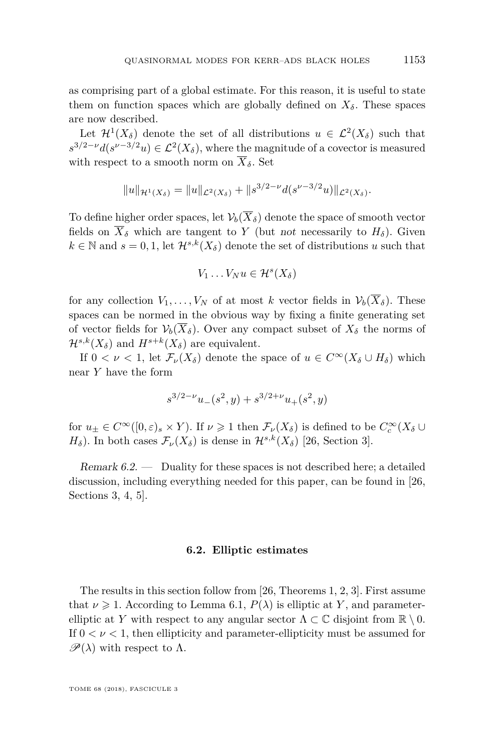as comprising part of a global estimate. For this reason, it is useful to state them on function spaces which are globally defined on $X_\delta$. These spaces are now described.

Let $\mathcal{H}^1(X_\delta)$ denote the set of all distributions $u \in \mathcal{L}^2(X_\delta)$ such that $s^{3/2-\nu} d(s^{\nu-3/2}u) \in \mathcal{L}^2(X_\delta)$, where the magnitude of a covector is measured with respect to a smooth norm on $\overline{X}_\delta$. Set

$$\|u\|_{\mathcal{H}^1(X_\delta)} = \|u\|_{\mathcal{L}^2(X_\delta)} + \|s^{3/2-\nu} d(s^{\nu-3/2}u)\|_{\mathcal{L}^2(X_\delta)}.$$

To define higher order spaces, let $\mathcal{V}_b(\overline{X}_\delta)$ denote the space of smooth vector fields on $\overline{X}_\delta$ which are tangent to $Y$ (but *not* necessarily to $H_\delta$). Given $k \in \mathbb{N}$ and $s = 0, 1$, let $\mathcal{H}^{s,k}(X_\delta)$ denote the set of distributions $u$ such that

$$V_1 \dots V_N u \in \mathcal{H}^s(X_\delta)$$

for any collection $V_1, \dots, V_N$ of at most $k$ vector fields in $\mathcal{V}_b(\overline{X}_\delta)$. These spaces can be normed in the obvious way by fixing a finite generating set of vector fields for $\mathcal{V}_b(\overline{X}_\delta)$. Over any compact subset of $X_\delta$ the norms of $\mathcal{H}^{s,k}(X_\delta)$ and $H^{s+k}(X_\delta)$ are equivalent.

If $0 < \nu < 1$, let $\mathcal{F}_\nu(X_\delta)$ denote the space of $u \in C^\infty(X_\delta \cup H_\delta)$ which near $Y$ have the form

$$s^{3/2-\nu} u_-(s^2, y) + s^{3/2+\nu} u_+(s^2, y)$$

for $u_\pm \in C^\infty([0, \varepsilon)_s \times Y)$. If $\nu \geqslant 1$ then $\mathcal{F}_\nu(X_\delta)$ is defined to be $C_c^\infty(X_\delta \cup H_\delta)$. In both cases $\mathcal{F}_\nu(X_\delta)$ is dense in $\mathcal{H}^{s,k}(X_\delta)$ [26, Section 3].

*Remark 6.2.* — Duality for these spaces is not described here; a detailed discussion, including everything needed for this paper, can be found in [26, Sections 3, 4, 5].

### 6.2. Elliptic estimates

The results in this section follow from [26, Theorems 1, 2, 3]. First assume that $\nu \geqslant 1$. According to Lemma 6.1, $P(\lambda)$ is elliptic at $Y$, and parameter-elliptic at $Y$ with respect to any angular sector $\Lambda \subset \mathbb{C}$ disjoint from $\mathbb{R} \setminus 0$. If $0 < \nu < 1$, then ellipticity and parameter-ellipticity must be assumed for $\mathscr{P}(\lambda)$ with respect to $\Lambda$.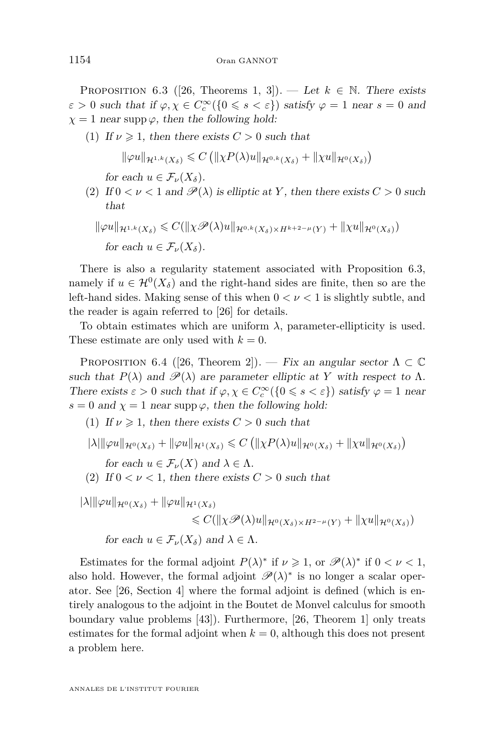Proposition 6.3 ([26, Theorems 1, 3]). — *Let $k \in \mathbb{N}$. There exists $\varepsilon > 0$ such that if $\varphi, \chi \in C_c^\infty(\{0 \leqslant s < \varepsilon\})$ satisfy $\varphi = 1$ near $s = 0$ and $\chi = 1$ near $\operatorname{supp} \varphi$, then the following hold:*

(1) *If $\nu \geqslant 1$, then there exists $C > 0$ such that*

$$\|\varphi u\|_{\mathcal{H}^{1,k}(X_\delta)} \leqslant C \left( \|\chi P(\lambda) u\|_{\mathcal{H}^{0,k}(X_\delta)} + \|\chi u\|_{\mathcal{H}^0(X_\delta)} \right)$$

*for each $u \in \mathcal{F}_\nu(X_\delta)$.*

(2) *If $0 < \nu < 1$ and $\mathscr{P}(\lambda)$ is elliptic at $Y$, then there exists $C > 0$ such that*

$$\|\varphi u\|_{\mathcal{H}^{1,k}(X_\delta)} \leqslant C(\|\chi \mathscr{P}(\lambda) u\|_{\mathcal{H}^{0,k}(X_\delta) \times H^{k+2-\mu}(Y)} + \|\chi u\|_{\mathcal{H}^0(X_\delta)})$$

*for each $u \in \mathcal{F}_\nu(X_\delta)$.*

There is also a regularity statement associated with Proposition 6.3, namely if $u \in \mathcal{H}^0(X_\delta)$ and the right-hand sides are finite, then so are the left-hand sides. Making sense of this when $0 < \nu < 1$ is slightly subtle, and the reader is again referred to [26] for details.

To obtain estimates which are uniform $\lambda$, parameter-ellipticity is used. These estimate are only used with $k = 0$.

Proposition 6.4 ([26, Theorem 2]). — *Fix an angular sector $\Lambda \subset \mathbb{C}$ such that $P(\lambda)$ and $\mathscr{P}(\lambda)$ are parameter elliptic at $Y$ with respect to $\Lambda$. There exists $\varepsilon > 0$ such that if $\varphi, \chi \in C_c^\infty(\{0 \leqslant s < \varepsilon\})$ satisfy $\varphi = 1$ near $s = 0$ and $\chi = 1$ near $\operatorname{supp} \varphi$, then the following hold:*

(1) *If $\nu \geqslant 1$, then there exists $C > 0$ such that*

$$|\lambda| \|\varphi u\|_{\mathcal{H}^0(X_\delta)} + \|\varphi u\|_{\mathcal{H}^1(X_\delta)} \leqslant C \left( \|\chi P(\lambda) u\|_{\mathcal{H}^0(X_\delta)} + \|\chi u\|_{\mathcal{H}^0(X_\delta)} \right)$$

*for each $u \in \mathcal{F}_\nu(X)$ and $\lambda \in \Lambda$.*

(2) *If $0 < \nu < 1$, then there exists $C > 0$ such that*

$$|\lambda| \|\varphi u\|_{\mathcal{H}^0(X_\delta)} + \|\varphi u\|_{\mathcal{H}^1(X_\delta)} \leqslant C(\|\chi \mathscr{P}(\lambda) u\|_{\mathcal{H}^0(X_\delta) \times H^{2-\mu}(Y)} + \|\chi u\|_{\mathcal{H}^0(X_\delta)})$$

*for each $u \in \mathcal{F}_\nu(X_\delta)$ and $\lambda \in \Lambda$.*

Estimates for the formal adjoint $P(\lambda)^*$ if $\nu \geqslant 1$, or $\mathscr{P}(\lambda)^*$ if $0 < \nu < 1$, also hold. However, the formal adjoint $\mathscr{P}(\lambda)^*$ is no longer a scalar operator. See [26, Section 4] where the formal adjoint is defined (which is entirely analogous to the adjoint in the Boutet de Monvel calculus for smooth boundary value problems [43]). Furthermore, [26, Theorem 1] only treats estimates for the formal adjoint when $k = 0$, although this does not present a problem here.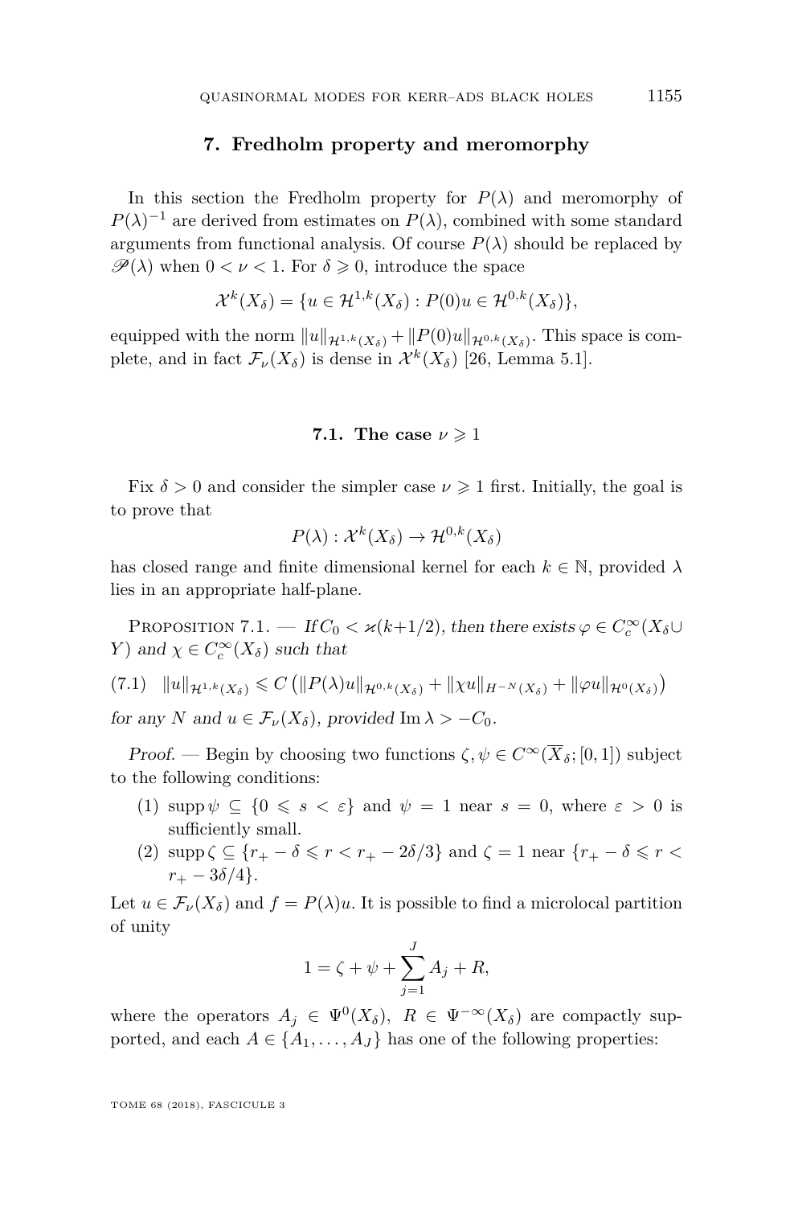## 7. Fredholm property and meromorphy

In this section the Fredholm property for $P(\lambda)$ and meromorphy of $P(\lambda)^{-1}$ are derived from estimates on $P(\lambda)$, combined with some standard arguments from functional analysis. Of course $P(\lambda)$ should be replaced by $\mathscr{P}(\lambda)$ when $0 < \nu < 1$. For $\delta \geqslant 0$, introduce the space

$$\mathcal{X}^k(X_\delta) = \{u \in \mathcal{H}^{1,k}(X_\delta) : P(0)u \in \mathcal{H}^{0,k}(X_\delta)\},$$

equipped with the norm $\|u\|_{\mathcal{H}^{1,k}(X_\delta)} + \|P(0)u\|_{\mathcal{H}^{0,k}(X_\delta)}$. This space is complete, and in fact $\mathcal{F}_\nu(X_\delta)$ is dense in $\mathcal{X}^k(X_\delta)$ [26, Lemma 5.1].

### 7.1. The case $\nu \geqslant 1$

Fix $\delta > 0$ and consider the simpler case $\nu \geqslant 1$ first. Initially, the goal is to prove that

$$P(\lambda) : \mathcal{X}^k(X_\delta) \to \mathcal{H}^{0,k}(X_\delta)$$

has closed range and finite dimensional kernel for each $k \in \mathbb{N}$, provided $\lambda$ lies in an appropriate half-plane.

Proposition 7.1. — *If $C_0 < \varkappa(k+1/2)$, then there exists $\varphi \in C_c^\infty(X_\delta \cup Y)$ and $\chi \in C_c^\infty(X_\delta)$ such that*

$$\|u\|_{\mathcal{H}^{1,k}(X_\delta)} \leqslant C\left(\|P(\lambda)u\|_{\mathcal{H}^{0,k}(X_\delta)} + \|\chi u\|_{H^{-N}(X_\delta)} + \|\varphi u\|_{\mathcal{H}^0(X_\delta)}\right) \tag{7.1}$$

*for any $N$ and $u \in \mathcal{F}_\nu(X_\delta)$, provided $\operatorname{Im}\lambda > -C_0$.*

*Proof.* — Begin by choosing two functions $\zeta, \psi \in C^\infty(\overline{X}_\delta; [0,1])$ subject to the following conditions:

1. $\operatorname{supp}\psi \subseteq \{0 \leqslant s < \varepsilon\}$ and $\psi = 1$ near $s = 0$, where $\varepsilon > 0$ is sufficiently small.
2. $\operatorname{supp}\zeta \subseteq \{r_+ - \delta \leqslant r < r_+ - 2\delta/3\}$ and $\zeta = 1$ near $\{r_+ - \delta \leqslant r < r_+ - 3\delta/4\}$.

Let $u \in \mathcal{F}_\nu(X_\delta)$ and $f = P(\lambda)u$. It is possible to find a microlocal partition of unity

$$1 = \zeta + \psi + \sum_{j=1}^{J} A_j + R,$$

where the operators $A_j \in \Psi^0(X_\delta)$, $R \in \Psi^{-\infty}(X_\delta)$ are compactly supported, and each $A \in \{A_1, \ldots, A_J\}$ has one of the following properties: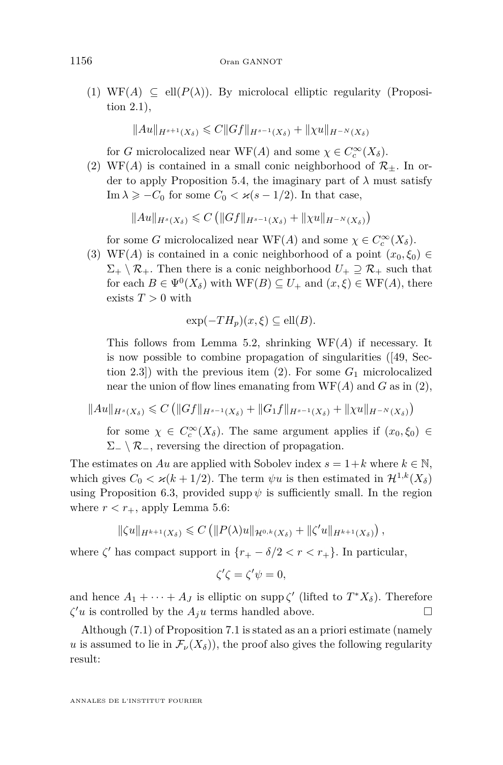(1) $\mathrm{WF}(A) \subseteq \mathrm{ell}(P(\lambda))$. By microlocal elliptic regularity (Proposition 2.1),

$$\|Au\|_{H^{s+1}(X_\delta)} \leqslant C\|Gf\|_{H^{s-1}(X_\delta)} + \|\chi u\|_{H^{-N}(X_\delta)}$$

for $G$ microlocalized near $\mathrm{WF}(A)$ and some $\chi \in C_c^\infty(X_\delta)$.

(2) $\mathrm{WF}(A)$ is contained in a small conic neighborhood of $\mathcal{R}_\pm$. In order to apply Proposition 5.4, the imaginary part of $\lambda$ must satisfy $\mathrm{Im}\,\lambda \geqslant -C_0$ for some $C_0 < \varkappa(s - 1/2)$. In that case,

$$\|Au\|_{H^s(X_\delta)} \leqslant C\left(\|Gf\|_{H^{s-1}(X_\delta)} + \|\chi u\|_{H^{-N}(X_\delta)}\right)$$

for some $G$ microlocalized near $\mathrm{WF}(A)$ and some $\chi \in C_c^\infty(X_\delta)$.

(3) $\mathrm{WF}(A)$ is contained in a conic neighborhood of a point $(x_0, \xi_0) \in \Sigma_+ \setminus \mathcal{R}_+$. Then there is a conic neighborhood $U_+ \supseteq \mathcal{R}_+$ such that for each $B \in \Psi^0(X_\delta)$ with $\mathrm{WF}(B) \subseteq U_+$ and $(x, \xi) \in \mathrm{WF}(A)$, there exists $T > 0$ with

$$\exp(-TH_p)(x, \xi) \subseteq \mathrm{ell}(B).$$

This follows from Lemma 5.2, shrinking $\mathrm{WF}(A)$ if necessary. It is now possible to combine propagation of singularities ([49, Section 2.3]) with the previous item (2). For some $G_1$ microlocalized near the union of flow lines emanating from $\mathrm{WF}(A)$ and $G$ as in (2),

$$\|Au\|_{H^s(X_\delta)} \leqslant C\left(\|Gf\|_{H^{s-1}(X_\delta)} + \|G_1 f\|_{H^{s-1}(X_\delta)} + \|\chi u\|_{H^{-N}(X_\delta)}\right)$$

for some $\chi \in C_c^\infty(X_\delta)$. The same argument applies if $(x_0, \xi_0) \in \Sigma_- \setminus \mathcal{R}_-$, reversing the direction of propagation.

The estimates on $Au$ are applied with Sobolev index $s = 1+k$ where $k \in \mathbb{N}$, which gives $C_0 < \varkappa(k + 1/2)$. The term $\psi u$ is then estimated in $\mathcal{H}^{1,k}(X_\delta)$ using Proposition 6.3, provided $\operatorname{supp} \psi$ is sufficiently small. In the region where $r < r_+$, apply Lemma 5.6:

$$\|\zeta u\|_{H^{k+1}(X_\delta)} \leqslant C\left(\|P(\lambda)u\|_{\mathcal{H}^{0,k}(X_\delta)} + \|\zeta' u\|_{H^{k+1}(X_\delta)}\right),$$

where $\zeta'$ has compact support in $\{r_+ - \delta/2 < r < r_+\}$. In particular,

$$\zeta'\zeta = \zeta'\psi = 0,$$

and hence $A_1 + \cdots + A_J$ is elliptic on $\operatorname{supp} \zeta'$ (lifted to $T^*X_\delta$). Therefore $\zeta' u$ is controlled by the $A_j u$ terms handled above. $\square$

Although (7.1) of Proposition 7.1 is stated as an a priori estimate (namely $u$ is assumed to lie in $\mathcal{F}_\nu(X_\delta)$), the proof also gives the following regularity result: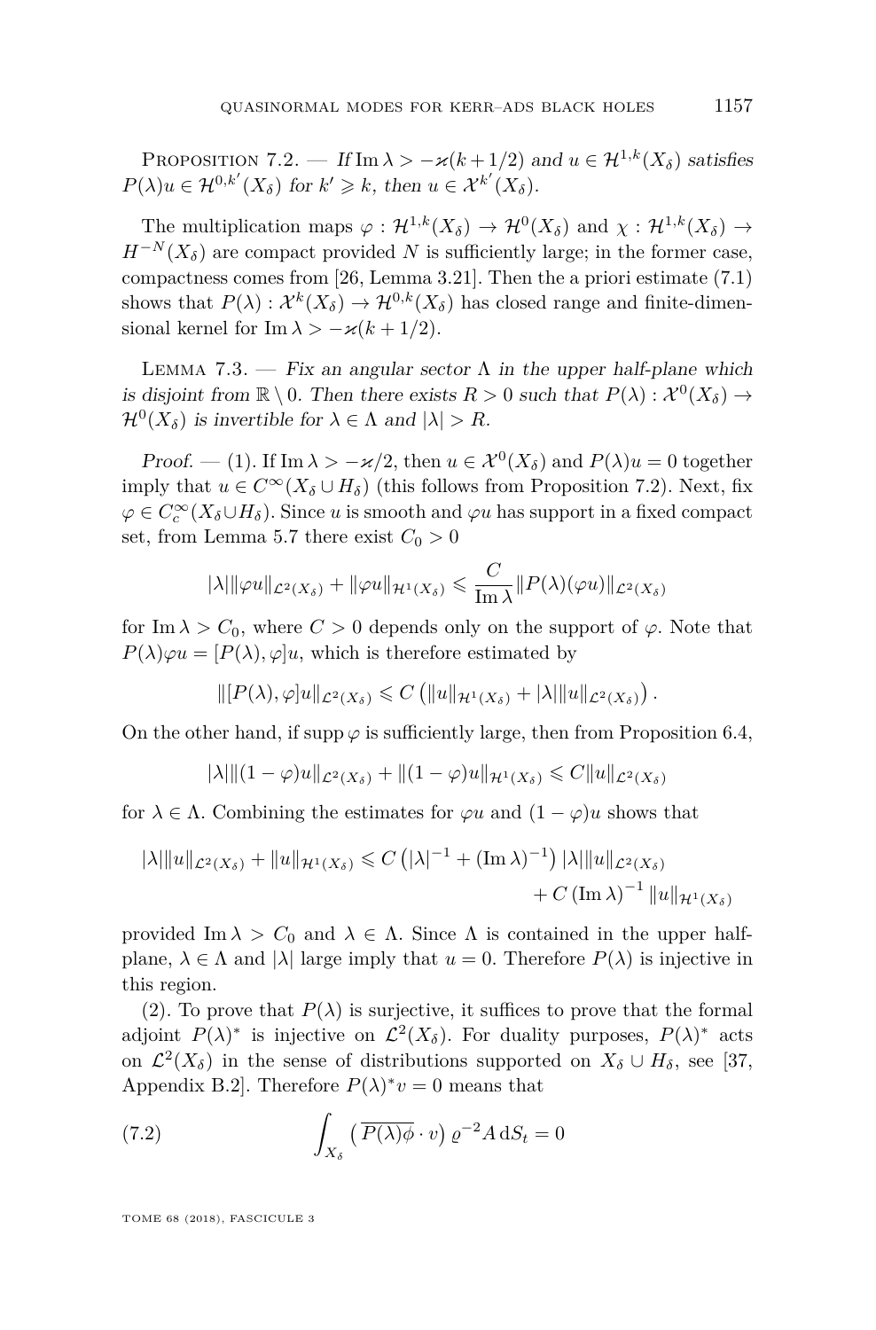Proposition 7.2. — *If* $\operatorname{Im}\lambda > -\varkappa(k+1/2)$ *and* $u \in \mathcal{H}^{1,k}(X_\delta)$ *satisfies* $P(\lambda)u \in \mathcal{H}^{0,k'}(X_\delta)$ *for* $k' \geqslant k$*, then* $u \in \mathcal{X}^{k'}(X_\delta)$*.*

The multiplication maps $\varphi : \mathcal{H}^{1,k}(X_\delta) \to \mathcal{H}^0(X_\delta)$ and $\chi : \mathcal{H}^{1,k}(X_\delta) \to H^{-N}(X_\delta)$ are compact provided $N$ is sufficiently large; in the former case, compactness comes from [26, Lemma 3.21]. Then the a priori estimate (7.1) shows that $P(\lambda) : \mathcal{X}^k(X_\delta) \to \mathcal{H}^{0,k}(X_\delta)$ has closed range and finite-dimensional kernel for $\operatorname{Im}\lambda > -\varkappa(k+1/2)$.

Lemma 7.3. — *Fix an angular sector* $\Lambda$ *in the upper half-plane which is disjoint from* $\mathbb{R}\setminus 0$*. Then there exists* $R > 0$ *such that* $P(\lambda) : \mathcal{X}^0(X_\delta) \to \mathcal{H}^0(X_\delta)$ *is invertible for* $\lambda \in \Lambda$ *and* $|\lambda| > R$*.*

*Proof.* — (1). If $\operatorname{Im}\lambda > -\varkappa/2$, then $u \in \mathcal{X}^0(X_\delta)$ and $P(\lambda)u = 0$ together imply that $u \in C^\infty(X_\delta \cup H_\delta)$ (this follows from Proposition 7.2). Next, fix $\varphi \in C_c^\infty(X_\delta \cup H_\delta)$. Since $u$ is smooth and $\varphi u$ has support in a fixed compact set, from Lemma 5.7 there exist $C_0 > 0$

$$|\lambda|\|\varphi u\|_{\mathcal{L}^2(X_\delta)} + \|\varphi u\|_{\mathcal{H}^1(X_\delta)} \leqslant \frac{C}{\operatorname{Im}\lambda}\|P(\lambda)(\varphi u)\|_{\mathcal{L}^2(X_\delta)}$$

for $\operatorname{Im}\lambda > C_0$, where $C > 0$ depends only on the support of $\varphi$. Note that $P(\lambda)\varphi u = [P(\lambda), \varphi]u$, which is therefore estimated by

$$\|[P(\lambda),\varphi]u\|_{\mathcal{L}^2(X_\delta)} \leqslant C\left(\|u\|_{\mathcal{H}^1(X_\delta)} + |\lambda|\|u\|_{\mathcal{L}^2(X_\delta)}\right).$$

On the other hand, if $\operatorname{supp}\varphi$ is sufficiently large, then from Proposition 6.4,

$$|\lambda|\|(1-\varphi)u\|_{\mathcal{L}^2(X_\delta)} + \|(1-\varphi)u\|_{\mathcal{H}^1(X_\delta)} \leqslant C\|u\|_{\mathcal{L}^2(X_\delta)}$$

for $\lambda \in \Lambda$. Combining the estimates for $\varphi u$ and $(1-\varphi)u$ shows that

$$\begin{aligned}|\lambda|\|u\|_{\mathcal{L}^2(X_\delta)} + \|u\|_{\mathcal{H}^1(X_\delta)} \leqslant C\left(|\lambda|^{-1} + (\operatorname{Im}\lambda)^{-1}\right)|\lambda|\|u\|_{\mathcal{L}^2(X_\delta)} \\ + C\left(\operatorname{Im}\lambda\right)^{-1}\|u\|_{\mathcal{H}^1(X_\delta)}\end{aligned}$$

provided $\operatorname{Im}\lambda > C_0$ and $\lambda \in \Lambda$. Since $\Lambda$ is contained in the upper half-plane, $\lambda \in \Lambda$ and $|\lambda|$ large imply that $u = 0$. Therefore $P(\lambda)$ is injective in this region.

(2). To prove that $P(\lambda)$ is surjective, it suffices to prove that the formal adjoint $P(\lambda)^*$ is injective on $\mathcal{L}^2(X_\delta)$. For duality purposes, $P(\lambda)^*$ acts on $\mathcal{L}^2(X_\delta)$ in the sense of distributions supported on $X_\delta \cup H_\delta$, see [37, Appendix B.2]. Therefore $P(\lambda)^*v = 0$ means that

$$\int_{X_\delta}\left(\overline{P(\lambda)\phi}\cdot v\right)\varrho^{-2}A\,\mathrm{d}S_t = 0 \tag{7.2}$$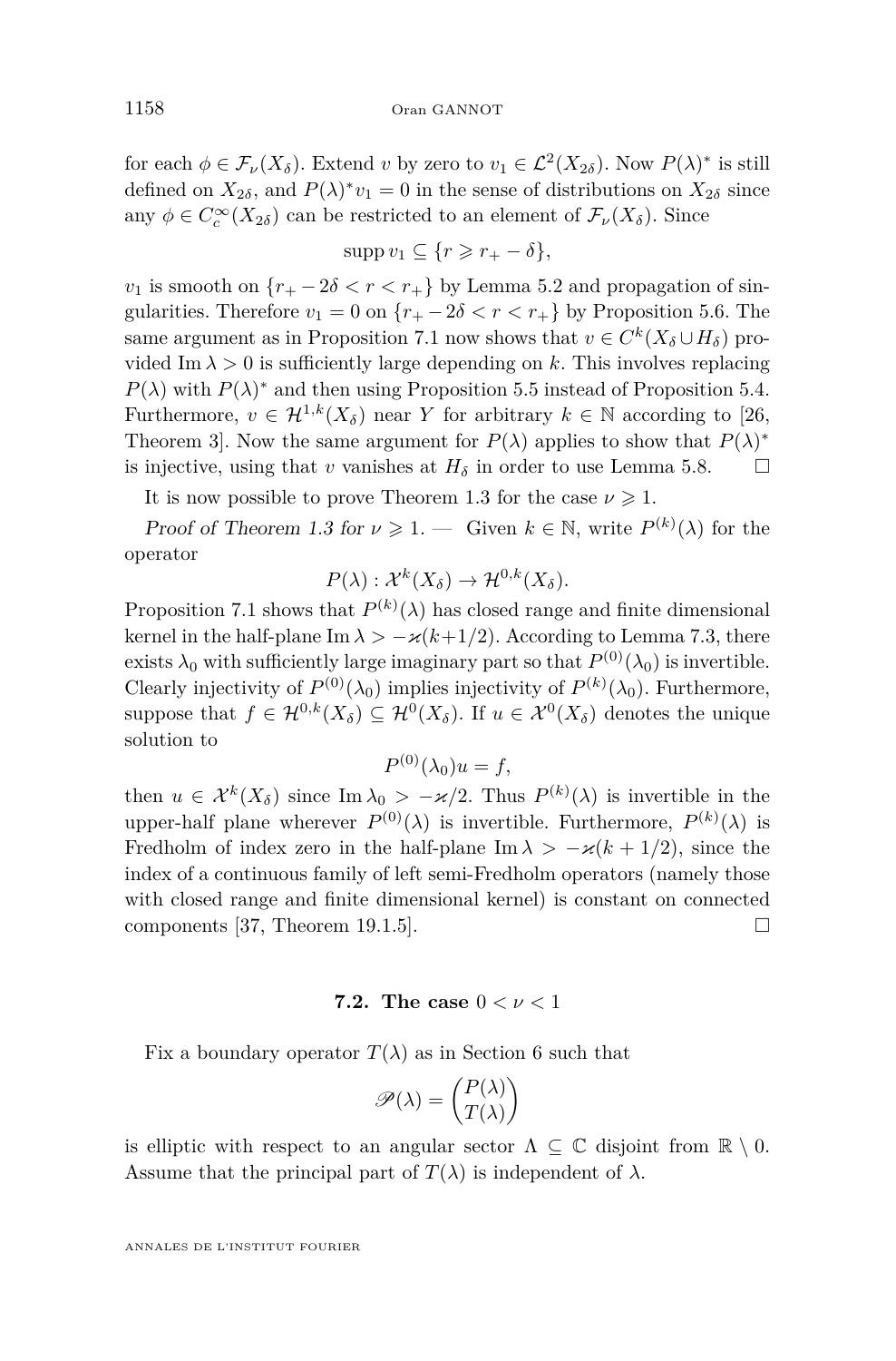for each $\phi \in \mathcal{F}_\nu(X_\delta)$. Extend $v$ by zero to $v_1 \in \mathcal{L}^2(X_{2\delta})$. Now $P(\lambda)^*$ is still defined on $X_{2\delta}$, and $P(\lambda)^* v_1 = 0$ in the sense of distributions on $X_{2\delta}$ since any $\phi \in C_c^\infty(X_{2\delta})$ can be restricted to an element of $\mathcal{F}_\nu(X_\delta)$. Since

$$\operatorname{supp} v_1 \subseteq \{r \geqslant r_+ - \delta\},$$

$v_1$ is smooth on $\{r_+ - 2\delta < r < r_+\}$ by Lemma 5.2 and propagation of singularities. Therefore $v_1 = 0$ on $\{r_+ - 2\delta < r < r_+\}$ by Proposition 5.6. The same argument as in Proposition 7.1 now shows that $v \in C^k(X_\delta \cup H_\delta)$ provided $\operatorname{Im} \lambda > 0$ is sufficiently large depending on $k$. This involves replacing $P(\lambda)$ with $P(\lambda)^*$ and then using Proposition 5.5 instead of Proposition 5.4. Furthermore, $v \in \mathcal{H}^{1,k}(X_\delta)$ near $Y$ for arbitrary $k \in \mathbb{N}$ according to [26, Theorem 3]. Now the same argument for $P(\lambda)$ applies to show that $P(\lambda)^*$ is injective, using that $v$ vanishes at $H_\delta$ in order to use Lemma 5.8. □

It is now possible to prove Theorem 1.3 for the case $\nu \geqslant 1$.

*Proof of Theorem 1.3 for $\nu \geqslant 1$.* — Given $k \in \mathbb{N}$, write $P^{(k)}(\lambda)$ for the operator

$$P(\lambda) : \mathcal{X}^k(X_\delta) \to \mathcal{H}^{0,k}(X_\delta).$$

Proposition 7.1 shows that $P^{(k)}(\lambda)$ has closed range and finite dimensional kernel in the half-plane $\operatorname{Im} \lambda > -\varkappa(k+1/2)$. According to Lemma 7.3, there exists $\lambda_0$ with sufficiently large imaginary part so that $P^{(0)}(\lambda_0)$ is invertible. Clearly injectivity of $P^{(0)}(\lambda_0)$ implies injectivity of $P^{(k)}(\lambda_0)$. Furthermore, suppose that $f \in \mathcal{H}^{0,k}(X_\delta) \subseteq \mathcal{H}^0(X_\delta)$. If $u \in \mathcal{X}^0(X_\delta)$ denotes the unique solution to

$$P^{(0)}(\lambda_0) u = f,$$

then $u \in \mathcal{X}^k(X_\delta)$ since $\operatorname{Im} \lambda_0 > -\varkappa/2$. Thus $P^{(k)}(\lambda)$ is invertible in the upper-half plane wherever $P^{(0)}(\lambda)$ is invertible. Furthermore, $P^{(k)}(\lambda)$ is Fredholm of index zero in the half-plane $\operatorname{Im} \lambda > -\varkappa(k + 1/2)$, since the index of a continuous family of left semi-Fredholm operators (namely those with closed range and finite dimensional kernel) is constant on connected components [37, Theorem 19.1.5]. □

### 7.2. The case $0 < \nu < 1$

Fix a boundary operator $T(\lambda)$ as in Section 6 such that

$$\mathscr{P}(\lambda) = \begin{pmatrix} P(\lambda) \\ T(\lambda) \end{pmatrix}$$

is elliptic with respect to an angular sector $\Lambda \subseteq \mathbb{C}$ disjoint from $\mathbb{R} \setminus 0$. Assume that the principal part of $T(\lambda)$ is independent of $\lambda$.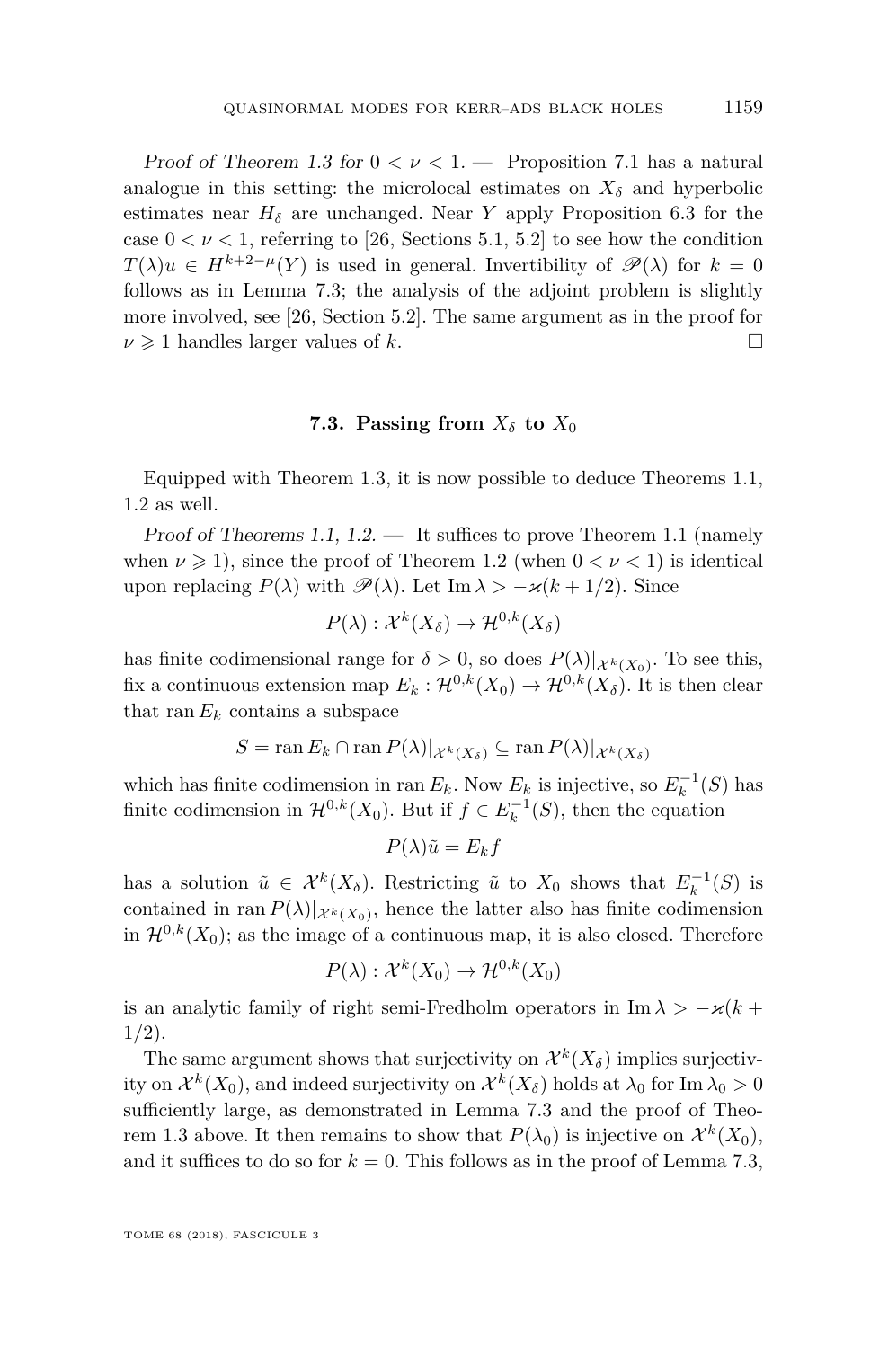*Proof of Theorem 1.3 for $0 < \nu < 1$.* — Proposition 7.1 has a natural analogue in this setting: the microlocal estimates on $X_\delta$ and hyperbolic estimates near $H_\delta$ are unchanged. Near $Y$ apply Proposition 6.3 for the case $0 < \nu < 1$, referring to [26, Sections 5.1, 5.2] to see how the condition $T(\lambda)u \in H^{k+2-\mu}(Y)$ is used in general. Invertibility of $\mathscr{P}(\lambda)$ for $k = 0$ follows as in Lemma 7.3; the analysis of the adjoint problem is slightly more involved, see [26, Section 5.2]. The same argument as in the proof for $\nu \geqslant 1$ handles larger values of $k$. □

### 7.3. Passing from $X_\delta$ to $X_0$

Equipped with Theorem 1.3, it is now possible to deduce Theorems 1.1, 1.2 as well.

*Proof of Theorems 1.1, 1.2.* — It suffices to prove Theorem 1.1 (namely when $\nu \geqslant 1$), since the proof of Theorem 1.2 (when $0 < \nu < 1$) is identical upon replacing $P(\lambda)$ with $\mathscr{P}(\lambda)$. Let $\operatorname{Im} \lambda > -\varkappa(k + 1/2)$. Since

$$P(\lambda) : \mathcal{X}^k(X_\delta) \to \mathcal{H}^{0,k}(X_\delta)$$

has finite codimensional range for $\delta > 0$, so does $P(\lambda)|_{\mathcal{X}^k(X_0)}$. To see this, fix a continuous extension map $E_k : \mathcal{H}^{0,k}(X_0) \to \mathcal{H}^{0,k}(X_\delta)$. It is then clear that $\operatorname{ran} E_k$ contains a subspace

$$S = \operatorname{ran} E_k \cap \operatorname{ran} P(\lambda)|_{\mathcal{X}^k(X_\delta)} \subseteq \operatorname{ran} P(\lambda)|_{\mathcal{X}^k(X_\delta)}$$

which has finite codimension in $\operatorname{ran} E_k$. Now $E_k$ is injective, so $E_k^{-1}(S)$ has finite codimension in $\mathcal{H}^{0,k}(X_0)$. But if $f \in E_k^{-1}(S)$, then the equation

$$P(\lambda)\tilde{u} = E_k f$$

has a solution $\tilde{u} \in \mathcal{X}^k(X_\delta)$. Restricting $\tilde{u}$ to $X_0$ shows that $E_k^{-1}(S)$ is contained in $\operatorname{ran} P(\lambda)|_{\mathcal{X}^k(X_0)}$, hence the latter also has finite codimension in $\mathcal{H}^{0,k}(X_0)$; as the image of a continuous map, it is also closed. Therefore

$$P(\lambda) : \mathcal{X}^k(X_0) \to \mathcal{H}^{0,k}(X_0)$$

is an analytic family of right semi-Fredholm operators in $\operatorname{Im} \lambda > -\varkappa(k + 1/2)$.

The same argument shows that surjectivity on $\mathcal{X}^k(X_\delta)$ implies surjectivity on $\mathcal{X}^k(X_0)$, and indeed surjectivity on $\mathcal{X}^k(X_\delta)$ holds at $\lambda_0$ for $\operatorname{Im} \lambda_0 > 0$ sufficiently large, as demonstrated in Lemma 7.3 and the proof of Theorem 1.3 above. It then remains to show that $P(\lambda_0)$ is injective on $\mathcal{X}^k(X_0)$, and it suffices to do so for $k = 0$. This follows as in the proof of Lemma 7.3,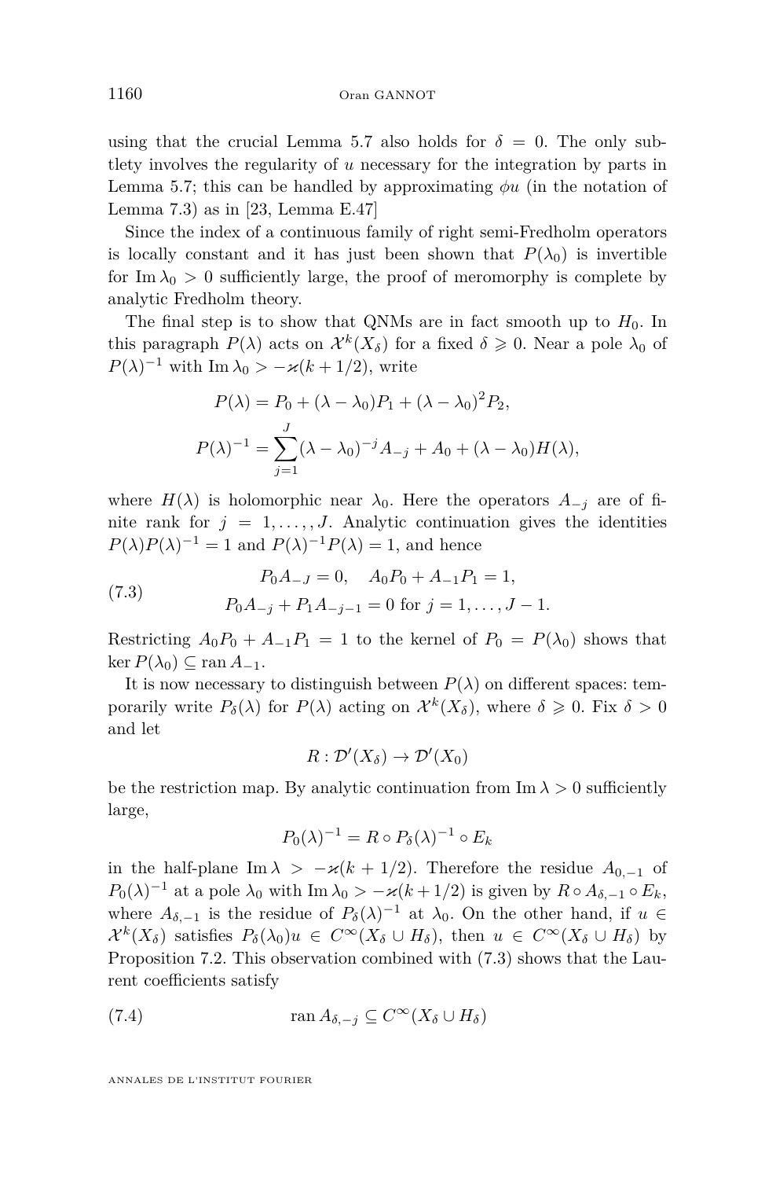using that the crucial Lemma 5.7 also holds for $\delta = 0$. The only subtlety involves the regularity of $u$ necessary for the integration by parts in Lemma 5.7; this can be handled by approximating $\phi u$ (in the notation of Lemma 7.3) as in [23, Lemma E.47]

Since the index of a continuous family of right semi-Fredholm operators is locally constant and it has just been shown that $P(\lambda_0)$ is invertible for $\operatorname{Im}\lambda_0 > 0$ sufficiently large, the proof of meromorphy is complete by analytic Fredholm theory.

The final step is to show that QNMs are in fact smooth up to $H_0$. In this paragraph $P(\lambda)$ acts on $\mathcal{X}^k(X_\delta)$ for a fixed $\delta \geqslant 0$. Near a pole $\lambda_0$ of $P(\lambda)^{-1}$ with $\operatorname{Im}\lambda_0 > -\varkappa(k+1/2)$, write

$$P(\lambda) = P_0 + (\lambda - \lambda_0)P_1 + (\lambda - \lambda_0)^2 P_2,$$

$$P(\lambda)^{-1} = \sum_{j=1}^{J} (\lambda - \lambda_0)^{-j} A_{-j} + A_0 + (\lambda - \lambda_0) H(\lambda),$$

where $H(\lambda)$ is holomorphic near $\lambda_0$. Here the operators $A_{-j}$ are of finite rank for $j = 1, \ldots, , J$. Analytic continuation gives the identities $P(\lambda)P(\lambda)^{-1} = 1$ and $P(\lambda)^{-1}P(\lambda) = 1$, and hence

$$P_0 A_{-J} = 0, \quad A_0 P_0 + A_{-1} P_1 = 1,$$
$$P_0 A_{-j} + P_1 A_{-j-1} = 0 \text{ for } j = 1, \ldots, J-1. \tag{7.3}$$

Restricting $A_0 P_0 + A_{-1} P_1 = 1$ to the kernel of $P_0 = P(\lambda_0)$ shows that $\ker P(\lambda_0) \subseteq \operatorname{ran} A_{-1}$.

It is now necessary to distinguish between $P(\lambda)$ on different spaces: temporarily write $P_\delta(\lambda)$ for $P(\lambda)$ acting on $\mathcal{X}^k(X_\delta)$, where $\delta \geqslant 0$. Fix $\delta > 0$ and let

$$R : \mathcal{D}'(X_\delta) \to \mathcal{D}'(X_0)$$

be the restriction map. By analytic continuation from $\operatorname{Im}\lambda > 0$ sufficiently large,

$$P_0(\lambda)^{-1} = R \circ P_\delta(\lambda)^{-1} \circ E_k$$

in the half-plane $\operatorname{Im}\lambda > -\varkappa(k+1/2)$. Therefore the residue $A_{0,-1}$ of $P_0(\lambda)^{-1}$ at a pole $\lambda_0$ with $\operatorname{Im}\lambda_0 > -\varkappa(k+1/2)$ is given by $R \circ A_{\delta,-1} \circ E_k$, where $A_{\delta,-1}$ is the residue of $P_\delta(\lambda)^{-1}$ at $\lambda_0$. On the other hand, if $u \in \mathcal{X}^k(X_\delta)$ satisfies $P_\delta(\lambda_0)u \in C^\infty(X_\delta \cup H_\delta)$, then $u \in C^\infty(X_\delta \cup H_\delta)$ by Proposition 7.2. This observation combined with (7.3) shows that the Laurent coefficients satisfy

$$\operatorname{ran} A_{\delta,-j} \subseteq C^\infty(X_\delta \cup H_\delta) \tag{7.4}$$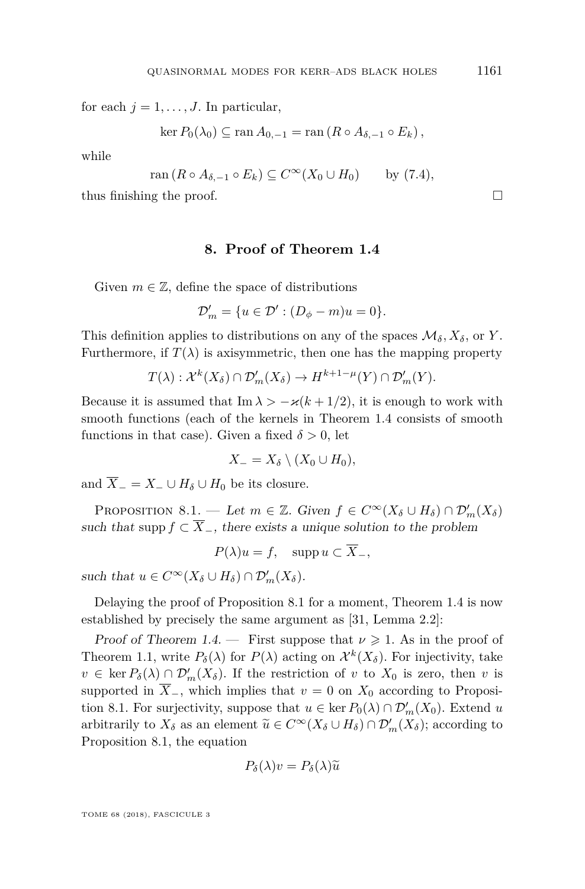for each $j = 1, \ldots, J$. In particular,

$$\ker P_0(\lambda_0) \subseteq \operatorname{ran} A_{0,-1} = \operatorname{ran}\left(R \circ A_{\delta,-1} \circ E_k\right),$$

while

$$\operatorname{ran}\left(R \circ A_{\delta,-1} \circ E_k\right) \subseteq C^\infty(X_0 \cup H_0) \qquad \text{by (7.4)},$$

thus finishing the proof. □

## 8. Proof of Theorem 1.4

Given $m \in \mathbb{Z}$, define the space of distributions

$$\mathcal{D}'_m = \{u \in \mathcal{D}' : (D_\phi - m)u = 0\}.$$

This definition applies to distributions on any of the spaces $\mathcal{M}_\delta, X_\delta$, or $Y$. Furthermore, if $T(\lambda)$ is axisymmetric, then one has the mapping property

$$T(\lambda) : \mathcal{X}^k(X_\delta) \cap \mathcal{D}'_m(X_\delta) \to H^{k+1-\mu}(Y) \cap \mathcal{D}'_m(Y).$$

Because it is assumed that $\operatorname{Im}\lambda > -\varkappa(k + 1/2)$, it is enough to work with smooth functions (each of the kernels in Theorem 1.4 consists of smooth functions in that case). Given a fixed $\delta > 0$, let

$$X_- = X_\delta \setminus (X_0 \cup H_0),$$

and $\overline{X}_- = X_- \cup H_\delta \cup H_0$ be its closure.

Proposition 8.1. — *Let $m \in \mathbb{Z}$. Given $f \in C^\infty(X_\delta \cup H_\delta) \cap \mathcal{D}'_m(X_\delta)$ such that $\operatorname{supp} f \subset \overline{X}_-$, there exists a unique solution to the problem*

$$P(\lambda)u = f, \quad \operatorname{supp} u \subset \overline{X}_-,$$

*such that $u \in C^\infty(X_\delta \cup H_\delta) \cap \mathcal{D}'_m(X_\delta)$.*

Delaying the proof of Proposition 8.1 for a moment, Theorem 1.4 is now established by precisely the same argument as [31, Lemma 2.2]:

*Proof of Theorem 1.4.* — First suppose that $\nu \geqslant 1$. As in the proof of Theorem 1.1, write $P_\delta(\lambda)$ for $P(\lambda)$ acting on $\mathcal{X}^k(X_\delta)$. For injectivity, take $v \in \ker P_\delta(\lambda) \cap \mathcal{D}'_m(X_\delta)$. If the restriction of $v$ to $X_0$ is zero, then $v$ is supported in $\overline{X}_-$, which implies that $v = 0$ on $X_0$ according to Proposition 8.1. For surjectivity, suppose that $u \in \ker P_0(\lambda) \cap \mathcal{D}'_m(X_0)$. Extend $u$ arbitrarily to $X_\delta$ as an element $\widetilde{u} \in C^\infty(X_\delta \cup H_\delta) \cap \mathcal{D}'_m(X_\delta)$; according to Proposition 8.1, the equation

$$P_\delta(\lambda)v = P_\delta(\lambda)\widetilde{u}$$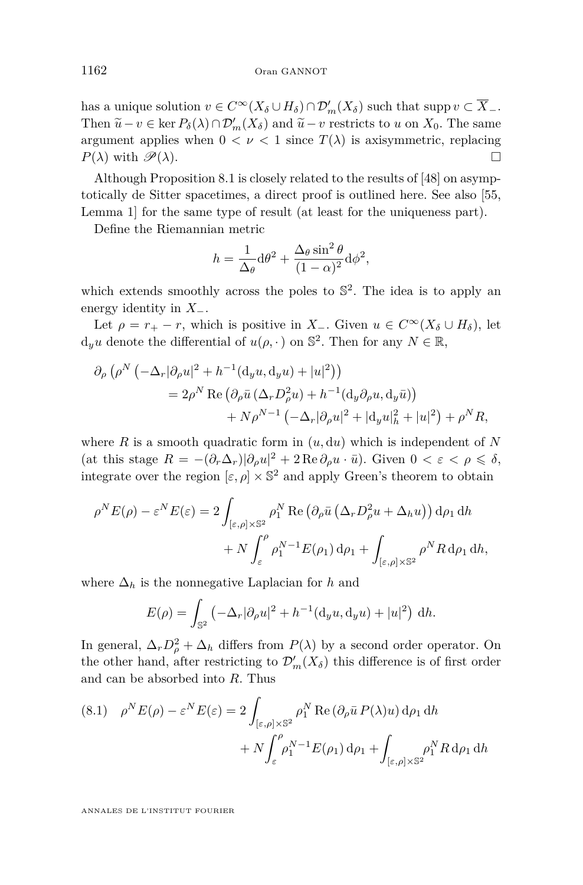has a unique solution $v \in C^\infty(X_\delta \cup H_\delta) \cap \mathcal{D}'_m(X_\delta)$ such that $\operatorname{supp} v \subset \overline{X}_-$. Then $\widetilde{u} - v \in \ker P_\delta(\lambda) \cap \mathcal{D}'_m(X_\delta)$ and $\widetilde{u} - v$ restricts to $u$ on $X_0$. The same argument applies when $0 < \nu < 1$ since $T(\lambda)$ is axisymmetric, replacing $P(\lambda)$ with $\mathscr{P}(\lambda)$. □

Although Proposition 8.1 is closely related to the results of [48] on asymptotically de Sitter spacetimes, a direct proof is outlined here. See also [55, Lemma 1] for the same type of result (at least for the uniqueness part).

Define the Riemannian metric

$$h = \frac{1}{\Delta_\theta}\mathrm{d}\theta^2 + \frac{\Delta_\theta \sin^2\theta}{(1-\alpha)^2}\mathrm{d}\phi^2,$$

which extends smoothly across the poles to $\mathbb{S}^2$. The idea is to apply an energy identity in $X_-$.

Let $\rho = r_+ - r$, which is positive in $X_-$. Given $u \in C^\infty(X_\delta \cup H_\delta)$, let $\mathrm{d}_y u$ denote the differential of $u(\rho, \cdot)$ on $\mathbb{S}^2$. Then for any $N \in \mathbb{R}$,

$$\begin{aligned}
\partial_\rho \left(\rho^N \left(-\Delta_r |\partial_\rho u|^2 + h^{-1}(\mathrm{d}_y u, \mathrm{d}_y u) + |u|^2\right)\right) &= 2\rho^N \operatorname{Re}\left(\partial_\rho \bar{u}\,(\Delta_r D_\rho^2 u) + h^{-1}(\mathrm{d}_y \partial_\rho u, \mathrm{d}_y \bar{u})\right) \\
&\quad + N\rho^{N-1}\left(-\Delta_r |\partial_\rho u|^2 + |\mathrm{d}_y u|_h^2 + |u|^2\right) + \rho^N R,
\end{aligned}$$

where $R$ is a smooth quadratic form in $(u, \mathrm{d}u)$ which is independent of $N$ (at this stage $R = -(\partial_r \Delta_r)|\partial_\rho u|^2 + 2\operatorname{Re}\partial_\rho u \cdot \bar{u}$). Given $0 < \varepsilon < \rho \leqslant \delta$, integrate over the region $[\varepsilon, \rho] \times \mathbb{S}^2$ and apply Green's theorem to obtain

$$\begin{aligned}
\rho^N E(\rho) - \varepsilon^N E(\varepsilon) &= 2\int_{[\varepsilon,\rho]\times\mathbb{S}^2} \rho_1^N \operatorname{Re}\left(\partial_\rho \bar{u}\left(\Delta_r D_\rho^2 u + \Delta_h u\right)\right)\mathrm{d}\rho_1\,\mathrm{d}h \\
&\quad + N\int_\varepsilon^\rho \rho_1^{N-1} E(\rho_1)\,\mathrm{d}\rho_1 + \int_{[\varepsilon,\rho]\times\mathbb{S}^2} \rho^N R\,\mathrm{d}\rho_1\,\mathrm{d}h,
\end{aligned}$$

where $\Delta_h$ is the nonnegative Laplacian for $h$ and

$$E(\rho) = \int_{\mathbb{S}^2} \left(-\Delta_r |\partial_\rho u|^2 + h^{-1}(\mathrm{d}_y u, \mathrm{d}_y u) + |u|^2\right)\,\mathrm{d}h.$$

In general, $\Delta_r D_\rho^2 + \Delta_h$ differs from $P(\lambda)$ by a second order operator. On the other hand, after restricting to $\mathcal{D}'_m(X_\delta)$ this difference is of first order and can be absorbed into $R$. Thus

$$\begin{aligned}
\rho^N E(\rho) - \varepsilon^N E(\varepsilon) &= 2\int_{[\varepsilon,\rho]\times\mathbb{S}^2} \rho_1^N \operatorname{Re}\left(\partial_\rho \bar{u}\, P(\lambda) u\right)\mathrm{d}\rho_1\,\mathrm{d}h \\
&\quad + N\int_\varepsilon^\rho \rho_1^{N-1} E(\rho_1)\,\mathrm{d}\rho_1 + \int_{[\varepsilon,\rho]\times\mathbb{S}^2} \rho_1^N R\,\mathrm{d}\rho_1\,\mathrm{d}h
\end{aligned} \tag{8.1}$$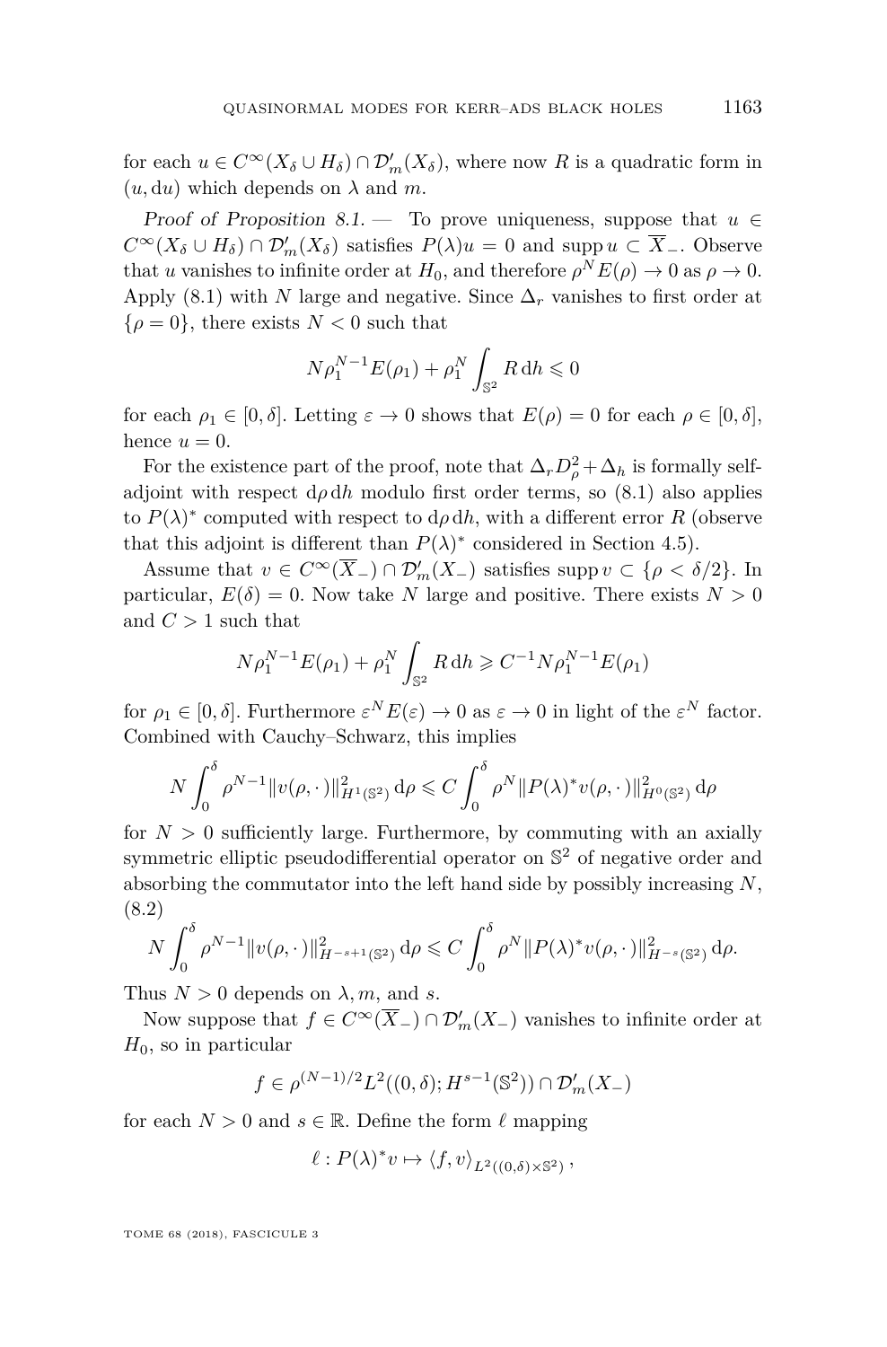for each $u \in C^\infty(X_\delta \cup H_\delta) \cap \mathcal{D}'_m(X_\delta)$, where now $R$ is a quadratic form in $(u, \mathrm{d}u)$ which depends on $\lambda$ and $m$.

*Proof of Proposition 8.1.* — To prove uniqueness, suppose that $u \in C^\infty(X_\delta \cup H_\delta) \cap \mathcal{D}'_m(X_\delta)$ satisfies $P(\lambda)u = 0$ and $\operatorname{supp} u \subset \overline{X}_-$. Observe that $u$ vanishes to infinite order at $H_0$, and therefore $\rho^N E(\rho) \to 0$ as $\rho \to 0$. Apply (8.1) with $N$ large and negative. Since $\Delta_r$ vanishes to first order at $\{\rho = 0\}$, there exists $N < 0$ such that

$$N\rho_1^{N-1}E(\rho_1) + \rho_1^N \int_{\mathbb{S}^2} R \,\mathrm{d}h \leqslant 0$$

for each $\rho_1 \in [0, \delta]$. Letting $\varepsilon \to 0$ shows that $E(\rho) = 0$ for each $\rho \in [0, \delta]$, hence $u = 0$.

For the existence part of the proof, note that $\Delta_r D_\rho^2 + \Delta_h$ is formally self-adjoint with respect $\mathrm{d}\rho\,\mathrm{d}h$ modulo first order terms, so (8.1) also applies to $P(\lambda)^*$ computed with respect to $\mathrm{d}\rho\,\mathrm{d}h$, with a different error $R$ (observe that this adjoint is different than $P(\lambda)^*$ considered in Section 4.5).

Assume that $v \in C^\infty(\overline{X}_-) \cap \mathcal{D}'_m(X_-)$ satisfies $\operatorname{supp} v \subset \{\rho < \delta/2\}$. In particular, $E(\delta) = 0$. Now take $N$ large and positive. There exists $N > 0$ and $C > 1$ such that

$$N\rho_1^{N-1}E(\rho_1) + \rho_1^N \int_{\mathbb{S}^2} R \,\mathrm{d}h \geqslant C^{-1} N\rho_1^{N-1}E(\rho_1)$$

for $\rho_1 \in [0, \delta]$. Furthermore $\varepsilon^N E(\varepsilon) \to 0$ as $\varepsilon \to 0$ in light of the $\varepsilon^N$ factor. Combined with Cauchy–Schwarz, this implies

$$N\int_0^\delta \rho^{N-1} \|v(\rho, \cdot)\|^2_{H^1(\mathbb{S}^2)} \,\mathrm{d}\rho \leqslant C \int_0^\delta \rho^N \|P(\lambda)^* v(\rho, \cdot)\|^2_{H^0(\mathbb{S}^2)} \,\mathrm{d}\rho$$

for $N > 0$ sufficiently large. Furthermore, by commuting with an axially symmetric elliptic pseudodifferential operator on $\mathbb{S}^2$ of negative order and absorbing the commutator into the left hand side by possibly increasing $N$, (8.2)

$$N\int_0^\delta \rho^{N-1} \|v(\rho, \cdot)\|^2_{H^{-s+1}(\mathbb{S}^2)} \,\mathrm{d}\rho \leqslant C \int_0^\delta \rho^N \|P(\lambda)^* v(\rho, \cdot)\|^2_{H^{-s}(\mathbb{S}^2)} \,\mathrm{d}\rho.$$

Thus $N > 0$ depends on $\lambda, m$, and $s$.

Now suppose that $f \in C^\infty(\overline{X}_-) \cap \mathcal{D}'_m(X_-)$ vanishes to infinite order at $H_0$, so in particular

$$f \in \rho^{(N-1)/2} L^2((0, \delta); H^{s-1}(\mathbb{S}^2)) \cap \mathcal{D}'_m(X_-)$$

for each $N > 0$ and $s \in \mathbb{R}$. Define the form $\ell$ mapping

$$\ell : P(\lambda)^* v \mapsto \langle f, v \rangle_{L^2((0,\delta)\times\mathbb{S}^2)},$$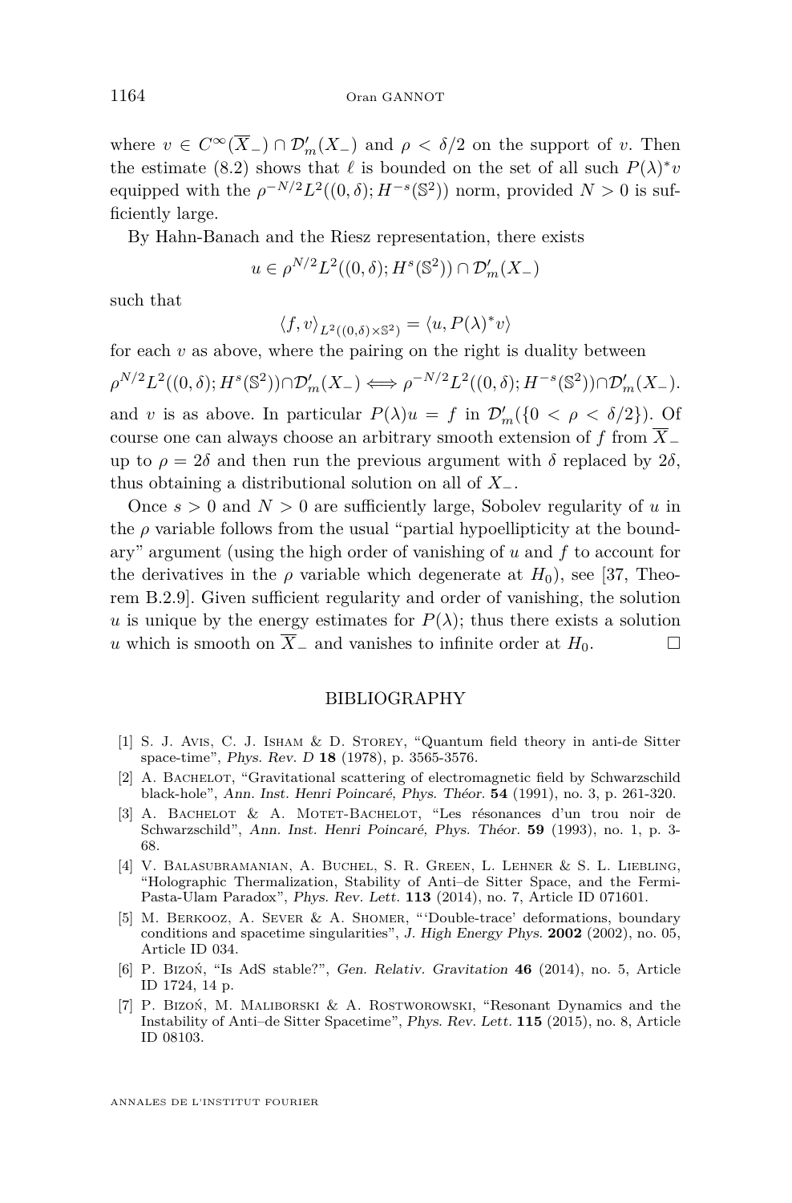where $v \in C^\infty(\overline{X}_-) \cap \mathcal{D}'_m(X_-)$ and $\rho < \delta/2$ on the support of $v$. Then the estimate (8.2) shows that $\ell$ is bounded on the set of all such $P(\lambda)^* v$ equipped with the $\rho^{-N/2} L^2((0,\delta); H^{-s}(\mathbb{S}^2))$ norm, provided $N > 0$ is sufficiently large.

By Hahn-Banach and the Riesz representation, there exists

$$u \in \rho^{N/2} L^2((0,\delta); H^s(\mathbb{S}^2)) \cap \mathcal{D}'_m(X_-)$$

such that

$$\langle f, v \rangle_{L^2((0,\delta)\times\mathbb{S}^2)} = \langle u, P(\lambda)^* v \rangle$$

for each $v$ as above, where the pairing on the right is duality between

$$\rho^{N/2} L^2((0,\delta); H^s(\mathbb{S}^2)) \cap \mathcal{D}'_m(X_-) \Longleftrightarrow \rho^{-N/2} L^2((0,\delta); H^{-s}(\mathbb{S}^2)) \cap \mathcal{D}'_m(X_-).$$

and $v$ is as above. In particular $P(\lambda)u = f$ in $\mathcal{D}'_m(\{0 < \rho < \delta/2\})$. Of course one can always choose an arbitrary smooth extension of $f$ from $\overline{X}_-$ up to $\rho = 2\delta$ and then run the previous argument with $\delta$ replaced by $2\delta$, thus obtaining a distributional solution on all of $X_-$.

Once $s > 0$ and $N > 0$ are sufficiently large, Sobolev regularity of $u$ in the $\rho$ variable follows from the usual "partial hypoellipticity at the boundary" argument (using the high order of vanishing of $u$ and $f$ to account for the derivatives in the $\rho$ variable which degenerate at $H_0$), see [37, Theorem B.2.9]. Given sufficient regularity and order of vanishing, the solution $u$ is unique by the energy estimates for $P(\lambda)$; thus there exists a solution $u$ which is smooth on $\overline{X}_-$ and vanishes to infinite order at $H_0$. □

## BIBLIOGRAPHY

[1] S. J. Avis, C. J. Isham & D. Storey, "Quantum field theory in anti-de Sitter space-time", *Phys. Rev. D* **18** (1978), p. 3565-3576.

[2] A. Bachelot, "Gravitational scattering of electromagnetic field by Schwarzschild black-hole", *Ann. Inst. Henri Poincaré, Phys. Théor.* **54** (1991), no. 3, p. 261-320.

[3] A. Bachelot & A. Motet-Bachelot, "Les résonances d'un trou noir de Schwarzschild", *Ann. Inst. Henri Poincaré, Phys. Théor.* **59** (1993), no. 1, p. 3-68.

[4] V. Balasubramanian, A. Buchel, S. R. Green, L. Lehner & S. L. Liebling, "Holographic Thermalization, Stability of Anti–de Sitter Space, and the Fermi-Pasta-Ulam Paradox", *Phys. Rev. Lett.* **113** (2014), no. 7, Article ID 071601.

[5] M. Berkooz, A. Sever & A. Shomer, "'Double-trace' deformations, boundary conditions and spacetime singularities", *J. High Energy Phys.* **2002** (2002), no. 05, Article ID 034.

[6] P. Bizoń, "Is AdS stable?", *Gen. Relativ. Gravitation* **46** (2014), no. 5, Article ID 1724, 14 p.

[7] P. Bizoń, M. Maliborski & A. Rostworowski, "Resonant Dynamics and the Instability of Anti–de Sitter Spacetime", *Phys. Rev. Lett.* **115** (2015), no. 8, Article ID 08103.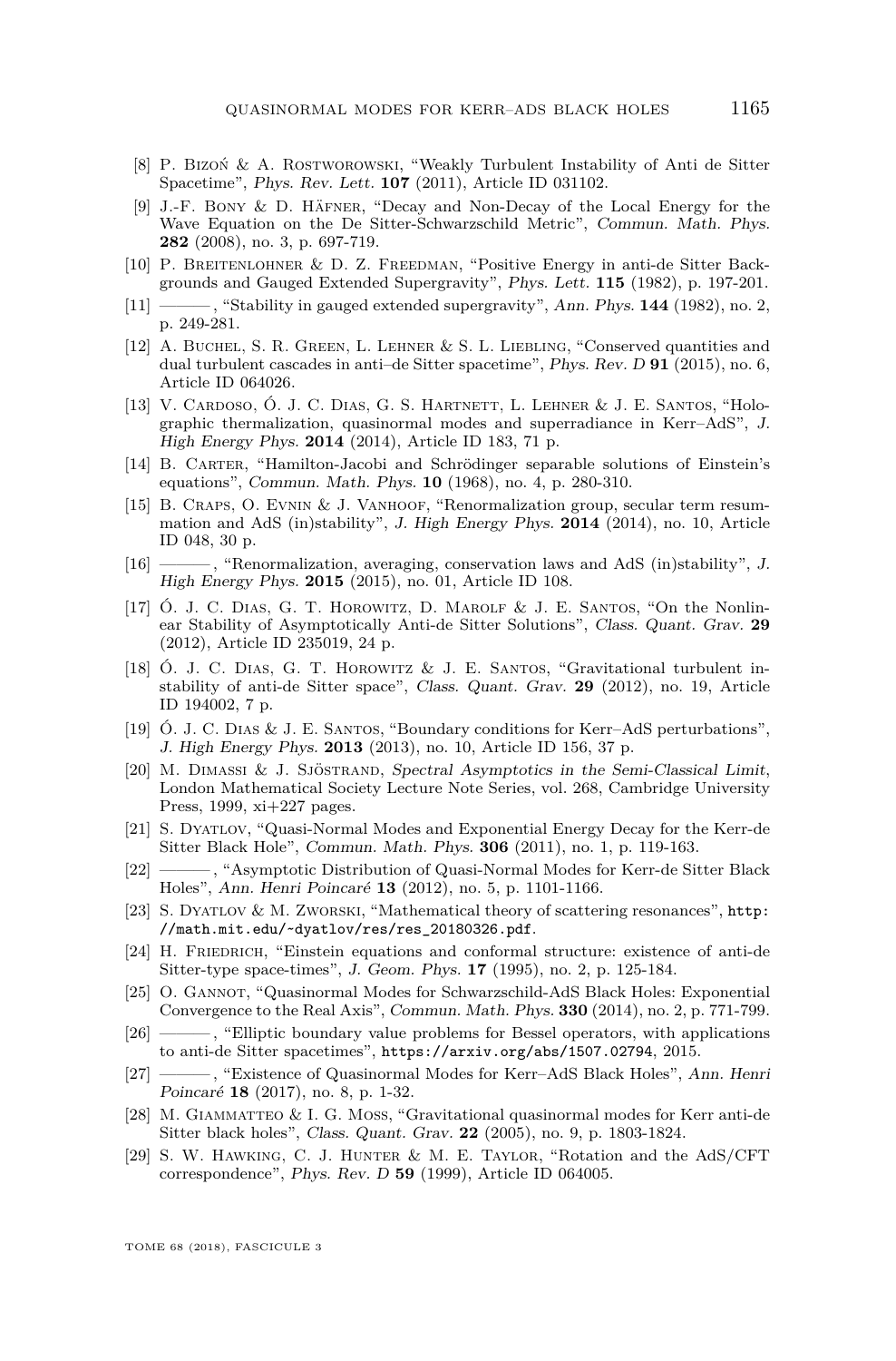[8] P. Bizoń & A. Rostworowski, "Weakly Turbulent Instability of Anti de Sitter Spacetime", *Phys. Rev. Lett.* **107** (2011), Article ID 031102.

[9] J.-F. Bony & D. Häfner, "Decay and Non-Decay of the Local Energy for the Wave Equation on the De Sitter-Schwarzschild Metric", *Commun. Math. Phys.* **282** (2008), no. 3, p. 697-719.

[10] P. Breitenlohner & D. Z. Freedman, "Positive Energy in anti-de Sitter Backgrounds and Gauged Extended Supergravity", *Phys. Lett.* **115** (1982), p. 197-201.

[11] ———, "Stability in gauged extended supergravity", *Ann. Phys.* **144** (1982), no. 2, p. 249-281.

[12] A. Buchel, S. R. Green, L. Lehner & S. L. Liebling, "Conserved quantities and dual turbulent cascades in anti–de Sitter spacetime", *Phys. Rev. D* **91** (2015), no. 6, Article ID 064026.

[13] V. Cardoso, Ó. J. C. Dias, G. S. Hartnett, L. Lehner & J. E. Santos, "Holographic thermalization, quasinormal modes and superradiance in Kerr–AdS", *J. High Energy Phys.* **2014** (2014), Article ID 183, 71 p.

[14] B. Carter, "Hamilton-Jacobi and Schrödinger separable solutions of Einstein's equations", *Commun. Math. Phys.* **10** (1968), no. 4, p. 280-310.

[15] B. Craps, O. Evnin & J. Vanhoof, "Renormalization group, secular term resummation and AdS (in)stability", *J. High Energy Phys.* **2014** (2014), no. 10, Article ID 048, 30 p.

[16] ———, "Renormalization, averaging, conservation laws and AdS (in)stability", *J. High Energy Phys.* **2015** (2015), no. 01, Article ID 108.

[17] Ó. J. C. Dias, G. T. Horowitz, D. Marolf & J. E. Santos, "On the Nonlinear Stability of Asymptotically Anti-de Sitter Solutions", *Class. Quant. Grav.* **29** (2012), Article ID 235019, 24 p.

[18] Ó. J. C. Dias, G. T. Horowitz & J. E. Santos, "Gravitational turbulent instability of anti-de Sitter space", *Class. Quant. Grav.* **29** (2012), no. 19, Article ID 194002, 7 p.

[19] Ó. J. C. Dias & J. E. Santos, "Boundary conditions for Kerr–AdS perturbations", *J. High Energy Phys.* **2013** (2013), no. 10, Article ID 156, 37 p.

[20] M. Dimassi & J. Sjöstrand, *Spectral Asymptotics in the Semi-Classical Limit*, London Mathematical Society Lecture Note Series, vol. 268, Cambridge University Press, 1999, xi+227 pages.

[21] S. Dyatlov, "Quasi-Normal Modes and Exponential Energy Decay for the Kerr-de Sitter Black Hole", *Commun. Math. Phys.* **306** (2011), no. 1, p. 119-163.

[22] ———, "Asymptotic Distribution of Quasi-Normal Modes for Kerr-de Sitter Black Holes", *Ann. Henri Poincaré* **13** (2012), no. 5, p. 1101-1166.

[23] S. Dyatlov & M. Zworski, "Mathematical theory of scattering resonances", http://math.mit.edu/~dyatlov/res/res_20180326.pdf.

[24] H. Friedrich, "Einstein equations and conformal structure: existence of anti-de Sitter-type space-times", *J. Geom. Phys.* **17** (1995), no. 2, p. 125-184.

[25] O. Gannot, "Quasinormal Modes for Schwarzschild-AdS Black Holes: Exponential Convergence to the Real Axis", *Commun. Math. Phys.* **330** (2014), no. 2, p. 771-799.

[26] ———, "Elliptic boundary value problems for Bessel operators, with applications to anti-de Sitter spacetimes", https://arxiv.org/abs/1507.02794, 2015.

[27] ———, "Existence of Quasinormal Modes for Kerr–AdS Black Holes", *Ann. Henri Poincaré* **18** (2017), no. 8, p. 1-32.

[28] M. Giammatteo & I. G. Moss, "Gravitational quasinormal modes for Kerr anti-de Sitter black holes", *Class. Quant. Grav.* **22** (2005), no. 9, p. 1803-1824.

[29] S. W. Hawking, C. J. Hunter & M. E. Taylor, "Rotation and the AdS/CFT correspondence", *Phys. Rev. D* **59** (1999), Article ID 064005.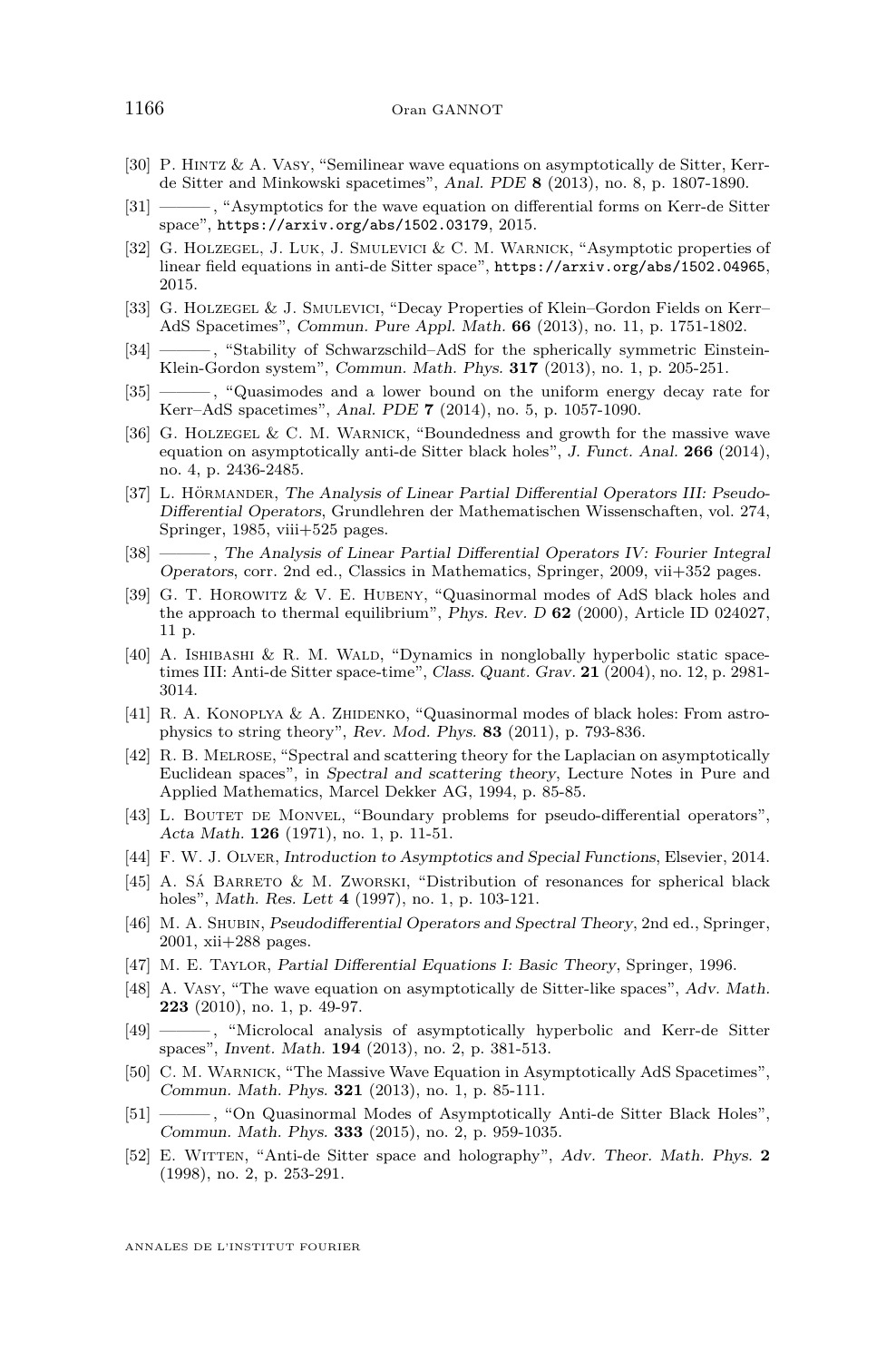[30] P. Hintz & A. Vasy, "Semilinear wave equations on asymptotically de Sitter, Kerr-de Sitter and Minkowski spacetimes", *Anal. PDE* **8** (2013), no. 8, p. 1807-1890.

[31] ———, "Asymptotics for the wave equation on differential forms on Kerr-de Sitter space", https://arxiv.org/abs/1502.03179, 2015.

[32] G. Holzegel, J. Luk, J. Smulevici & C. M. Warnick, "Asymptotic properties of linear field equations in anti-de Sitter space", https://arxiv.org/abs/1502.04965, 2015.

[33] G. Holzegel & J. Smulevici, "Decay Properties of Klein–Gordon Fields on Kerr–AdS Spacetimes", *Commun. Pure Appl. Math.* **66** (2013), no. 11, p. 1751-1802.

[34] ———, "Stability of Schwarzschild–AdS for the spherically symmetric Einstein-Klein-Gordon system", *Commun. Math. Phys.* **317** (2013), no. 1, p. 205-251.

[35] ———, "Quasimodes and a lower bound on the uniform energy decay rate for Kerr–AdS spacetimes", *Anal. PDE* **7** (2014), no. 5, p. 1057-1090.

[36] G. Holzegel & C. M. Warnick, "Boundedness and growth for the massive wave equation on asymptotically anti-de Sitter black holes", *J. Funct. Anal.* **266** (2014), no. 4, p. 2436-2485.

[37] L. Hörmander, *The Analysis of Linear Partial Differential Operators III: Pseudo-Differential Operators*, Grundlehren der Mathematischen Wissenschaften, vol. 274, Springer, 1985, viii+525 pages.

[38] ———, *The Analysis of Linear Partial Differential Operators IV: Fourier Integral Operators*, corr. 2nd ed., Classics in Mathematics, Springer, 2009, vii+352 pages.

[39] G. T. Horowitz & V. E. Hubeny, "Quasinormal modes of AdS black holes and the approach to thermal equilibrium", *Phys. Rev. D* **62** (2000), Article ID 024027, 11 p.

[40] A. Ishibashi & R. M. Wald, "Dynamics in nonglobally hyperbolic static spacetimes III: Anti-de Sitter space-time", *Class. Quant. Grav.* **21** (2004), no. 12, p. 2981-3014.

[41] R. A. Konoplya & A. Zhidenko, "Quasinormal modes of black holes: From astrophysics to string theory", *Rev. Mod. Phys.* **83** (2011), p. 793-836.

[42] R. B. Melrose, "Spectral and scattering theory for the Laplacian on asymptotically Euclidean spaces", in *Spectral and scattering theory*, Lecture Notes in Pure and Applied Mathematics, Marcel Dekker AG, 1994, p. 85-85.

[43] L. Boutet de Monvel, "Boundary problems for pseudo-differential operators", *Acta Math.* **126** (1971), no. 1, p. 11-51.

[44] F. W. J. Olver, *Introduction to Asymptotics and Special Functions*, Elsevier, 2014.

[45] A. Sá Barreto & M. Zworski, "Distribution of resonances for spherical black holes", *Math. Res. Lett* **4** (1997), no. 1, p. 103-121.

[46] M. A. Shubin, *Pseudodifferential Operators and Spectral Theory*, 2nd ed., Springer, 2001, xii+288 pages.

[47] M. E. Taylor, *Partial Differential Equations I: Basic Theory*, Springer, 1996.

[48] A. Vasy, "The wave equation on asymptotically de Sitter-like spaces", *Adv. Math.* **223** (2010), no. 1, p. 49-97.

[49] ———, "Microlocal analysis of asymptotically hyperbolic and Kerr-de Sitter spaces", *Invent. Math.* **194** (2013), no. 2, p. 381-513.

[50] C. M. Warnick, "The Massive Wave Equation in Asymptotically AdS Spacetimes", *Commun. Math. Phys.* **321** (2013), no. 1, p. 85-111.

[51] ———, "On Quasinormal Modes of Asymptotically Anti-de Sitter Black Holes", *Commun. Math. Phys.* **333** (2015), no. 2, p. 959-1035.

[52] E. Witten, "Anti-de Sitter space and holography", *Adv. Theor. Math. Phys.* **2** (1998), no. 2, p. 253-291.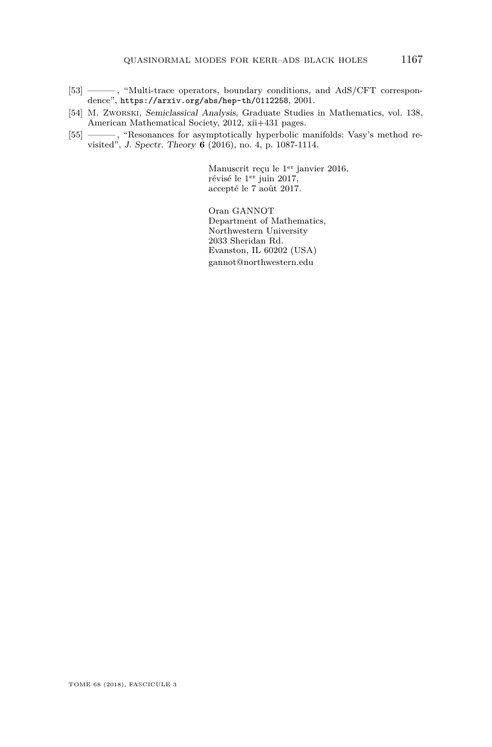[53] ———, "Multi-trace operators, boundary conditions, and AdS/CFT correspondence", https://arxiv.org/abs/hep-th/0112258, 2001.

[54] M. Zworski, *Semiclassical Analysis*, Graduate Studies in Mathematics, vol. 138, American Mathematical Society, 2012, xii+431 pages.

[55] ———, "Resonances for asymptotically hyperbolic manifolds: Vasy's method revisited", *J. Spectr. Theory* **6** (2016), no. 4, p. 1087-1114.

Manuscrit reçu le 1er janvier 2016,
révisé le 1er juin 2017,
accepté le 7 août 2017.

Oran GANNOT
Department of Mathematics,
Northwestern University
2033 Sheridan Rd.
Evanston, IL 60202 (USA)
gannot@northwestern.edu